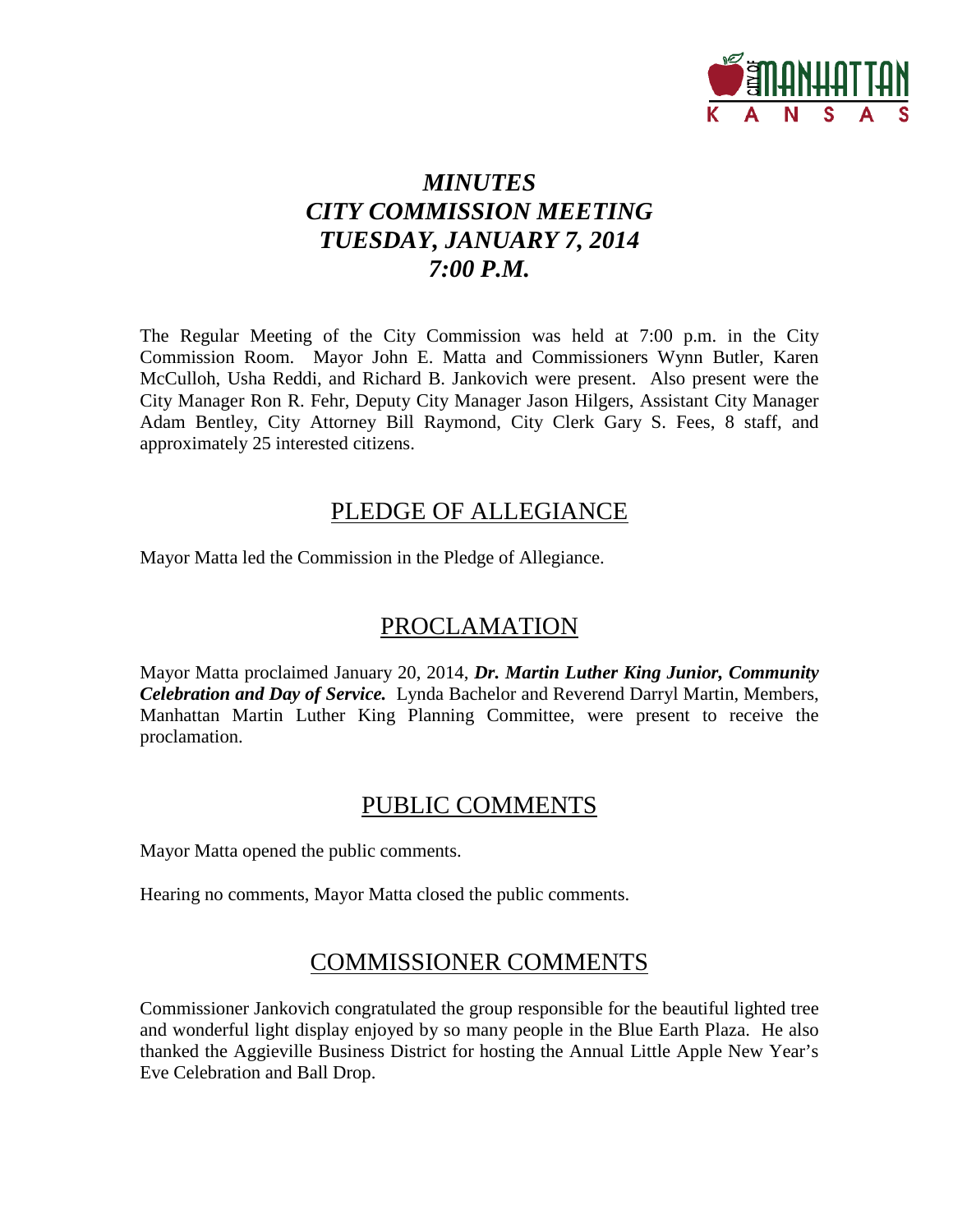# *MINUTES*
# *CITY COMMISSION MEETING*
# *TUESDAY, JANUARY 7, 2014*
# *7:00 P.M.*

The Regular Meeting of the City Commission was held at 7:00 p.m. in the City Commission Room. Mayor John E. Matta and Commissioners Wynn Butler, Karen McCulloh, Usha Reddi, and Richard B. Jankovich were present. Also present were the City Manager Ron R. Fehr, Deputy City Manager Jason Hilgers, Assistant City Manager Adam Bentley, City Attorney Bill Raymond, City Clerk Gary S. Fees, 8 staff, and approximately 25 interested citizens.

## PLEDGE OF ALLEGIANCE

Mayor Matta led the Commission in the Pledge of Allegiance.

## PROCLAMATION

Mayor Matta proclaimed January 20, 2014, ***Dr. Martin Luther King Junior, Community Celebration and Day of Service.*** Lynda Bachelor and Reverend Darryl Martin, Members, Manhattan Martin Luther King Planning Committee, were present to receive the proclamation.

## PUBLIC COMMENTS

Mayor Matta opened the public comments.

Hearing no comments, Mayor Matta closed the public comments.

## COMMISSIONER COMMENTS

Commissioner Jankovich congratulated the group responsible for the beautiful lighted tree and wonderful light display enjoyed by so many people in the Blue Earth Plaza. He also thanked the Aggieville Business District for hosting the Annual Little Apple New Year's Eve Celebration and Ball Drop.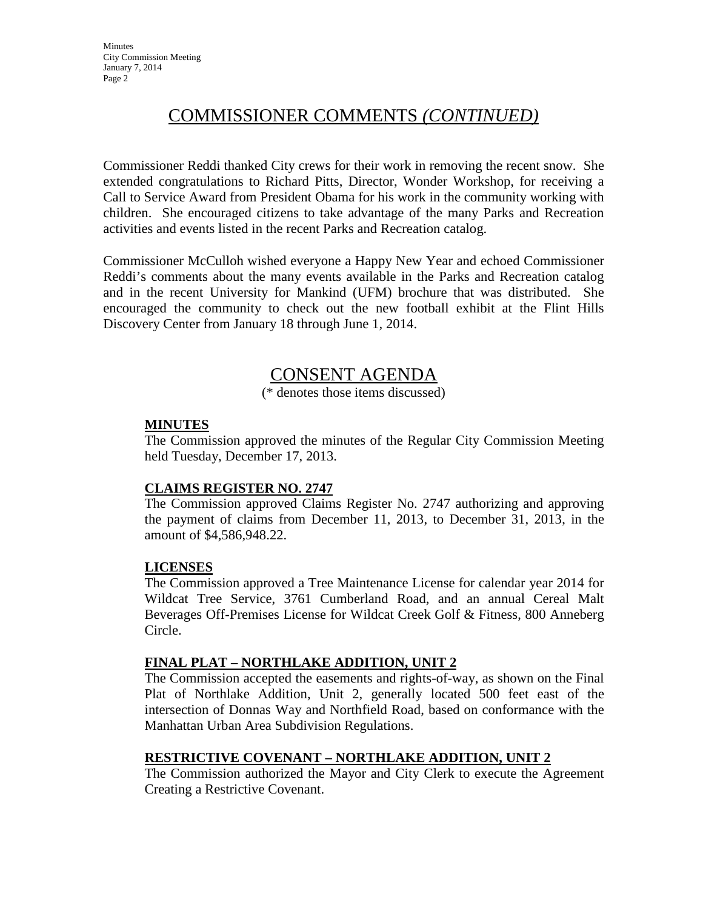## COMMISSIONER COMMENTS *(CONTINUED)*

Commissioner Reddi thanked City crews for their work in removing the recent snow. She extended congratulations to Richard Pitts, Director, Wonder Workshop, for receiving a Call to Service Award from President Obama for his work in the community working with children. She encouraged citizens to take advantage of the many Parks and Recreation activities and events listed in the recent Parks and Recreation catalog.

Commissioner McCulloh wished everyone a Happy New Year and echoed Commissioner Reddi's comments about the many events available in the Parks and Recreation catalog and in the recent University for Mankind (UFM) brochure that was distributed. She encouraged the community to check out the new football exhibit at the Flint Hills Discovery Center from January 18 through June 1, 2014.

## CONSENT AGENDA

(* denotes those items discussed)

### MINUTES

The Commission approved the minutes of the Regular City Commission Meeting held Tuesday, December 17, 2013.

### CLAIMS REGISTER NO. 2747

The Commission approved Claims Register No. 2747 authorizing and approving the payment of claims from December 11, 2013, to December 31, 2013, in the amount of $4,586,948.22.

### LICENSES

The Commission approved a Tree Maintenance License for calendar year 2014 for Wildcat Tree Service, 3761 Cumberland Road, and an annual Cereal Malt Beverages Off-Premises License for Wildcat Creek Golf & Fitness, 800 Anneberg Circle.

### FINAL PLAT – NORTHLAKE ADDITION, UNIT 2

The Commission accepted the easements and rights-of-way, as shown on the Final Plat of Northlake Addition, Unit 2, generally located 500 feet east of the intersection of Donnas Way and Northfield Road, based on conformance with the Manhattan Urban Area Subdivision Regulations.

### RESTRICTIVE COVENANT – NORTHLAKE ADDITION, UNIT 2

The Commission authorized the Mayor and City Clerk to execute the Agreement Creating a Restrictive Covenant.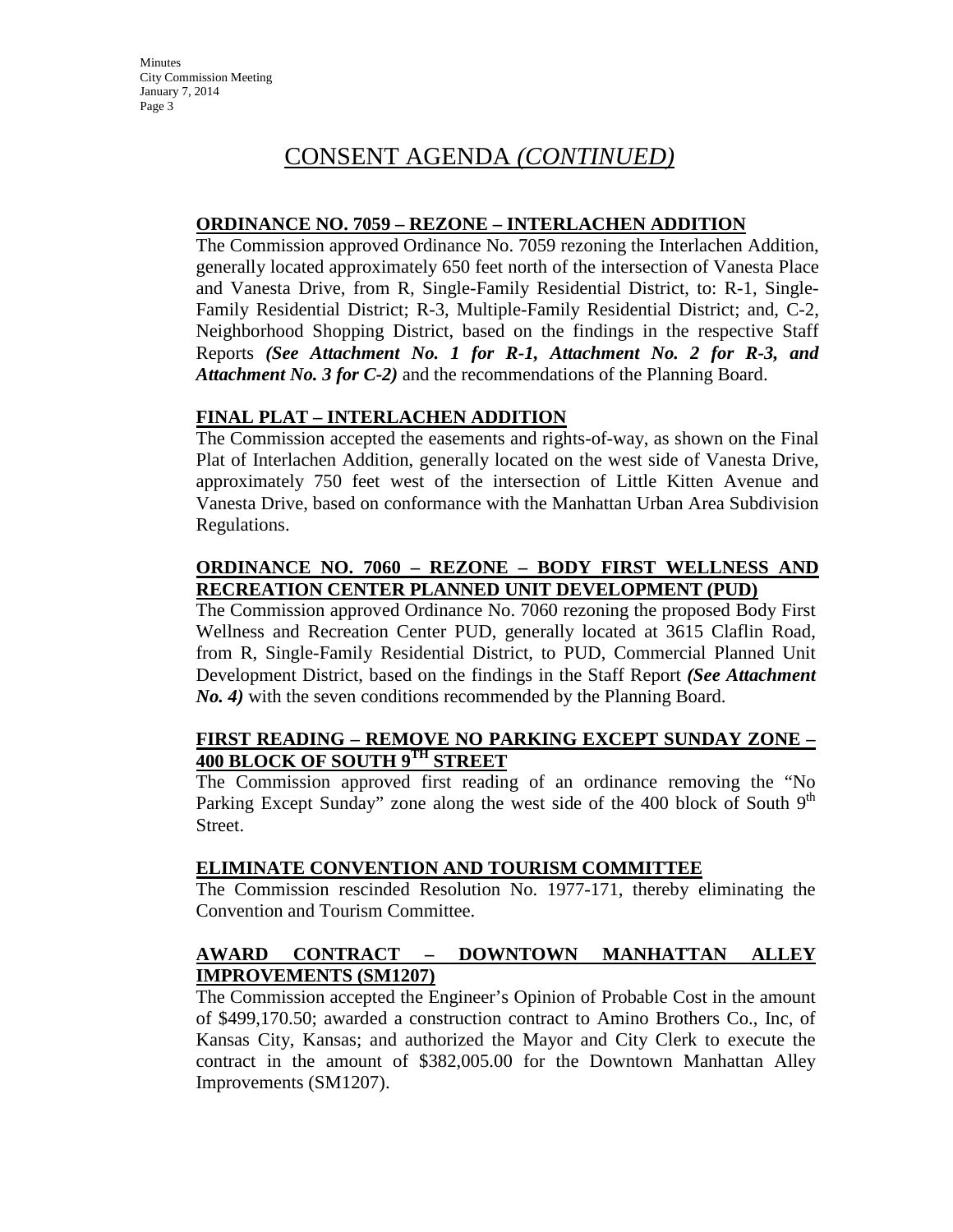# CONSENT AGENDA *(CONTINUED)*

**ORDINANCE NO. 7059 – REZONE – INTERLACHEN ADDITION**

The Commission approved Ordinance No. 7059 rezoning the Interlachen Addition, generally located approximately 650 feet north of the intersection of Vanesta Place and Vanesta Drive, from R, Single-Family Residential District, to: R-1, Single-Family Residential District; R-3, Multiple-Family Residential District; and, C-2, Neighborhood Shopping District, based on the findings in the respective Staff Reports ***(See Attachment No. 1 for R-1, Attachment No. 2 for R-3, and Attachment No. 3 for C-2)*** and the recommendations of the Planning Board.

**FINAL PLAT – INTERLACHEN ADDITION**

The Commission accepted the easements and rights-of-way, as shown on the Final Plat of Interlachen Addition, generally located on the west side of Vanesta Drive, approximately 750 feet west of the intersection of Little Kitten Avenue and Vanesta Drive, based on conformance with the Manhattan Urban Area Subdivision Regulations.

**ORDINANCE NO. 7060 – REZONE – BODY FIRST WELLNESS AND RECREATION CENTER PLANNED UNIT DEVELOPMENT (PUD)**

The Commission approved Ordinance No. 7060 rezoning the proposed Body First Wellness and Recreation Center PUD, generally located at 3615 Claflin Road, from R, Single-Family Residential District, to PUD, Commercial Planned Unit Development District, based on the findings in the Staff Report ***(See Attachment No. 4)*** with the seven conditions recommended by the Planning Board.

**FIRST READING – REMOVE NO PARKING EXCEPT SUNDAY ZONE – 400 BLOCK OF SOUTH 9TH STREET**

The Commission approved first reading of an ordinance removing the "No Parking Except Sunday" zone along the west side of the 400 block of South 9th Street.

**ELIMINATE CONVENTION AND TOURISM COMMITTEE**

The Commission rescinded Resolution No. 1977-171, thereby eliminating the Convention and Tourism Committee.

**AWARD CONTRACT – DOWNTOWN MANHATTAN ALLEY IMPROVEMENTS (SM1207)**

The Commission accepted the Engineer's Opinion of Probable Cost in the amount of $499,170.50; awarded a construction contract to Amino Brothers Co., Inc, of Kansas City, Kansas; and authorized the Mayor and City Clerk to execute the contract in the amount of $382,005.00 for the Downtown Manhattan Alley Improvements (SM1207).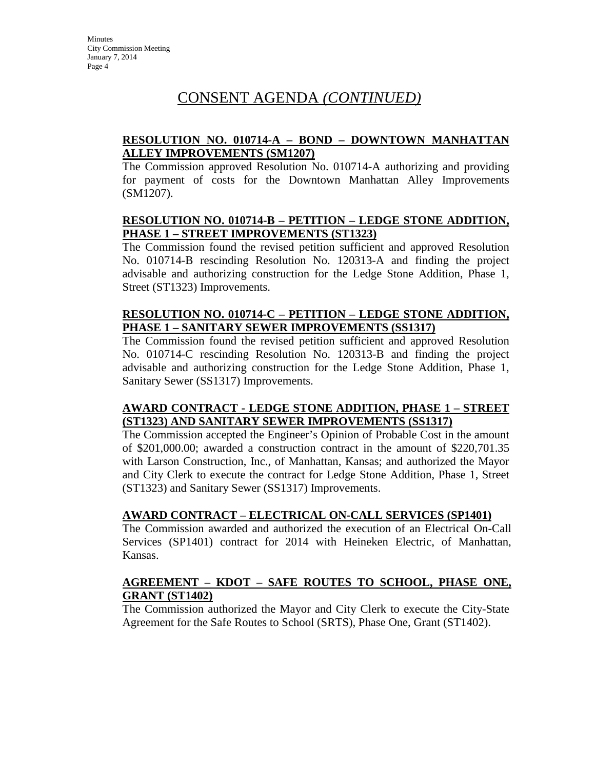# CONSENT AGENDA *(CONTINUED)*

**RESOLUTION NO. 010714-A – BOND – DOWNTOWN MANHATTAN ALLEY IMPROVEMENTS (SM1207)**

The Commission approved Resolution No. 010714-A authorizing and providing for payment of costs for the Downtown Manhattan Alley Improvements (SM1207).

**RESOLUTION NO. 010714-B – PETITION – LEDGE STONE ADDITION, PHASE 1 – STREET IMPROVEMENTS (ST1323)**

The Commission found the revised petition sufficient and approved Resolution No. 010714-B rescinding Resolution No. 120313-A and finding the project advisable and authorizing construction for the Ledge Stone Addition, Phase 1, Street (ST1323) Improvements.

**RESOLUTION NO. 010714-C – PETITION – LEDGE STONE ADDITION, PHASE 1 – SANITARY SEWER IMPROVEMENTS (SS1317)**

The Commission found the revised petition sufficient and approved Resolution No. 010714-C rescinding Resolution No. 120313-B and finding the project advisable and authorizing construction for the Ledge Stone Addition, Phase 1, Sanitary Sewer (SS1317) Improvements.

**AWARD CONTRACT - LEDGE STONE ADDITION, PHASE 1 – STREET (ST1323) AND SANITARY SEWER IMPROVEMENTS (SS1317)**

The Commission accepted the Engineer's Opinion of Probable Cost in the amount of $201,000.00; awarded a construction contract in the amount of $220,701.35 with Larson Construction, Inc., of Manhattan, Kansas; and authorized the Mayor and City Clerk to execute the contract for Ledge Stone Addition, Phase 1, Street (ST1323) and Sanitary Sewer (SS1317) Improvements.

**AWARD CONTRACT – ELECTRICAL ON-CALL SERVICES (SP1401)**

The Commission awarded and authorized the execution of an Electrical On-Call Services (SP1401) contract for 2014 with Heineken Electric, of Manhattan, Kansas.

**AGREEMENT – KDOT – SAFE ROUTES TO SCHOOL, PHASE ONE, GRANT (ST1402)**

The Commission authorized the Mayor and City Clerk to execute the City-State Agreement for the Safe Routes to School (SRTS), Phase One, Grant (ST1402).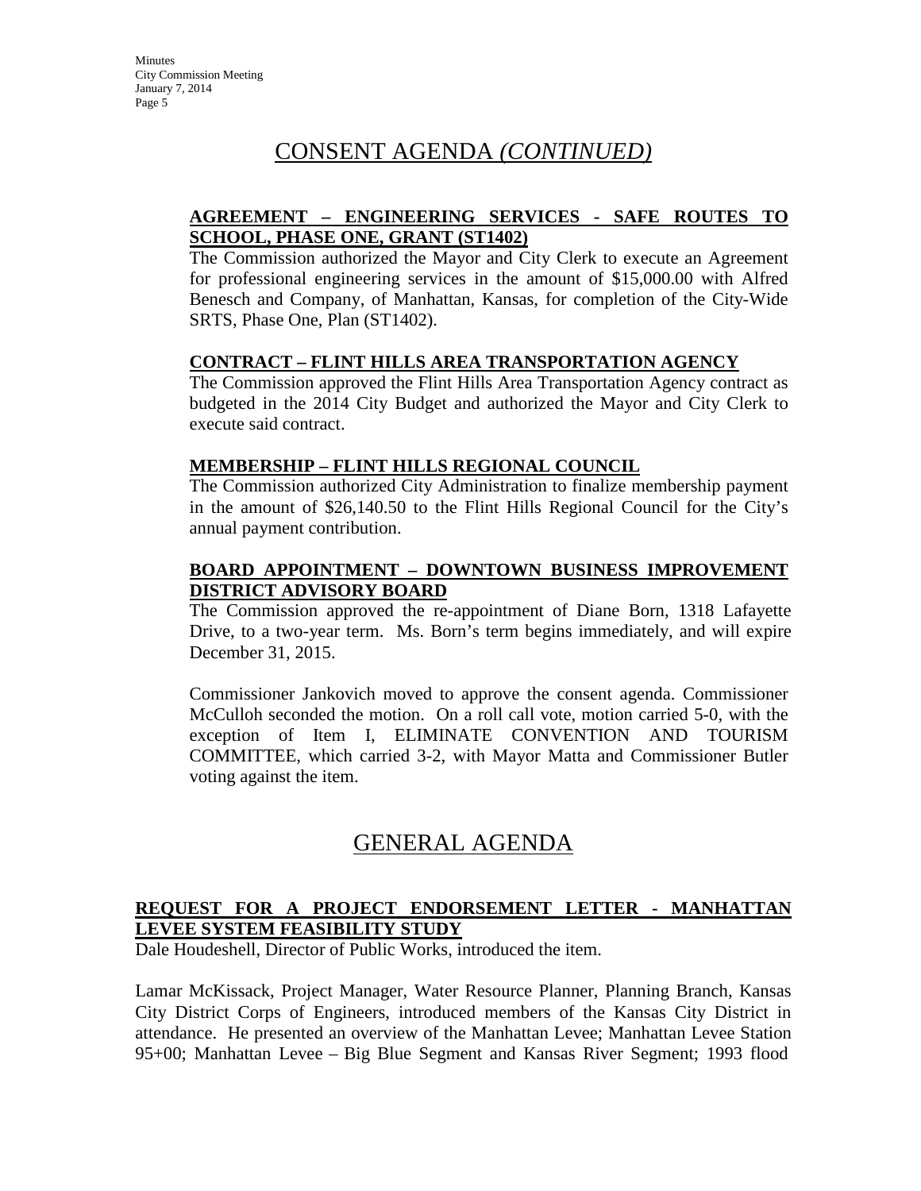## CONSENT AGENDA *(CONTINUED)*

**AGREEMENT – ENGINEERING SERVICES - SAFE ROUTES TO SCHOOL, PHASE ONE, GRANT (ST1402)**

The Commission authorized the Mayor and City Clerk to execute an Agreement for professional engineering services in the amount of $15,000.00 with Alfred Benesch and Company, of Manhattan, Kansas, for completion of the City-Wide SRTS, Phase One, Plan (ST1402).

**CONTRACT – FLINT HILLS AREA TRANSPORTATION AGENCY**

The Commission approved the Flint Hills Area Transportation Agency contract as budgeted in the 2014 City Budget and authorized the Mayor and City Clerk to execute said contract.

**MEMBERSHIP – FLINT HILLS REGIONAL COUNCIL**

The Commission authorized City Administration to finalize membership payment in the amount of $26,140.50 to the Flint Hills Regional Council for the City's annual payment contribution.

**BOARD APPOINTMENT – DOWNTOWN BUSINESS IMPROVEMENT DISTRICT ADVISORY BOARD**

The Commission approved the re-appointment of Diane Born, 1318 Lafayette Drive, to a two-year term. Ms. Born's term begins immediately, and will expire December 31, 2015.

Commissioner Jankovich moved to approve the consent agenda. Commissioner McCulloh seconded the motion. On a roll call vote, motion carried 5-0, with the exception of Item I, ELIMINATE CONVENTION AND TOURISM COMMITTEE, which carried 3-2, with Mayor Matta and Commissioner Butler voting against the item.

## GENERAL AGENDA

**REQUEST FOR A PROJECT ENDORSEMENT LETTER - MANHATTAN LEVEE SYSTEM FEASIBILITY STUDY**

Dale Houdeshell, Director of Public Works, introduced the item.

Lamar McKissack, Project Manager, Water Resource Planner, Planning Branch, Kansas City District Corps of Engineers, introduced members of the Kansas City District in attendance. He presented an overview of the Manhattan Levee; Manhattan Levee Station 95+00; Manhattan Levee – Big Blue Segment and Kansas River Segment; 1993 flood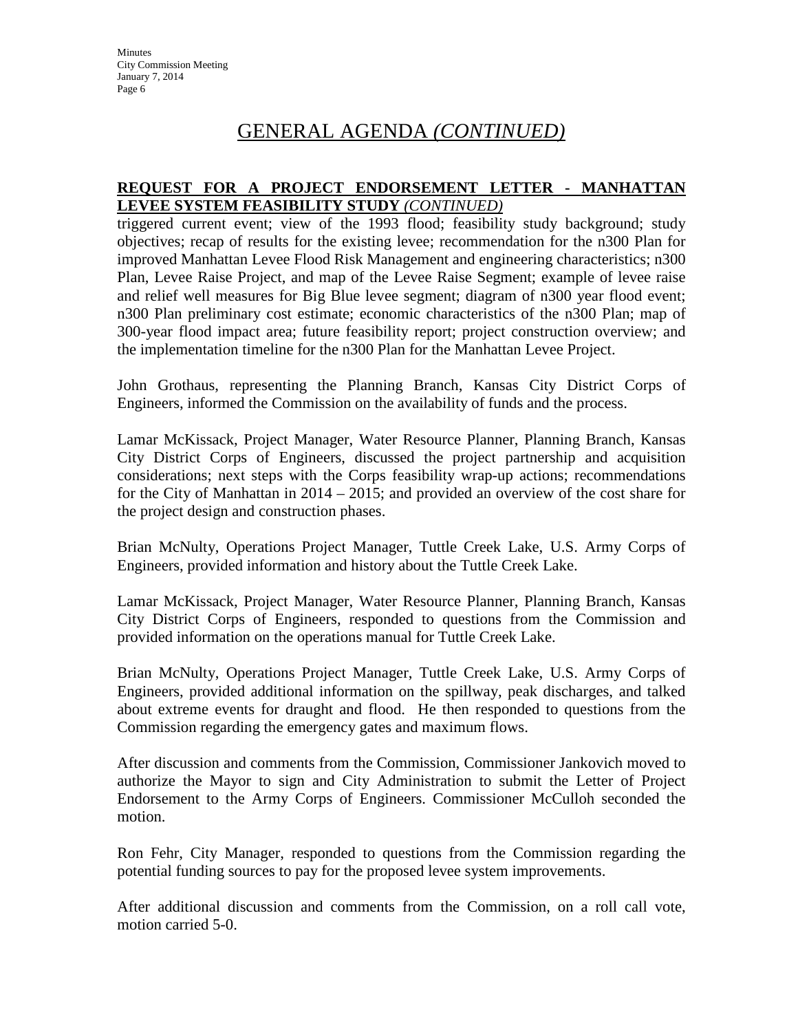# GENERAL AGENDA *(CONTINUED)*

**REQUEST FOR A PROJECT ENDORSEMENT LETTER - MANHATTAN LEVEE SYSTEM FEASIBILITY STUDY** ***(CONTINUED)***

triggered current event; view of the 1993 flood; feasibility study background; study objectives; recap of results for the existing levee; recommendation for the n300 Plan for improved Manhattan Levee Flood Risk Management and engineering characteristics; n300 Plan, Levee Raise Project, and map of the Levee Raise Segment; example of levee raise and relief well measures for Big Blue levee segment; diagram of n300 year flood event; n300 Plan preliminary cost estimate; economic characteristics of the n300 Plan; map of 300-year flood impact area; future feasibility report; project construction overview; and the implementation timeline for the n300 Plan for the Manhattan Levee Project.

John Grothaus, representing the Planning Branch, Kansas City District Corps of Engineers, informed the Commission on the availability of funds and the process.

Lamar McKissack, Project Manager, Water Resource Planner, Planning Branch, Kansas City District Corps of Engineers, discussed the project partnership and acquisition considerations; next steps with the Corps feasibility wrap-up actions; recommendations for the City of Manhattan in 2014 – 2015; and provided an overview of the cost share for the project design and construction phases.

Brian McNulty, Operations Project Manager, Tuttle Creek Lake, U.S. Army Corps of Engineers, provided information and history about the Tuttle Creek Lake.

Lamar McKissack, Project Manager, Water Resource Planner, Planning Branch, Kansas City District Corps of Engineers, responded to questions from the Commission and provided information on the operations manual for Tuttle Creek Lake.

Brian McNulty, Operations Project Manager, Tuttle Creek Lake, U.S. Army Corps of Engineers, provided additional information on the spillway, peak discharges, and talked about extreme events for draught and flood. He then responded to questions from the Commission regarding the emergency gates and maximum flows.

After discussion and comments from the Commission, Commissioner Jankovich moved to authorize the Mayor to sign and City Administration to submit the Letter of Project Endorsement to the Army Corps of Engineers. Commissioner McCulloh seconded the motion.

Ron Fehr, City Manager, responded to questions from the Commission regarding the potential funding sources to pay for the proposed levee system improvements.

After additional discussion and comments from the Commission, on a roll call vote, motion carried 5-0.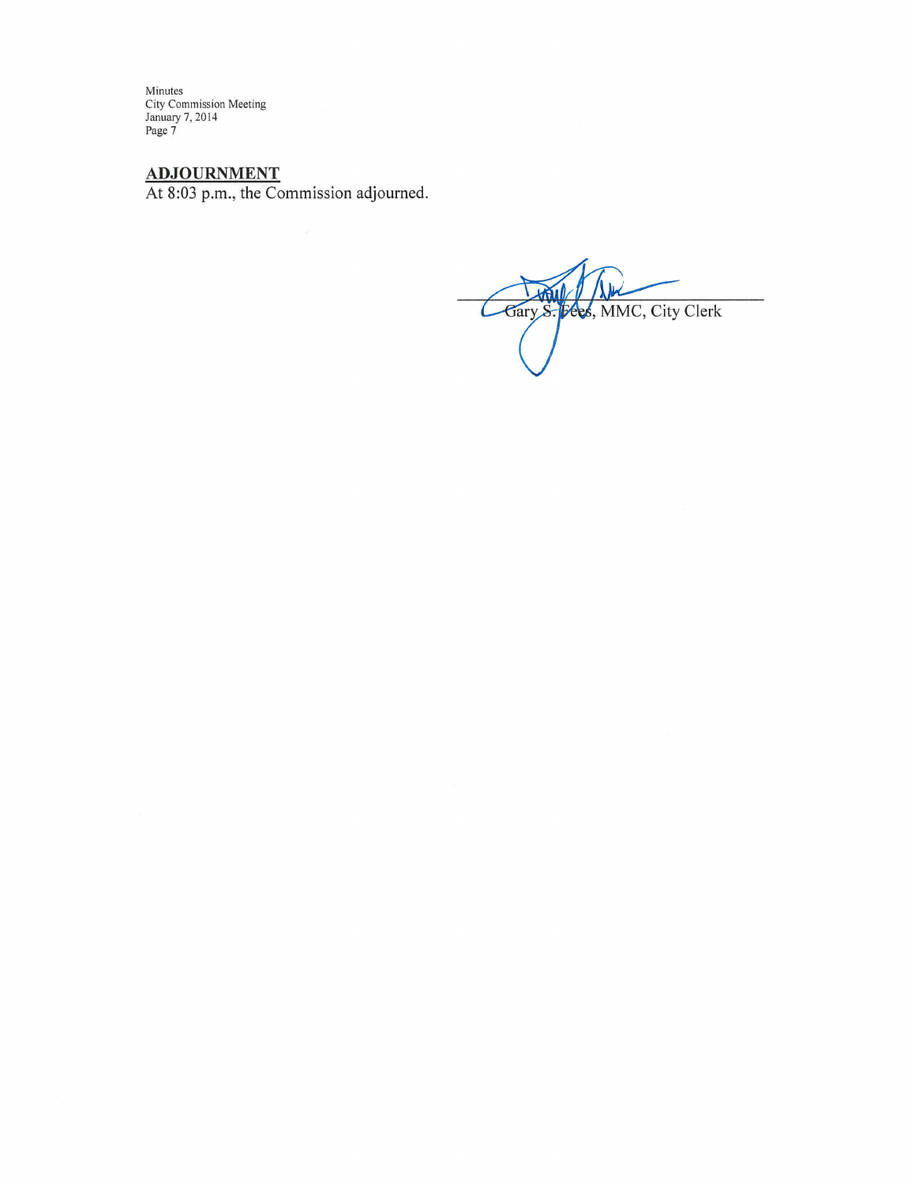## ADJOURNMENT

At 8:03 p.m., the Commission adjourned.

Gary S. Fees, MMC, City Clerk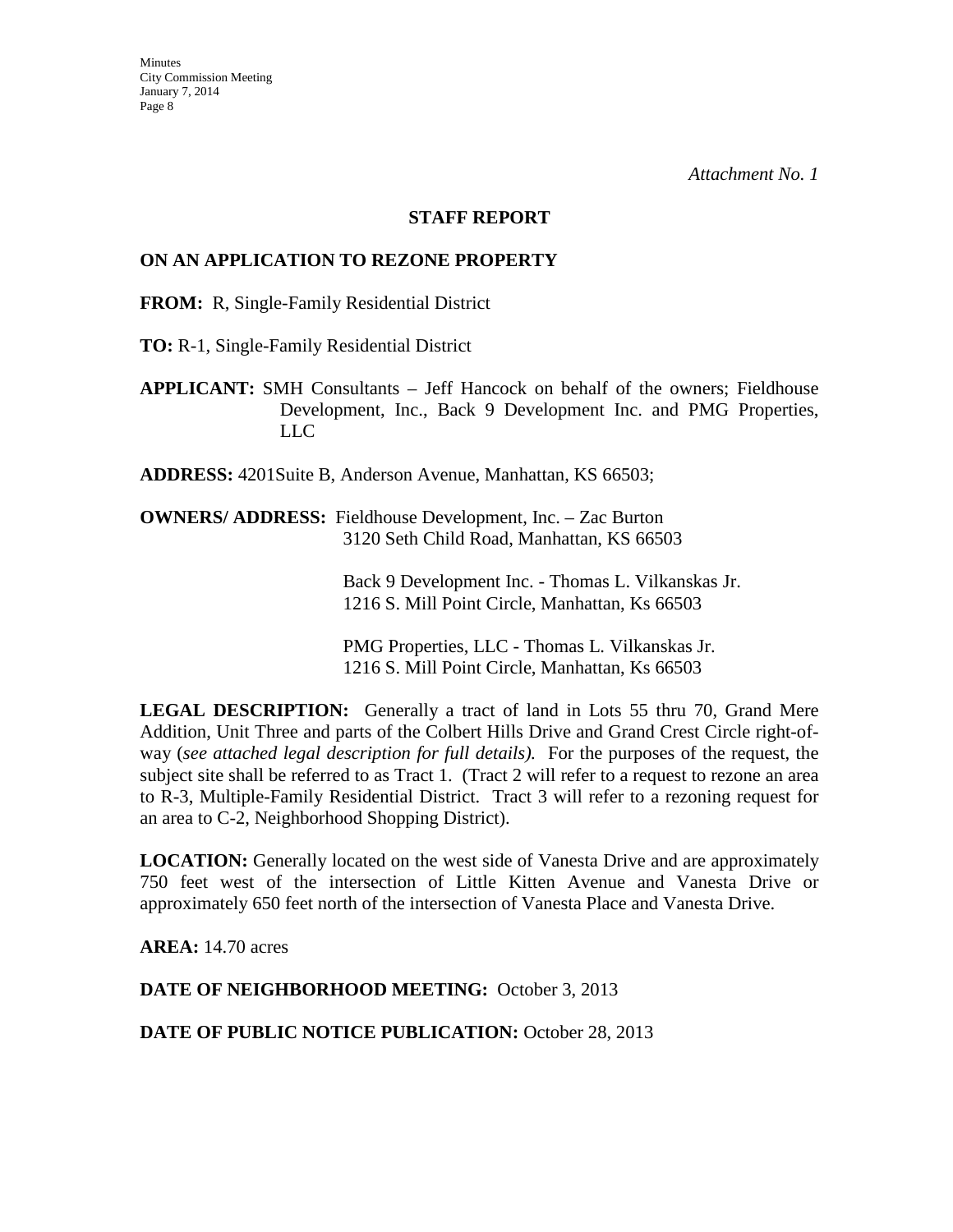*Attachment No. 1*

## STAFF REPORT

### ON AN APPLICATION TO REZONE PROPERTY

**FROM:** R, Single-Family Residential District

**TO:** R-1, Single-Family Residential District

**APPLICANT:** SMH Consultants – Jeff Hancock on behalf of the owners; Fieldhouse Development, Inc., Back 9 Development Inc. and PMG Properties, LLC

**ADDRESS:** 4201Suite B, Anderson Avenue, Manhattan, KS 66503;

**OWNERS/ ADDRESS:** Fieldhouse Development, Inc. – Zac Burton
3120 Seth Child Road, Manhattan, KS 66503

Back 9 Development Inc. - Thomas L. Vilkanskas Jr.
1216 S. Mill Point Circle, Manhattan, Ks 66503

PMG Properties, LLC - Thomas L. Vilkanskas Jr.
1216 S. Mill Point Circle, Manhattan, Ks 66503

**LEGAL DESCRIPTION:** Generally a tract of land in Lots 55 thru 70, Grand Mere Addition, Unit Three and parts of the Colbert Hills Drive and Grand Crest Circle right-of-way (*see attached legal description for full details).* For the purposes of the request, the subject site shall be referred to as Tract 1. (Tract 2 will refer to a request to rezone an area to R-3, Multiple-Family Residential District. Tract 3 will refer to a rezoning request for an area to C-2, Neighborhood Shopping District).

**LOCATION:** Generally located on the west side of Vanesta Drive and are approximately 750 feet west of the intersection of Little Kitten Avenue and Vanesta Drive or approximately 650 feet north of the intersection of Vanesta Place and Vanesta Drive.

**AREA:** 14.70 acres

**DATE OF NEIGHBORHOOD MEETING:** October 3, 2013

**DATE OF PUBLIC NOTICE PUBLICATION:** October 28, 2013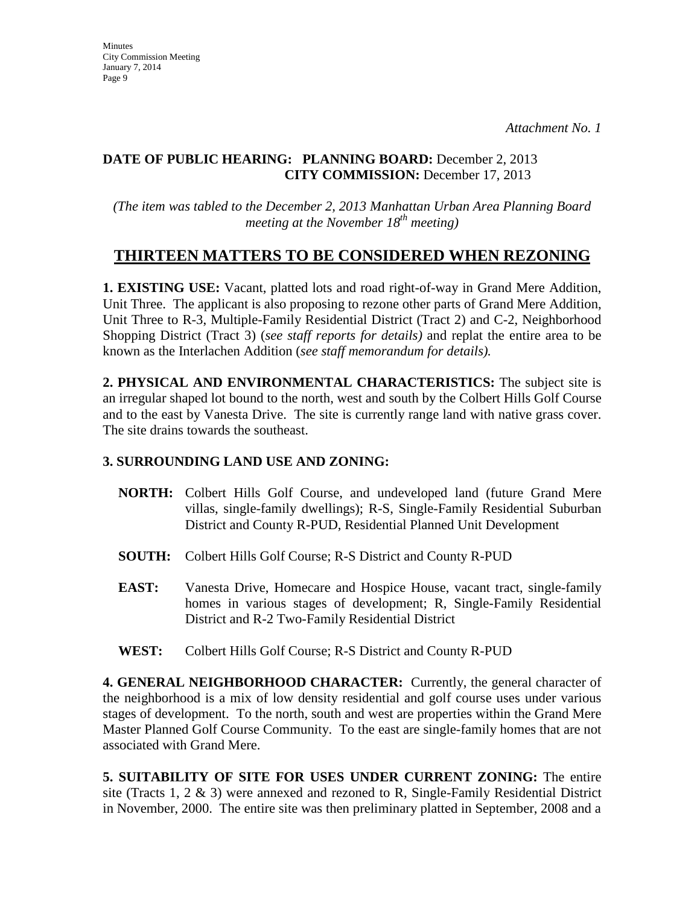*Attachment No. 1*

**DATE OF PUBLIC HEARING: PLANNING BOARD:** December 2, 2013
**CITY COMMISSION:** December 17, 2013

*(The item was tabled to the December 2, 2013 Manhattan Urban Area Planning Board meeting at the November 18th meeting)*

## THIRTEEN MATTERS TO BE CONSIDERED WHEN REZONING

**1. EXISTING USE:** Vacant, platted lots and road right-of-way in Grand Mere Addition, Unit Three. The applicant is also proposing to rezone other parts of Grand Mere Addition, Unit Three to R-3, Multiple-Family Residential District (Tract 2) and C-2, Neighborhood Shopping District (Tract 3) (*see staff reports for details)* and replat the entire area to be known as the Interlachen Addition (*see staff memorandum for details).*

**2. PHYSICAL AND ENVIRONMENTAL CHARACTERISTICS:** The subject site is an irregular shaped lot bound to the north, west and south by the Colbert Hills Golf Course and to the east by Vanesta Drive. The site is currently range land with native grass cover. The site drains towards the southeast.

**3. SURROUNDING LAND USE AND ZONING:**

**NORTH:** Colbert Hills Golf Course, and undeveloped land (future Grand Mere villas, single-family dwellings); R-S, Single-Family Residential Suburban District and County R-PUD, Residential Planned Unit Development

**SOUTH:** Colbert Hills Golf Course; R-S District and County R-PUD

**EAST:** Vanesta Drive, Homecare and Hospice House, vacant tract, single-family homes in various stages of development; R, Single-Family Residential District and R-2 Two-Family Residential District

**WEST:** Colbert Hills Golf Course; R-S District and County R-PUD

**4. GENERAL NEIGHBORHOOD CHARACTER:** Currently, the general character of the neighborhood is a mix of low density residential and golf course uses under various stages of development. To the north, south and west are properties within the Grand Mere Master Planned Golf Course Community. To the east are single-family homes that are not associated with Grand Mere.

**5. SUITABILITY OF SITE FOR USES UNDER CURRENT ZONING:** The entire site (Tracts 1, 2 & 3) were annexed and rezoned to R, Single-Family Residential District in November, 2000. The entire site was then preliminary platted in September, 2008 and a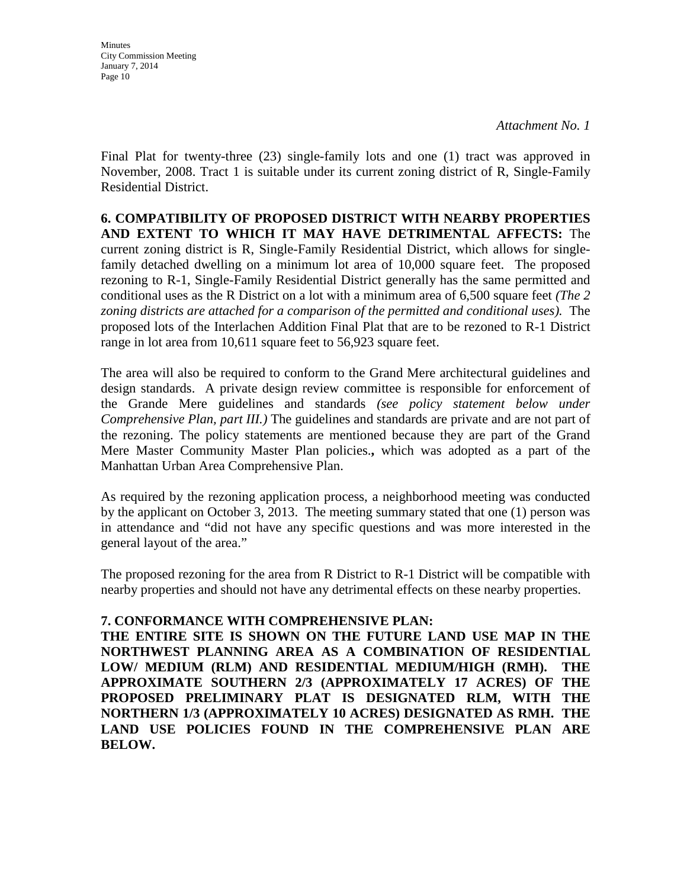*Attachment No. 1*

Final Plat for twenty-three (23) single-family lots and one (1) tract was approved in November, 2008. Tract 1 is suitable under its current zoning district of R, Single-Family Residential District.

**6. COMPATIBILITY OF PROPOSED DISTRICT WITH NEARBY PROPERTIES AND EXTENT TO WHICH IT MAY HAVE DETRIMENTAL AFFECTS:** The current zoning district is R, Single-Family Residential District, which allows for single-family detached dwelling on a minimum lot area of 10,000 square feet. The proposed rezoning to R-1, Single-Family Residential District generally has the same permitted and conditional uses as the R District on a lot with a minimum area of 6,500 square feet *(The 2 zoning districts are attached for a comparison of the permitted and conditional uses).* The proposed lots of the Interlachen Addition Final Plat that are to be rezoned to R-1 District range in lot area from 10,611 square feet to 56,923 square feet.

The area will also be required to conform to the Grand Mere architectural guidelines and design standards. A private design review committee is responsible for enforcement of the Grande Mere guidelines and standards *(see policy statement below under Comprehensive Plan, part III.)* The guidelines and standards are private and are not part of the rezoning. The policy statements are mentioned because they are part of the Grand Mere Master Community Master Plan policies.**,** which was adopted as a part of the Manhattan Urban Area Comprehensive Plan.

As required by the rezoning application process, a neighborhood meeting was conducted by the applicant on October 3, 2013. The meeting summary stated that one (1) person was in attendance and "did not have any specific questions and was more interested in the general layout of the area."

The proposed rezoning for the area from R District to R-1 District will be compatible with nearby properties and should not have any detrimental effects on these nearby properties.

**7. CONFORMANCE WITH COMPREHENSIVE PLAN:**

**THE ENTIRE SITE IS SHOWN ON THE FUTURE LAND USE MAP IN THE NORTHWEST PLANNING AREA AS A COMBINATION OF RESIDENTIAL LOW/ MEDIUM (RLM) AND RESIDENTIAL MEDIUM/HIGH (RMH). THE APPROXIMATE SOUTHERN 2/3 (APPROXIMATELY 17 ACRES) OF THE PROPOSED PRELIMINARY PLAT IS DESIGNATED RLM, WITH THE NORTHERN 1/3 (APPROXIMATELY 10 ACRES) DESIGNATED AS RMH. THE LAND USE POLICIES FOUND IN THE COMPREHENSIVE PLAN ARE BELOW.**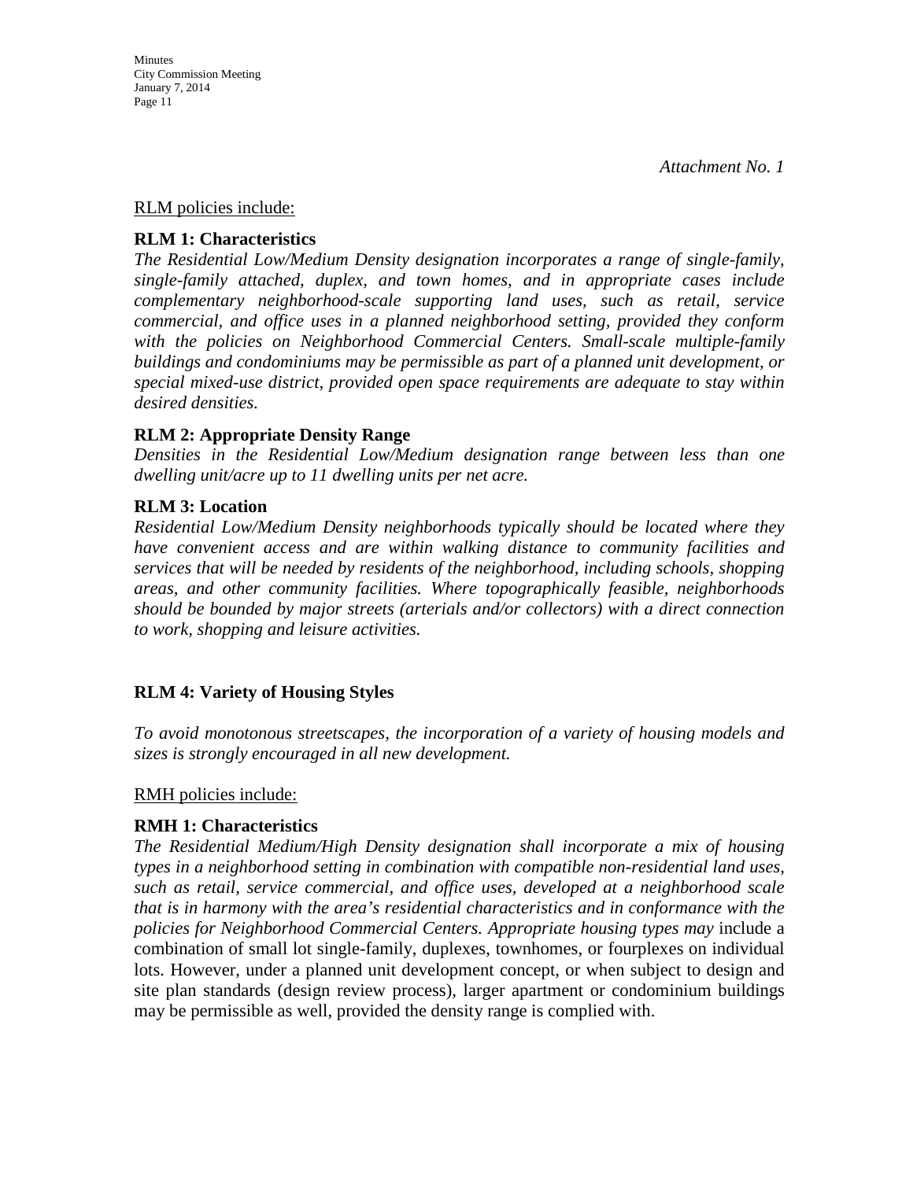*Attachment No. 1*

<u>RLM policies include:</u>

**RLM 1: Characteristics**

*The Residential Low/Medium Density designation incorporates a range of single-family, single-family attached, duplex, and town homes, and in appropriate cases include complementary neighborhood-scale supporting land uses, such as retail, service commercial, and office uses in a planned neighborhood setting, provided they conform with the policies on Neighborhood Commercial Centers. Small-scale multiple-family buildings and condominiums may be permissible as part of a planned unit development, or special mixed-use district, provided open space requirements are adequate to stay within desired densities.*

**RLM 2: Appropriate Density Range**

*Densities in the Residential Low/Medium designation range between less than one dwelling unit/acre up to 11 dwelling units per net acre.*

**RLM 3: Location**

*Residential Low/Medium Density neighborhoods typically should be located where they have convenient access and are within walking distance to community facilities and services that will be needed by residents of the neighborhood, including schools, shopping areas, and other community facilities. Where topographically feasible, neighborhoods should be bounded by major streets (arterials and/or collectors) with a direct connection to work, shopping and leisure activities.*

**RLM 4: Variety of Housing Styles**

*To avoid monotonous streetscapes, the incorporation of a variety of housing models and sizes is strongly encouraged in all new development.*

<u>RMH policies include:</u>

**RMH 1: Characteristics**

*The Residential Medium/High Density designation shall incorporate a mix of housing types in a neighborhood setting in combination with compatible non-residential land uses, such as retail, service commercial, and office uses, developed at a neighborhood scale that is in harmony with the area's residential characteristics and in conformance with the policies for Neighborhood Commercial Centers. Appropriate housing types may* include a combination of small lot single-family, duplexes, townhomes, or fourplexes on individual lots. However, under a planned unit development concept, or when subject to design and site plan standards (design review process), larger apartment or condominium buildings may be permissible as well, provided the density range is complied with.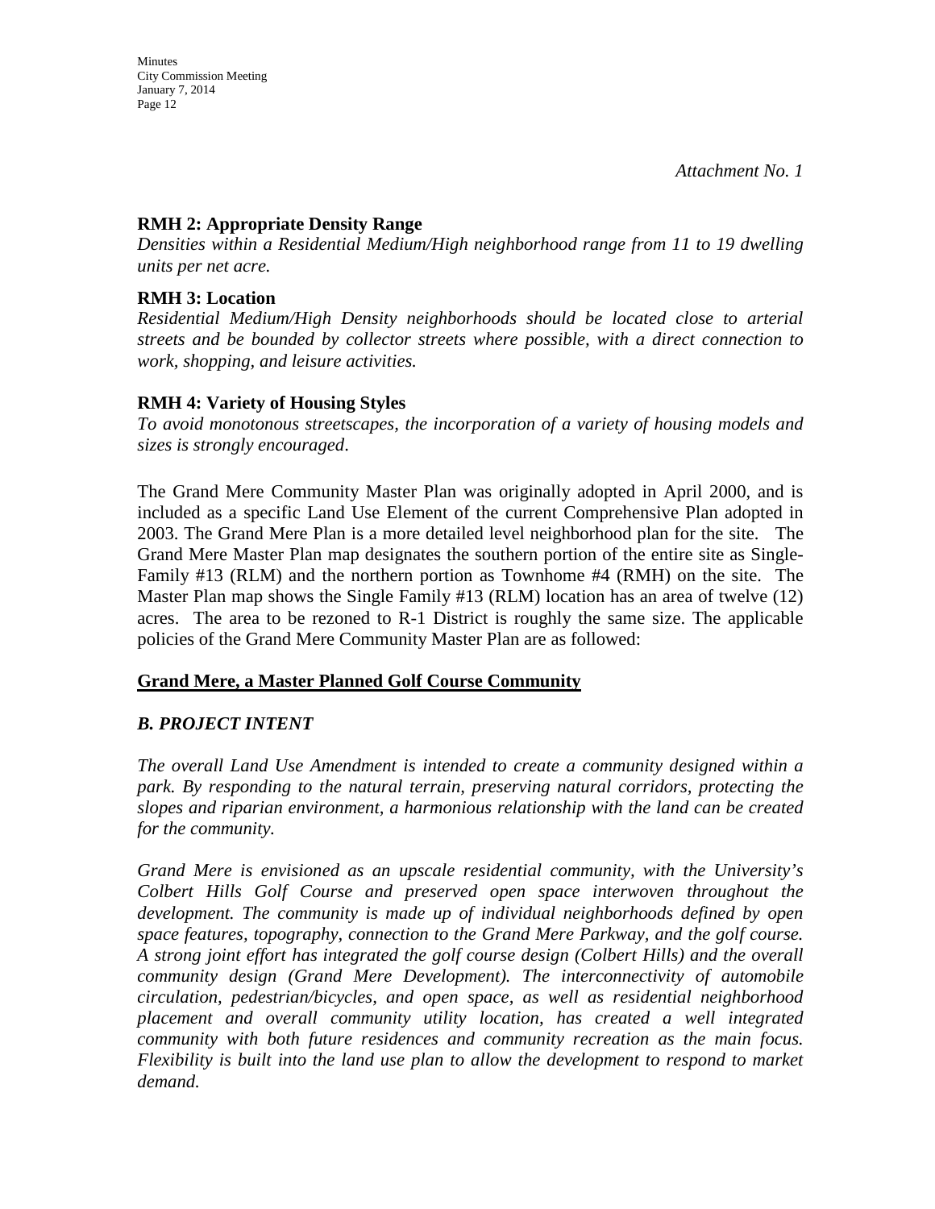*Attachment No. 1*

**RMH 2: Appropriate Density Range**

*Densities within a Residential Medium/High neighborhood range from 11 to 19 dwelling units per net acre.*

**RMH 3: Location**

*Residential Medium/High Density neighborhoods should be located close to arterial streets and be bounded by collector streets where possible, with a direct connection to work, shopping, and leisure activities.*

**RMH 4: Variety of Housing Styles**

*To avoid monotonous streetscapes, the incorporation of a variety of housing models and sizes is strongly encouraged*.

The Grand Mere Community Master Plan was originally adopted in April 2000, and is included as a specific Land Use Element of the current Comprehensive Plan adopted in 2003. The Grand Mere Plan is a more detailed level neighborhood plan for the site. The Grand Mere Master Plan map designates the southern portion of the entire site as Single-Family #13 (RLM) and the northern portion as Townhome #4 (RMH) on the site. The Master Plan map shows the Single Family #13 (RLM) location has an area of twelve (12) acres. The area to be rezoned to R-1 District is roughly the same size. The applicable policies of the Grand Mere Community Master Plan are as followed:

**<u>Grand Mere, a Master Planned Golf Course Community</u>**

***B. PROJECT INTENT***

*The overall Land Use Amendment is intended to create a community designed within a park. By responding to the natural terrain, preserving natural corridors, protecting the slopes and riparian environment, a harmonious relationship with the land can be created for the community.*

*Grand Mere is envisioned as an upscale residential community, with the University's Colbert Hills Golf Course and preserved open space interwoven throughout the development. The community is made up of individual neighborhoods defined by open space features, topography, connection to the Grand Mere Parkway, and the golf course. A strong joint effort has integrated the golf course design (Colbert Hills) and the overall community design (Grand Mere Development). The interconnectivity of automobile circulation, pedestrian/bicycles, and open space, as well as residential neighborhood placement and overall community utility location, has created a well integrated community with both future residences and community recreation as the main focus. Flexibility is built into the land use plan to allow the development to respond to market demand.*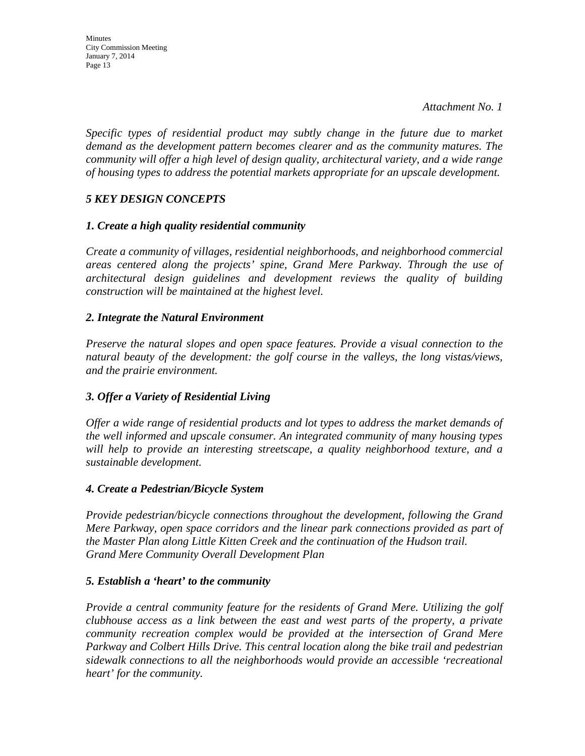*Attachment No. 1*

*Specific types of residential product may subtly change in the future due to market demand as the development pattern becomes clearer and as the community matures. The community will offer a high level of design quality, architectural variety, and a wide range of housing types to address the potential markets appropriate for an upscale development.*

## *5 KEY DESIGN CONCEPTS*

### *1. Create a high quality residential community*

*Create a community of villages, residential neighborhoods, and neighborhood commercial areas centered along the projects' spine, Grand Mere Parkway. Through the use of architectural design guidelines and development reviews the quality of building construction will be maintained at the highest level.*

### *2. Integrate the Natural Environment*

*Preserve the natural slopes and open space features. Provide a visual connection to the natural beauty of the development: the golf course in the valleys, the long vistas/views, and the prairie environment.*

### *3. Offer a Variety of Residential Living*

*Offer a wide range of residential products and lot types to address the market demands of the well informed and upscale consumer. An integrated community of many housing types will help to provide an interesting streetscape, a quality neighborhood texture, and a sustainable development.*

### *4. Create a Pedestrian/Bicycle System*

*Provide pedestrian/bicycle connections throughout the development, following the Grand Mere Parkway, open space corridors and the linear park connections provided as part of the Master Plan along Little Kitten Creek and the continuation of the Hudson trail.*
*Grand Mere Community Overall Development Plan*

### *5. Establish a 'heart' to the community*

*Provide a central community feature for the residents of Grand Mere. Utilizing the golf clubhouse access as a link between the east and west parts of the property, a private community recreation complex would be provided at the intersection of Grand Mere Parkway and Colbert Hills Drive. This central location along the bike trail and pedestrian sidewalk connections to all the neighborhoods would provide an accessible 'recreational heart' for the community.*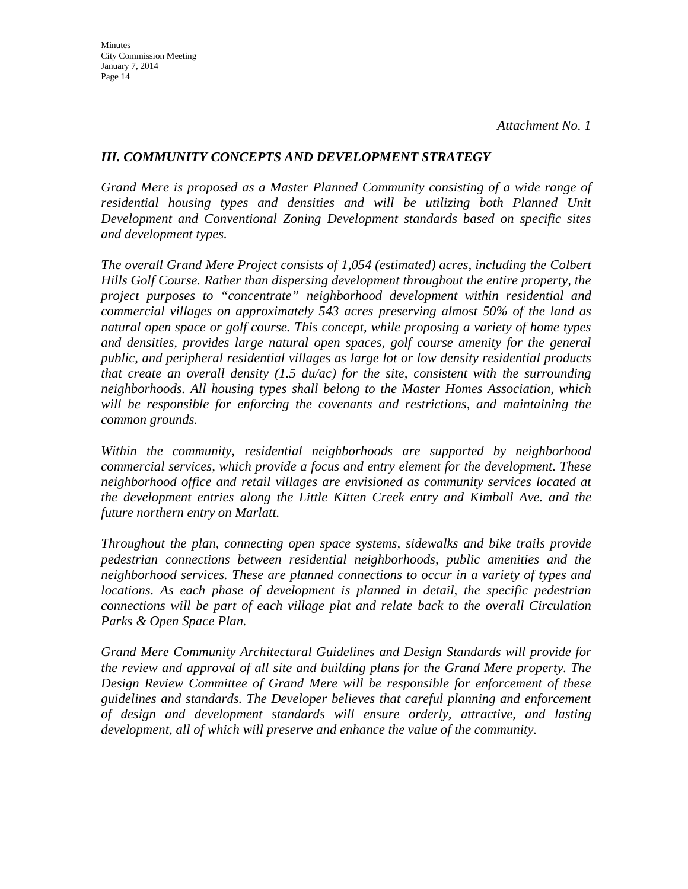*Attachment No. 1*

### *III. COMMUNITY CONCEPTS AND DEVELOPMENT STRATEGY*

*Grand Mere is proposed as a Master Planned Community consisting of a wide range of residential housing types and densities and will be utilizing both Planned Unit Development and Conventional Zoning Development standards based on specific sites and development types.*

*The overall Grand Mere Project consists of 1,054 (estimated) acres, including the Colbert Hills Golf Course. Rather than dispersing development throughout the entire property, the project purposes to "concentrate" neighborhood development within residential and commercial villages on approximately 543 acres preserving almost 50% of the land as natural open space or golf course. This concept, while proposing a variety of home types and densities, provides large natural open spaces, golf course amenity for the general public, and peripheral residential villages as large lot or low density residential products that create an overall density (1.5 du/ac) for the site, consistent with the surrounding neighborhoods. All housing types shall belong to the Master Homes Association, which will be responsible for enforcing the covenants and restrictions, and maintaining the common grounds.*

*Within the community, residential neighborhoods are supported by neighborhood commercial services, which provide a focus and entry element for the development. These neighborhood office and retail villages are envisioned as community services located at the development entries along the Little Kitten Creek entry and Kimball Ave. and the future northern entry on Marlatt.*

*Throughout the plan, connecting open space systems, sidewalks and bike trails provide pedestrian connections between residential neighborhoods, public amenities and the neighborhood services. These are planned connections to occur in a variety of types and locations. As each phase of development is planned in detail, the specific pedestrian connections will be part of each village plat and relate back to the overall Circulation Parks & Open Space Plan.*

*Grand Mere Community Architectural Guidelines and Design Standards will provide for the review and approval of all site and building plans for the Grand Mere property. The Design Review Committee of Grand Mere will be responsible for enforcement of these guidelines and standards. The Developer believes that careful planning and enforcement of design and development standards will ensure orderly, attractive, and lasting development, all of which will preserve and enhance the value of the community.*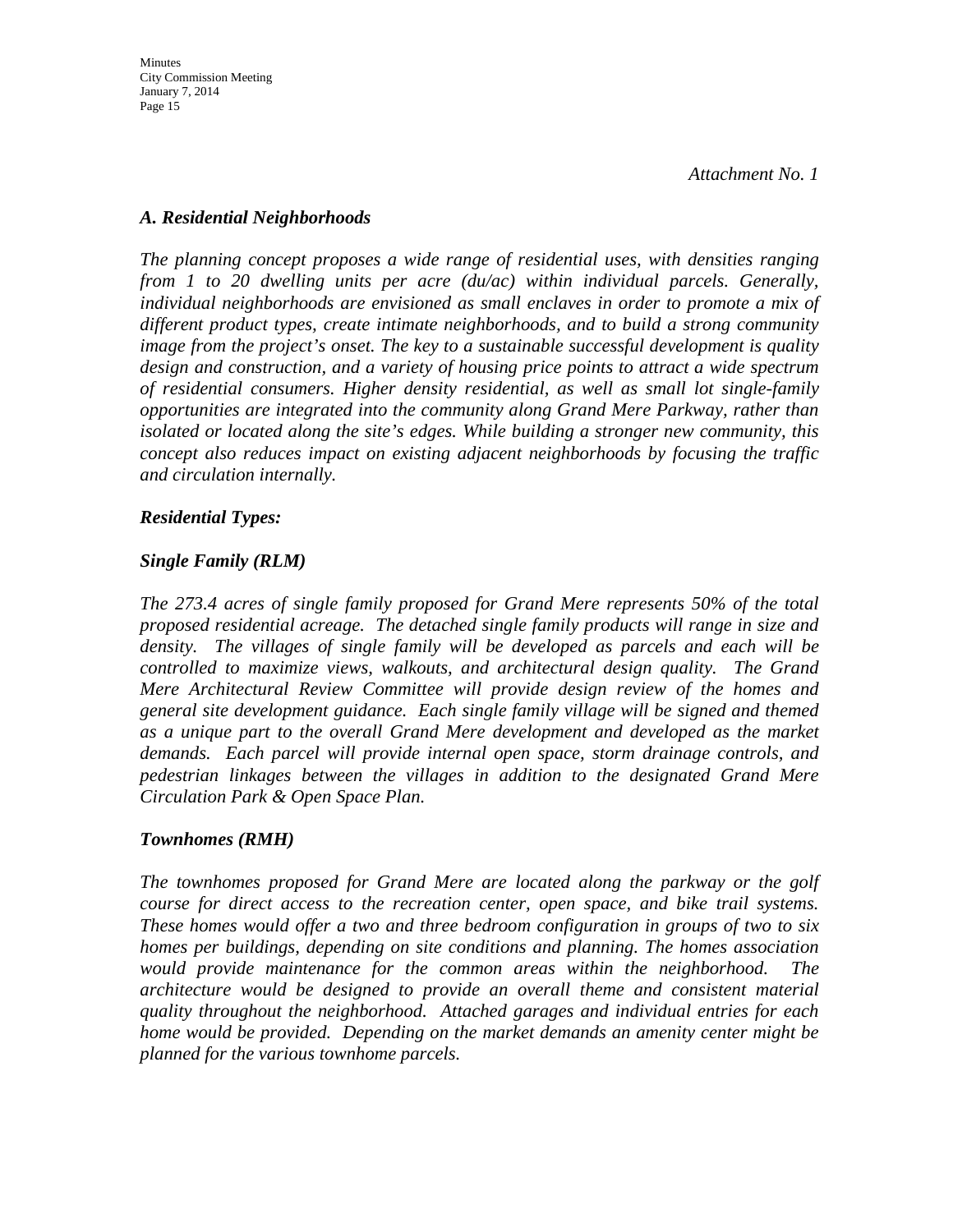*Attachment No. 1*

### *A. Residential Neighborhoods*

*The planning concept proposes a wide range of residential uses, with densities ranging from 1 to 20 dwelling units per acre (du/ac) within individual parcels. Generally, individual neighborhoods are envisioned as small enclaves in order to promote a mix of different product types, create intimate neighborhoods, and to build a strong community image from the project's onset. The key to a sustainable successful development is quality design and construction, and a variety of housing price points to attract a wide spectrum of residential consumers. Higher density residential, as well as small lot single-family opportunities are integrated into the community along Grand Mere Parkway, rather than isolated or located along the site's edges. While building a stronger new community, this concept also reduces impact on existing adjacent neighborhoods by focusing the traffic and circulation internally.*

#### *Residential Types:*

#### *Single Family (RLM)*

*The 273.4 acres of single family proposed for Grand Mere represents 50% of the total proposed residential acreage. The detached single family products will range in size and density. The villages of single family will be developed as parcels and each will be controlled to maximize views, walkouts, and architectural design quality. The Grand Mere Architectural Review Committee will provide design review of the homes and general site development guidance. Each single family village will be signed and themed as a unique part to the overall Grand Mere development and developed as the market demands. Each parcel will provide internal open space, storm drainage controls, and pedestrian linkages between the villages in addition to the designated Grand Mere Circulation Park & Open Space Plan.*

#### *Townhomes (RMH)*

*The townhomes proposed for Grand Mere are located along the parkway or the golf course for direct access to the recreation center, open space, and bike trail systems. These homes would offer a two and three bedroom configuration in groups of two to six homes per buildings, depending on site conditions and planning. The homes association would provide maintenance for the common areas within the neighborhood. The architecture would be designed to provide an overall theme and consistent material quality throughout the neighborhood. Attached garages and individual entries for each home would be provided. Depending on the market demands an amenity center might be planned for the various townhome parcels.*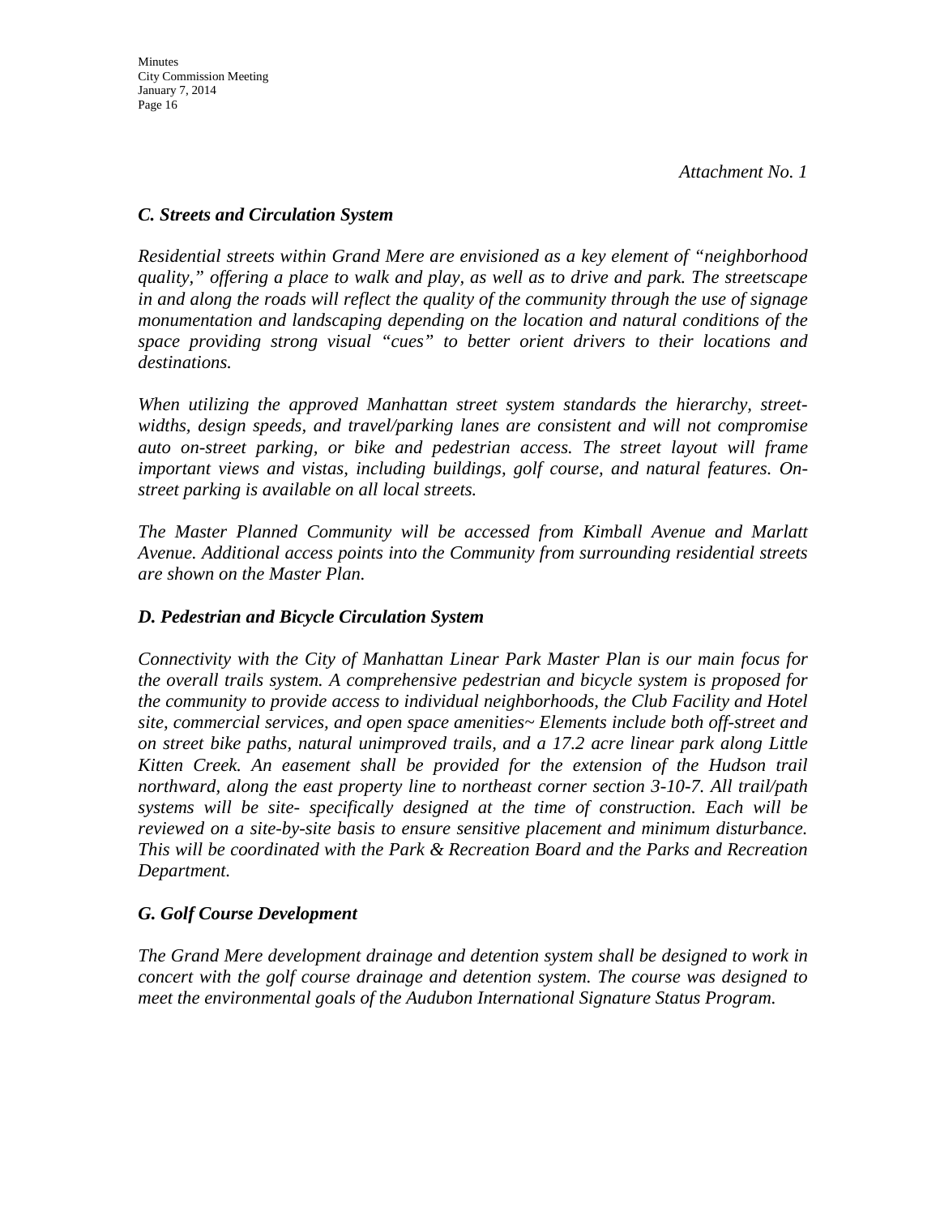*Attachment No. 1*

### *C. Streets and Circulation System*

*Residential streets within Grand Mere are envisioned as a key element of "neighborhood quality," offering a place to walk and play, as well as to drive and park. The streetscape in and along the roads will reflect the quality of the community through the use of signage monumentation and landscaping depending on the location and natural conditions of the space providing strong visual "cues" to better orient drivers to their locations and destinations.*

*When utilizing the approved Manhattan street system standards the hierarchy, street-widths, design speeds, and travel/parking lanes are consistent and will not compromise auto on-street parking, or bike and pedestrian access. The street layout will frame important views and vistas, including buildings, golf course, and natural features. On-street parking is available on all local streets.*

*The Master Planned Community will be accessed from Kimball Avenue and Marlatt Avenue. Additional access points into the Community from surrounding residential streets are shown on the Master Plan.*

### *D. Pedestrian and Bicycle Circulation System*

*Connectivity with the City of Manhattan Linear Park Master Plan is our main focus for the overall trails system. A comprehensive pedestrian and bicycle system is proposed for the community to provide access to individual neighborhoods, the Club Facility and Hotel site, commercial services, and open space amenities~ Elements include both off-street and on street bike paths, natural unimproved trails, and a 17.2 acre linear park along Little Kitten Creek. An easement shall be provided for the extension of the Hudson trail northward, along the east property line to northeast corner section 3-10-7. All trail/path systems will be site- specifically designed at the time of construction. Each will be reviewed on a site-by-site basis to ensure sensitive placement and minimum disturbance. This will be coordinated with the Park & Recreation Board and the Parks and Recreation Department.*

### *G. Golf Course Development*

*The Grand Mere development drainage and detention system shall be designed to work in concert with the golf course drainage and detention system. The course was designed to meet the environmental goals of the Audubon International Signature Status Program.*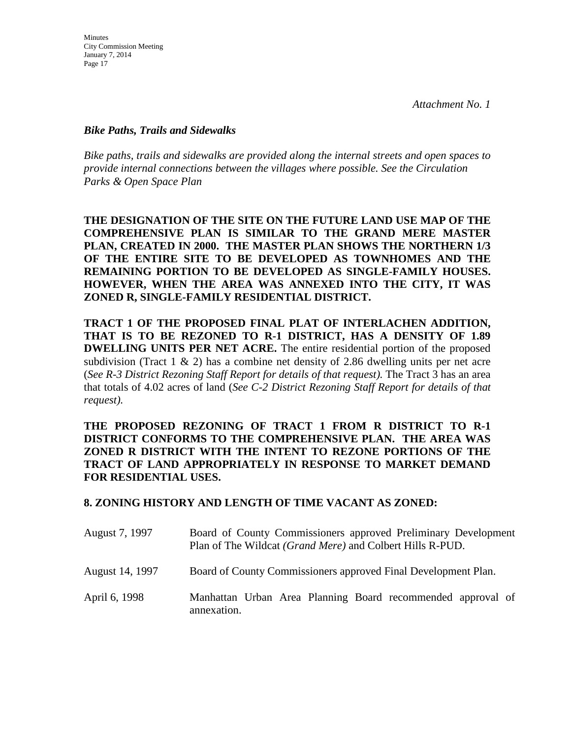*Attachment No. 1*

***Bike Paths, Trails and Sidewalks***

*Bike paths, trails and sidewalks are provided along the internal streets and open spaces to provide internal connections between the villages where possible. See the Circulation Parks & Open Space Plan*

**THE DESIGNATION OF THE SITE ON THE FUTURE LAND USE MAP OF THE COMPREHENSIVE PLAN IS SIMILAR TO THE GRAND MERE MASTER PLAN, CREATED IN 2000. THE MASTER PLAN SHOWS THE NORTHERN 1/3 OF THE ENTIRE SITE TO BE DEVELOPED AS TOWNHOMES AND THE REMAINING PORTION TO BE DEVELOPED AS SINGLE-FAMILY HOUSES. HOWEVER, WHEN THE AREA WAS ANNEXED INTO THE CITY, IT WAS ZONED R, SINGLE-FAMILY RESIDENTIAL DISTRICT.**

**TRACT 1 OF THE PROPOSED FINAL PLAT OF INTERLACHEN ADDITION, THAT IS TO BE REZONED TO R-1 DISTRICT, HAS A DENSITY OF 1.89 DWELLING UNITS PER NET ACRE.** The entire residential portion of the proposed subdivision (Tract 1 & 2) has a combine net density of 2.86 dwelling units per net acre (*See R-3 District Rezoning Staff Report for details of that request).* The Tract 3 has an area that totals of 4.02 acres of land (*See C-2 District Rezoning Staff Report for details of that request).*

**THE PROPOSED REZONING OF TRACT 1 FROM R DISTRICT TO R-1 DISTRICT CONFORMS TO THE COMPREHENSIVE PLAN. THE AREA WAS ZONED R DISTRICT WITH THE INTENT TO REZONE PORTIONS OF THE TRACT OF LAND APPROPRIATELY IN RESPONSE TO MARKET DEMAND FOR RESIDENTIAL USES.**

**8. ZONING HISTORY AND LENGTH OF TIME VACANT AS ZONED:**

| | |
|---|---|
| August 7, 1997 | Board of County Commissioners approved Preliminary Development Plan of The Wildcat *(Grand Mere)* and Colbert Hills R-PUD. |
| August 14, 1997 | Board of County Commissioners approved Final Development Plan. |
| April 6, 1998 | Manhattan Urban Area Planning Board recommended approval of annexation. |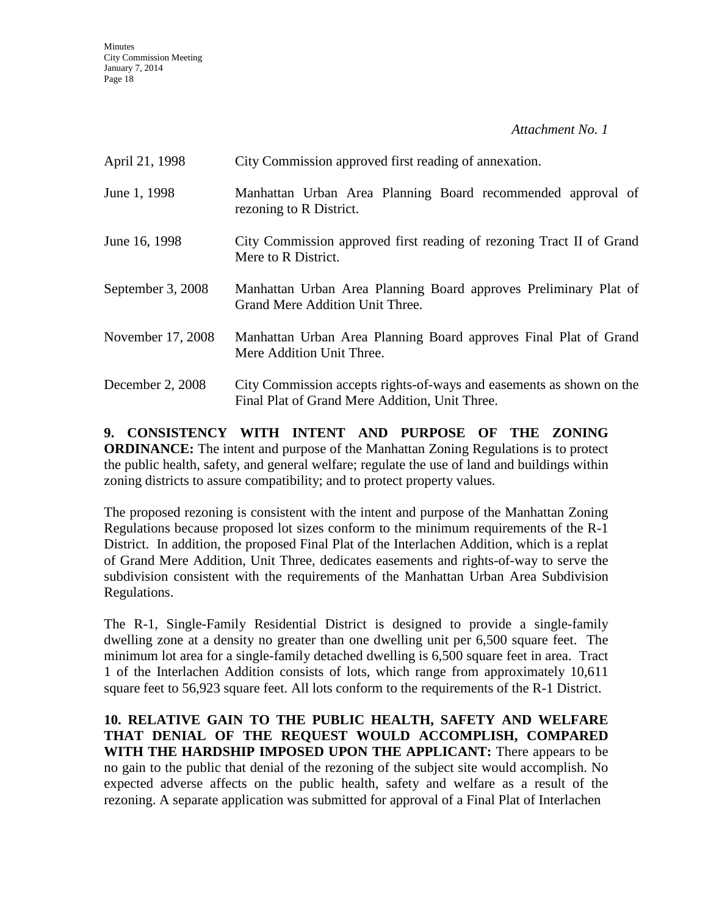*Attachment No. 1*

| | |
|---|---|
| April 21, 1998 | City Commission approved first reading of annexation. |
| June 1, 1998 | Manhattan Urban Area Planning Board recommended approval of rezoning to R District. |
| June 16, 1998 | City Commission approved first reading of rezoning Tract II of Grand Mere to R District. |
| September 3, 2008 | Manhattan Urban Area Planning Board approves Preliminary Plat of Grand Mere Addition Unit Three. |
| November 17, 2008 | Manhattan Urban Area Planning Board approves Final Plat of Grand Mere Addition Unit Three. |
| December 2, 2008 | City Commission accepts rights-of-ways and easements as shown on the Final Plat of Grand Mere Addition, Unit Three. |

**9. CONSISTENCY WITH INTENT AND PURPOSE OF THE ZONING ORDINANCE:** The intent and purpose of the Manhattan Zoning Regulations is to protect the public health, safety, and general welfare; regulate the use of land and buildings within zoning districts to assure compatibility; and to protect property values.

The proposed rezoning is consistent with the intent and purpose of the Manhattan Zoning Regulations because proposed lot sizes conform to the minimum requirements of the R-1 District. In addition, the proposed Final Plat of the Interlachen Addition, which is a replat of Grand Mere Addition, Unit Three, dedicates easements and rights-of-way to serve the subdivision consistent with the requirements of the Manhattan Urban Area Subdivision Regulations.

The R-1, Single-Family Residential District is designed to provide a single-family dwelling zone at a density no greater than one dwelling unit per 6,500 square feet. The minimum lot area for a single-family detached dwelling is 6,500 square feet in area. Tract 1 of the Interlachen Addition consists of lots, which range from approximately 10,611 square feet to 56,923 square feet. All lots conform to the requirements of the R-1 District.

**10. RELATIVE GAIN TO THE PUBLIC HEALTH, SAFETY AND WELFARE THAT DENIAL OF THE REQUEST WOULD ACCOMPLISH, COMPARED WITH THE HARDSHIP IMPOSED UPON THE APPLICANT:** There appears to be no gain to the public that denial of the rezoning of the subject site would accomplish. No expected adverse affects on the public health, safety and welfare as a result of the rezoning. A separate application was submitted for approval of a Final Plat of Interlachen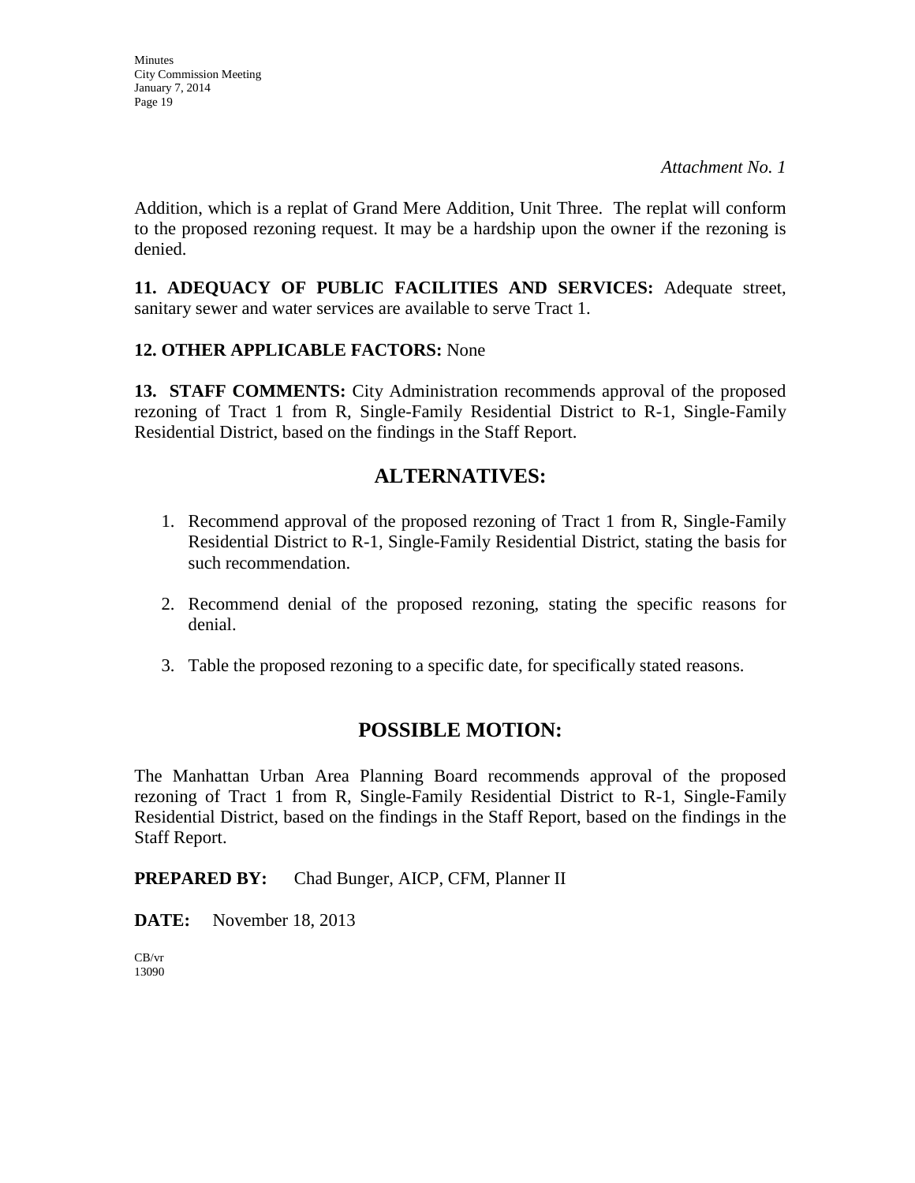*Attachment No. 1*

Addition, which is a replat of Grand Mere Addition, Unit Three. The replat will conform to the proposed rezoning request. It may be a hardship upon the owner if the rezoning is denied.

**11. ADEQUACY OF PUBLIC FACILITIES AND SERVICES:** Adequate street, sanitary sewer and water services are available to serve Tract 1.

**12. OTHER APPLICABLE FACTORS:** None

**13. STAFF COMMENTS:** City Administration recommends approval of the proposed rezoning of Tract 1 from R, Single-Family Residential District to R-1, Single-Family Residential District, based on the findings in the Staff Report.

## ALTERNATIVES:

1. Recommend approval of the proposed rezoning of Tract 1 from R, Single-Family Residential District to R-1, Single-Family Residential District, stating the basis for such recommendation.

2. Recommend denial of the proposed rezoning, stating the specific reasons for denial.

3. Table the proposed rezoning to a specific date, for specifically stated reasons.

## POSSIBLE MOTION:

The Manhattan Urban Area Planning Board recommends approval of the proposed rezoning of Tract 1 from R, Single-Family Residential District to R-1, Single-Family Residential District, based on the findings in the Staff Report, based on the findings in the Staff Report.

**PREPARED BY:** Chad Bunger, AICP, CFM, Planner II

**DATE:** November 18, 2013

CB/vr
13090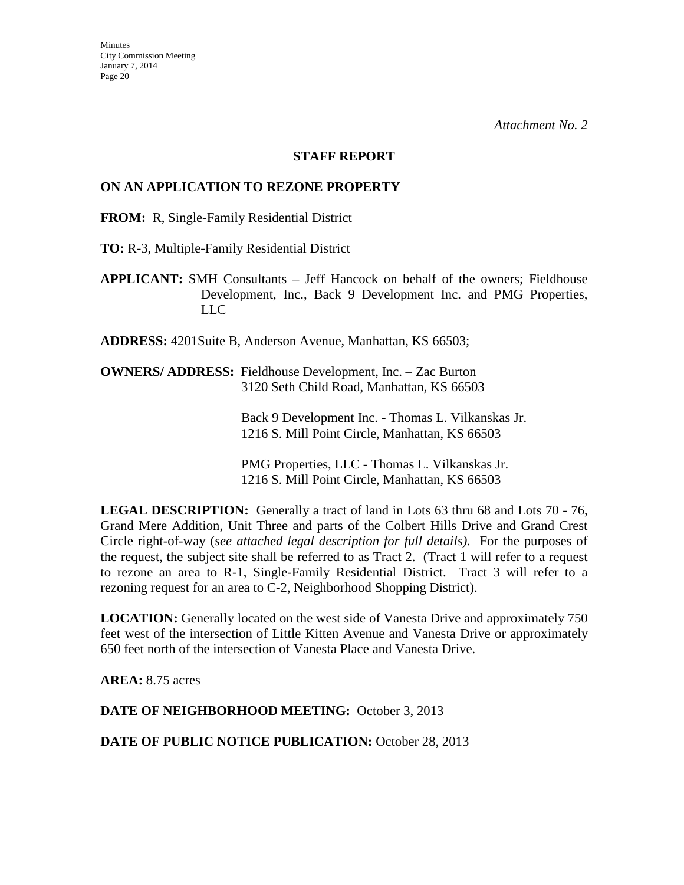*Attachment No. 2*

## STAFF REPORT

### ON AN APPLICATION TO REZONE PROPERTY

**FROM:** R, Single-Family Residential District

**TO:** R-3, Multiple-Family Residential District

**APPLICANT:** SMH Consultants – Jeff Hancock on behalf of the owners; Fieldhouse Development, Inc., Back 9 Development Inc. and PMG Properties, LLC

**ADDRESS:** 4201Suite B, Anderson Avenue, Manhattan, KS 66503;

**OWNERS/ ADDRESS:** Fieldhouse Development, Inc. – Zac Burton
3120 Seth Child Road, Manhattan, KS 66503

Back 9 Development Inc. - Thomas L. Vilkanskas Jr.
1216 S. Mill Point Circle, Manhattan, KS 66503

PMG Properties, LLC - Thomas L. Vilkanskas Jr.
1216 S. Mill Point Circle, Manhattan, KS 66503

**LEGAL DESCRIPTION:** Generally a tract of land in Lots 63 thru 68 and Lots 70 - 76, Grand Mere Addition, Unit Three and parts of the Colbert Hills Drive and Grand Crest Circle right-of-way (*see attached legal description for full details).* For the purposes of the request, the subject site shall be referred to as Tract 2. (Tract 1 will refer to a request to rezone an area to R-1, Single-Family Residential District. Tract 3 will refer to a rezoning request for an area to C-2, Neighborhood Shopping District).

**LOCATION:** Generally located on the west side of Vanesta Drive and approximately 750 feet west of the intersection of Little Kitten Avenue and Vanesta Drive or approximately 650 feet north of the intersection of Vanesta Place and Vanesta Drive.

**AREA:** 8.75 acres

**DATE OF NEIGHBORHOOD MEETING:** October 3, 2013

**DATE OF PUBLIC NOTICE PUBLICATION:** October 28, 2013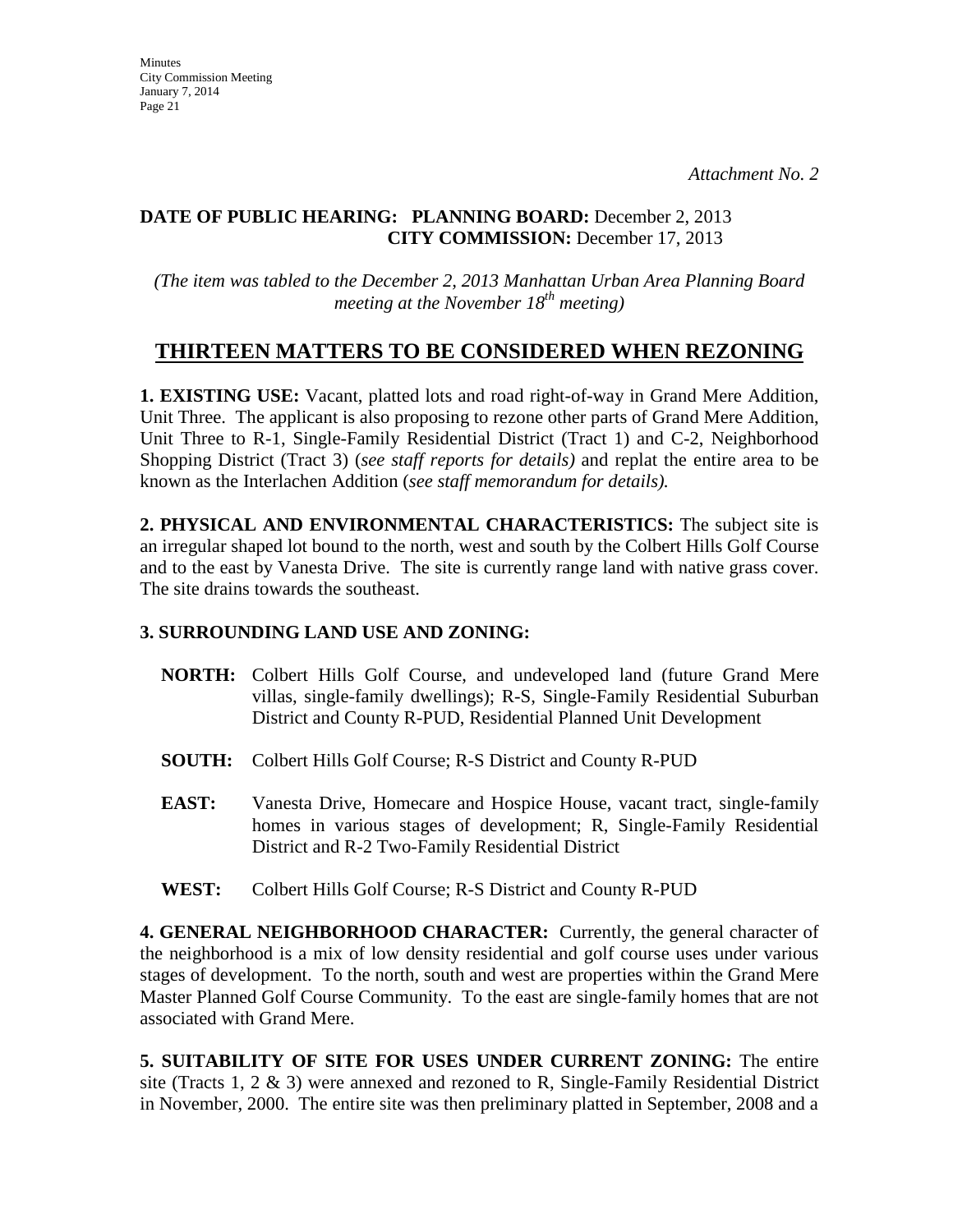*Attachment No. 2*

**DATE OF PUBLIC HEARING: PLANNING BOARD:** December 2, 2013
**CITY COMMISSION:** December 17, 2013

*(The item was tabled to the December 2, 2013 Manhattan Urban Area Planning Board meeting at the November 18th meeting)*

## THIRTEEN MATTERS TO BE CONSIDERED WHEN REZONING

**1. EXISTING USE:** Vacant, platted lots and road right-of-way in Grand Mere Addition, Unit Three. The applicant is also proposing to rezone other parts of Grand Mere Addition, Unit Three to R-1, Single-Family Residential District (Tract 1) and C-2, Neighborhood Shopping District (Tract 3) (*see staff reports for details)* and replat the entire area to be known as the Interlachen Addition (*see staff memorandum for details).*

**2. PHYSICAL AND ENVIRONMENTAL CHARACTERISTICS:** The subject site is an irregular shaped lot bound to the north, west and south by the Colbert Hills Golf Course and to the east by Vanesta Drive. The site is currently range land with native grass cover. The site drains towards the southeast.

**3. SURROUNDING LAND USE AND ZONING:**

**NORTH:** Colbert Hills Golf Course, and undeveloped land (future Grand Mere villas, single-family dwellings); R-S, Single-Family Residential Suburban District and County R-PUD, Residential Planned Unit Development

**SOUTH:** Colbert Hills Golf Course; R-S District and County R-PUD

**EAST:** Vanesta Drive, Homecare and Hospice House, vacant tract, single-family homes in various stages of development; R, Single-Family Residential District and R-2 Two-Family Residential District

**WEST:** Colbert Hills Golf Course; R-S District and County R-PUD

**4. GENERAL NEIGHBORHOOD CHARACTER:** Currently, the general character of the neighborhood is a mix of low density residential and golf course uses under various stages of development. To the north, south and west are properties within the Grand Mere Master Planned Golf Course Community. To the east are single-family homes that are not associated with Grand Mere.

**5. SUITABILITY OF SITE FOR USES UNDER CURRENT ZONING:** The entire site (Tracts 1, 2 & 3) were annexed and rezoned to R, Single-Family Residential District in November, 2000. The entire site was then preliminary platted in September, 2008 and a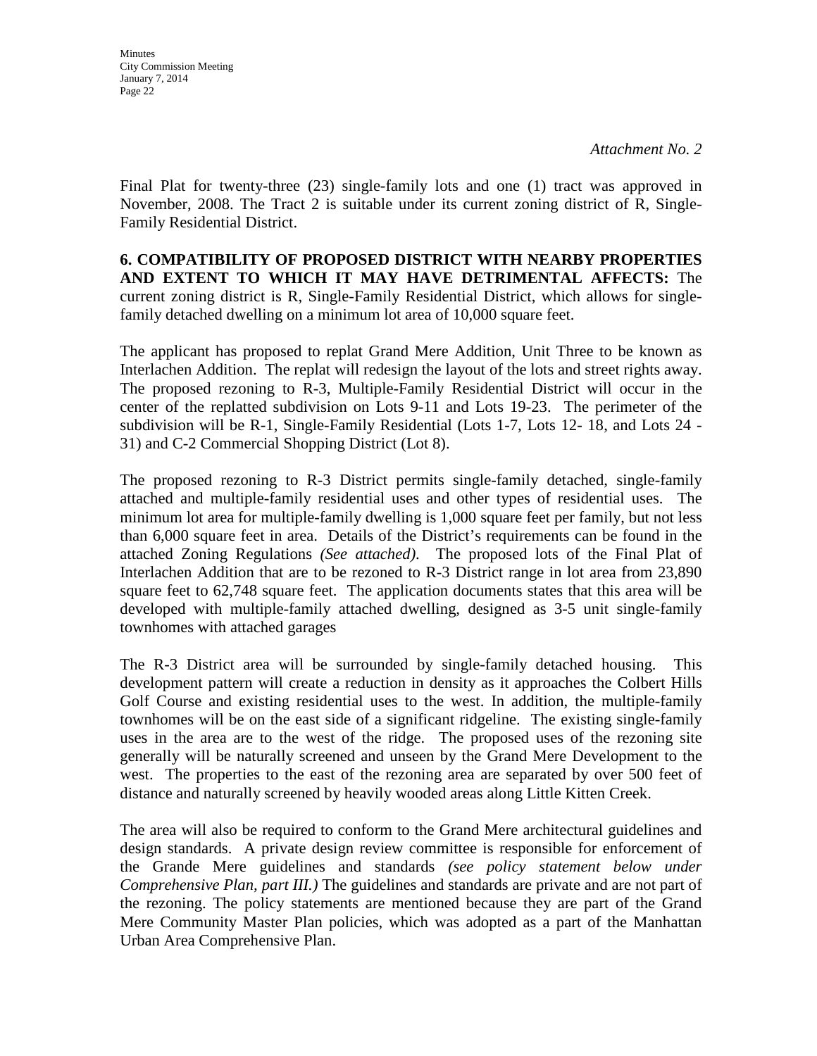*Attachment No. 2*

Final Plat for twenty-three (23) single-family lots and one (1) tract was approved in November, 2008. The Tract 2 is suitable under its current zoning district of R, Single-Family Residential District.

**6. COMPATIBILITY OF PROPOSED DISTRICT WITH NEARBY PROPERTIES AND EXTENT TO WHICH IT MAY HAVE DETRIMENTAL AFFECTS:** The current zoning district is R, Single-Family Residential District, which allows for single-family detached dwelling on a minimum lot area of 10,000 square feet.

The applicant has proposed to replat Grand Mere Addition, Unit Three to be known as Interlachen Addition. The replat will redesign the layout of the lots and street rights away. The proposed rezoning to R-3, Multiple-Family Residential District will occur in the center of the replatted subdivision on Lots 9-11 and Lots 19-23. The perimeter of the subdivision will be R-1, Single-Family Residential (Lots 1-7, Lots 12- 18, and Lots 24 - 31) and C-2 Commercial Shopping District (Lot 8).

The proposed rezoning to R-3 District permits single-family detached, single-family attached and multiple-family residential uses and other types of residential uses. The minimum lot area for multiple-family dwelling is 1,000 square feet per family, but not less than 6,000 square feet in area. Details of the District's requirements can be found in the attached Zoning Regulations *(See attached).* The proposed lots of the Final Plat of Interlachen Addition that are to be rezoned to R-3 District range in lot area from 23,890 square feet to 62,748 square feet. The application documents states that this area will be developed with multiple-family attached dwelling, designed as 3-5 unit single-family townhomes with attached garages

The R-3 District area will be surrounded by single-family detached housing. This development pattern will create a reduction in density as it approaches the Colbert Hills Golf Course and existing residential uses to the west. In addition, the multiple-family townhomes will be on the east side of a significant ridgeline. The existing single-family uses in the area are to the west of the ridge. The proposed uses of the rezoning site generally will be naturally screened and unseen by the Grand Mere Development to the west. The properties to the east of the rezoning area are separated by over 500 feet of distance and naturally screened by heavily wooded areas along Little Kitten Creek.

The area will also be required to conform to the Grand Mere architectural guidelines and design standards. A private design review committee is responsible for enforcement of the Grande Mere guidelines and standards *(see policy statement below under Comprehensive Plan, part III.)* The guidelines and standards are private and are not part of the rezoning. The policy statements are mentioned because they are part of the Grand Mere Community Master Plan policies, which was adopted as a part of the Manhattan Urban Area Comprehensive Plan.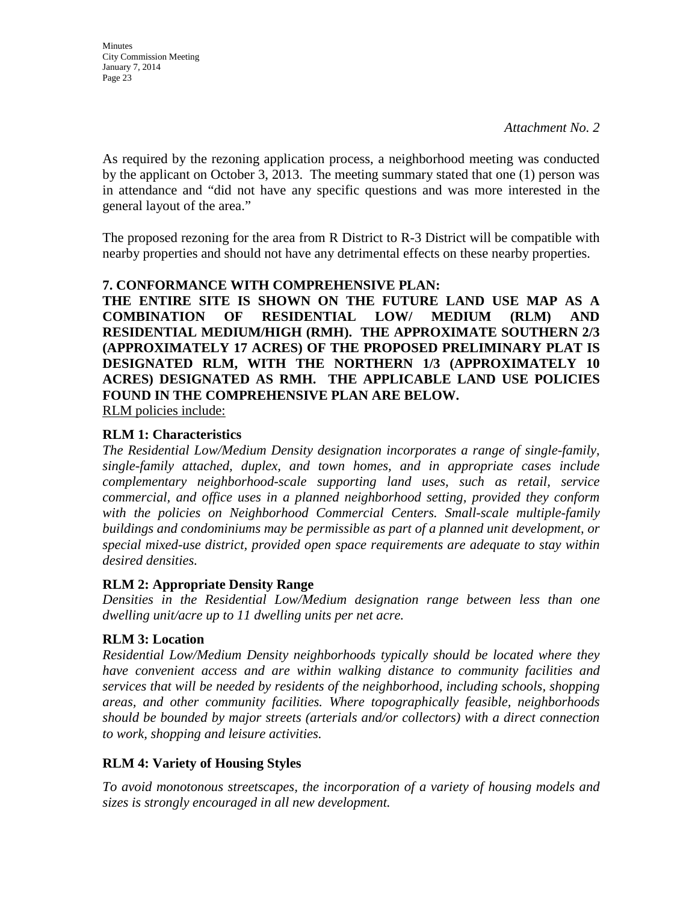*Attachment No. 2*

As required by the rezoning application process, a neighborhood meeting was conducted by the applicant on October 3, 2013. The meeting summary stated that one (1) person was in attendance and "did not have any specific questions and was more interested in the general layout of the area."

The proposed rezoning for the area from R District to R-3 District will be compatible with nearby properties and should not have any detrimental effects on these nearby properties.

**7. CONFORMANCE WITH COMPREHENSIVE PLAN:**
**THE ENTIRE SITE IS SHOWN ON THE FUTURE LAND USE MAP AS A COMBINATION OF RESIDENTIAL LOW/ MEDIUM (RLM) AND RESIDENTIAL MEDIUM/HIGH (RMH). THE APPROXIMATE SOUTHERN 2/3 (APPROXIMATELY 17 ACRES) OF THE PROPOSED PRELIMINARY PLAT IS DESIGNATED RLM, WITH THE NORTHERN 1/3 (APPROXIMATELY 10 ACRES) DESIGNATED AS RMH. THE APPLICABLE LAND USE POLICIES FOUND IN THE COMPREHENSIVE PLAN ARE BELOW.**

RLM policies include:

**RLM 1: Characteristics**
*The Residential Low/Medium Density designation incorporates a range of single-family, single-family attached, duplex, and town homes, and in appropriate cases include complementary neighborhood-scale supporting land uses, such as retail, service commercial, and office uses in a planned neighborhood setting, provided they conform with the policies on Neighborhood Commercial Centers. Small-scale multiple-family buildings and condominiums may be permissible as part of a planned unit development, or special mixed-use district, provided open space requirements are adequate to stay within desired densities.*

**RLM 2: Appropriate Density Range**
*Densities in the Residential Low/Medium designation range between less than one dwelling unit/acre up to 11 dwelling units per net acre.*

**RLM 3: Location**
*Residential Low/Medium Density neighborhoods typically should be located where they have convenient access and are within walking distance to community facilities and services that will be needed by residents of the neighborhood, including schools, shopping areas, and other community facilities. Where topographically feasible, neighborhoods should be bounded by major streets (arterials and/or collectors) with a direct connection to work, shopping and leisure activities.*

**RLM 4: Variety of Housing Styles**

*To avoid monotonous streetscapes, the incorporation of a variety of housing models and sizes is strongly encouraged in all new development.*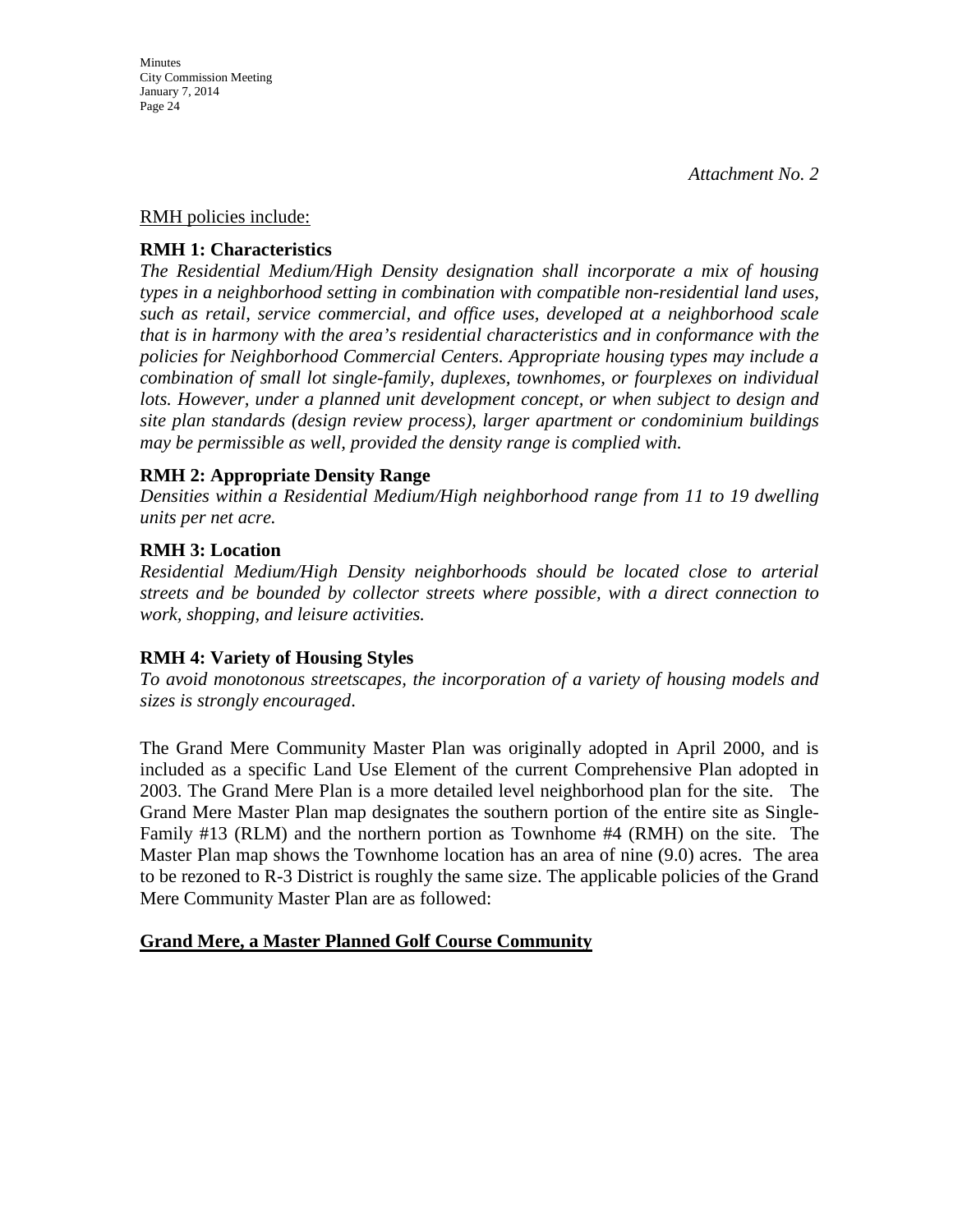*Attachment No. 2*

RMH policies include:

**RMH 1: Characteristics**

*The Residential Medium/High Density designation shall incorporate a mix of housing types in a neighborhood setting in combination with compatible non-residential land uses, such as retail, service commercial, and office uses, developed at a neighborhood scale that is in harmony with the area's residential characteristics and in conformance with the policies for Neighborhood Commercial Centers. Appropriate housing types may include a combination of small lot single-family, duplexes, townhomes, or fourplexes on individual lots. However, under a planned unit development concept, or when subject to design and site plan standards (design review process), larger apartment or condominium buildings may be permissible as well, provided the density range is complied with.*

**RMH 2: Appropriate Density Range**

*Densities within a Residential Medium/High neighborhood range from 11 to 19 dwelling units per net acre.*

**RMH 3: Location**

*Residential Medium/High Density neighborhoods should be located close to arterial streets and be bounded by collector streets where possible, with a direct connection to work, shopping, and leisure activities.*

**RMH 4: Variety of Housing Styles**

*To avoid monotonous streetscapes, the incorporation of a variety of housing models and sizes is strongly encouraged*.

The Grand Mere Community Master Plan was originally adopted in April 2000, and is included as a specific Land Use Element of the current Comprehensive Plan adopted in 2003. The Grand Mere Plan is a more detailed level neighborhood plan for the site. The Grand Mere Master Plan map designates the southern portion of the entire site as Single-Family #13 (RLM) and the northern portion as Townhome #4 (RMH) on the site. The Master Plan map shows the Townhome location has an area of nine (9.0) acres. The area to be rezoned to R-3 District is roughly the same size. The applicable policies of the Grand Mere Community Master Plan are as followed:

**Grand Mere, a Master Planned Golf Course Community**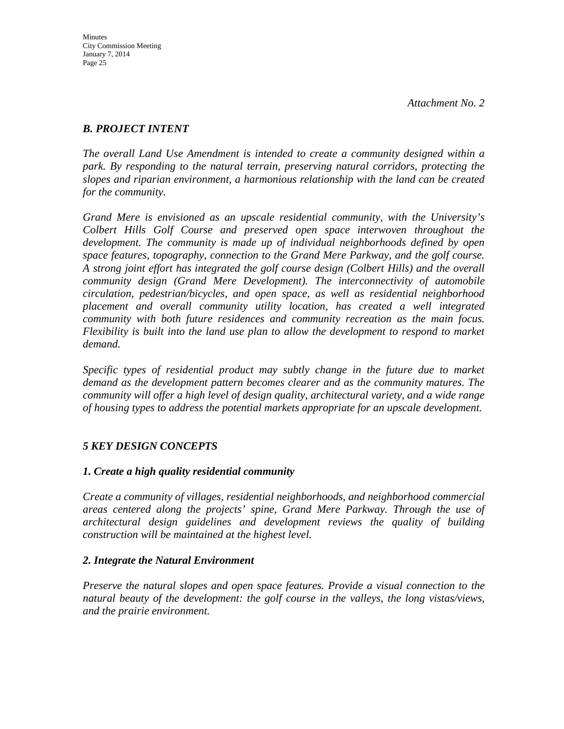*Attachment No. 2*

## *B. PROJECT INTENT*

*The overall Land Use Amendment is intended to create a community designed within a park. By responding to the natural terrain, preserving natural corridors, protecting the slopes and riparian environment, a harmonious relationship with the land can be created for the community.*

*Grand Mere is envisioned as an upscale residential community, with the University's Colbert Hills Golf Course and preserved open space interwoven throughout the development. The community is made up of individual neighborhoods defined by open space features, topography, connection to the Grand Mere Parkway, and the golf course. A strong joint effort has integrated the golf course design (Colbert Hills) and the overall community design (Grand Mere Development). The interconnectivity of automobile circulation, pedestrian/bicycles, and open space, as well as residential neighborhood placement and overall community utility location, has created a well integrated community with both future residences and community recreation as the main focus. Flexibility is built into the land use plan to allow the development to respond to market demand.*

*Specific types of residential product may subtly change in the future due to market demand as the development pattern becomes clearer and as the community matures. The community will offer a high level of design quality, architectural variety, and a wide range of housing types to address the potential markets appropriate for an upscale development.*

## *5 KEY DESIGN CONCEPTS*

### *1. Create a high quality residential community*

*Create a community of villages, residential neighborhoods, and neighborhood commercial areas centered along the projects' spine, Grand Mere Parkway. Through the use of architectural design guidelines and development reviews the quality of building construction will be maintained at the highest level.*

### *2. Integrate the Natural Environment*

*Preserve the natural slopes and open space features. Provide a visual connection to the natural beauty of the development: the golf course in the valleys, the long vistas/views, and the prairie environment.*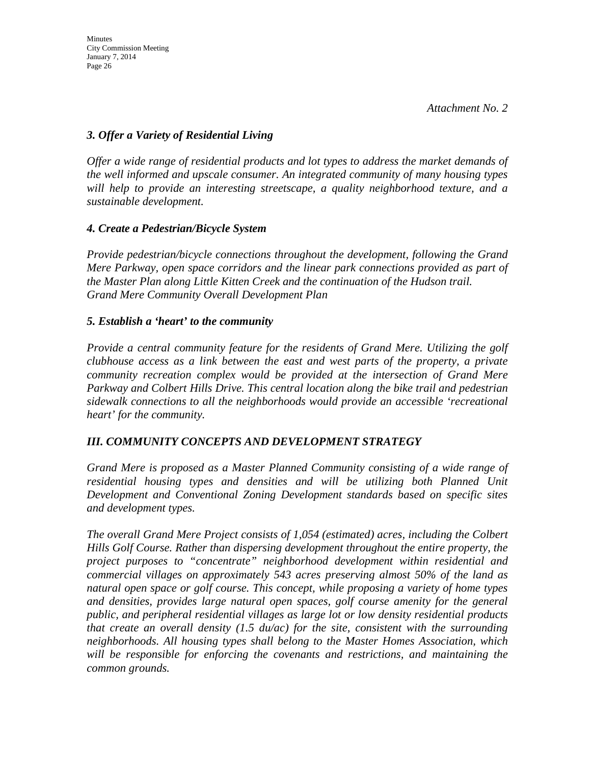*Attachment No. 2*

### *3. Offer a Variety of Residential Living*

*Offer a wide range of residential products and lot types to address the market demands of the well informed and upscale consumer. An integrated community of many housing types will help to provide an interesting streetscape, a quality neighborhood texture, and a sustainable development.*

### *4. Create a Pedestrian/Bicycle System*

*Provide pedestrian/bicycle connections throughout the development, following the Grand Mere Parkway, open space corridors and the linear park connections provided as part of the Master Plan along Little Kitten Creek and the continuation of the Hudson trail.*
*Grand Mere Community Overall Development Plan*

### *5. Establish a 'heart' to the community*

*Provide a central community feature for the residents of Grand Mere. Utilizing the golf clubhouse access as a link between the east and west parts of the property, a private community recreation complex would be provided at the intersection of Grand Mere Parkway and Colbert Hills Drive. This central location along the bike trail and pedestrian sidewalk connections to all the neighborhoods would provide an accessible 'recreational heart' for the community.*

## *III. COMMUNITY CONCEPTS AND DEVELOPMENT STRATEGY*

*Grand Mere is proposed as a Master Planned Community consisting of a wide range of residential housing types and densities and will be utilizing both Planned Unit Development and Conventional Zoning Development standards based on specific sites and development types.*

*The overall Grand Mere Project consists of 1,054 (estimated) acres, including the Colbert Hills Golf Course. Rather than dispersing development throughout the entire property, the project purposes to "concentrate" neighborhood development within residential and commercial villages on approximately 543 acres preserving almost 50% of the land as natural open space or golf course. This concept, while proposing a variety of home types and densities, provides large natural open spaces, golf course amenity for the general public, and peripheral residential villages as large lot or low density residential products that create an overall density (1.5 du/ac) for the site, consistent with the surrounding neighborhoods. All housing types shall belong to the Master Homes Association, which will be responsible for enforcing the covenants and restrictions, and maintaining the common grounds.*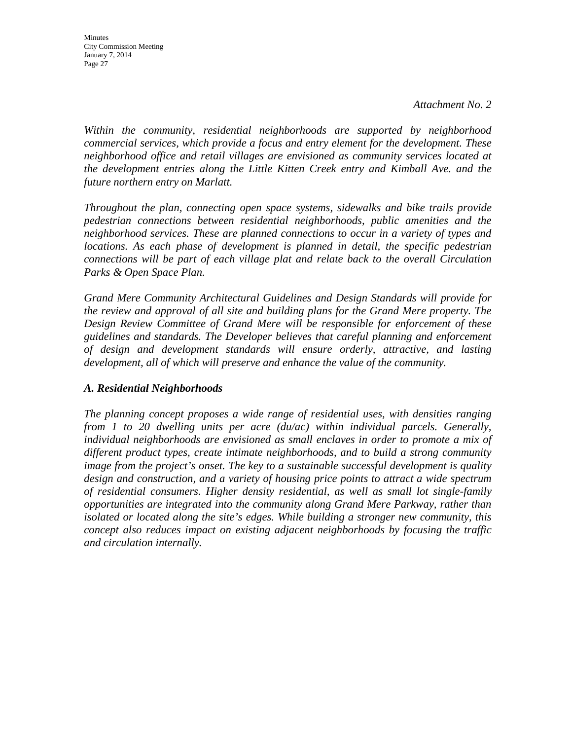*Attachment No. 2*

*Within the community, residential neighborhoods are supported by neighborhood commercial services, which provide a focus and entry element for the development. These neighborhood office and retail villages are envisioned as community services located at the development entries along the Little Kitten Creek entry and Kimball Ave. and the future northern entry on Marlatt.*

*Throughout the plan, connecting open space systems, sidewalks and bike trails provide pedestrian connections between residential neighborhoods, public amenities and the neighborhood services. These are planned connections to occur in a variety of types and locations. As each phase of development is planned in detail, the specific pedestrian connections will be part of each village plat and relate back to the overall Circulation Parks & Open Space Plan.*

*Grand Mere Community Architectural Guidelines and Design Standards will provide for the review and approval of all site and building plans for the Grand Mere property. The Design Review Committee of Grand Mere will be responsible for enforcement of these guidelines and standards. The Developer believes that careful planning and enforcement of design and development standards will ensure orderly, attractive, and lasting development, all of which will preserve and enhance the value of the community.*

### *A. Residential Neighborhoods*

*The planning concept proposes a wide range of residential uses, with densities ranging from 1 to 20 dwelling units per acre (du/ac) within individual parcels. Generally, individual neighborhoods are envisioned as small enclaves in order to promote a mix of different product types, create intimate neighborhoods, and to build a strong community image from the project's onset. The key to a sustainable successful development is quality design and construction, and a variety of housing price points to attract a wide spectrum of residential consumers. Higher density residential, as well as small lot single-family opportunities are integrated into the community along Grand Mere Parkway, rather than isolated or located along the site's edges. While building a stronger new community, this concept also reduces impact on existing adjacent neighborhoods by focusing the traffic and circulation internally.*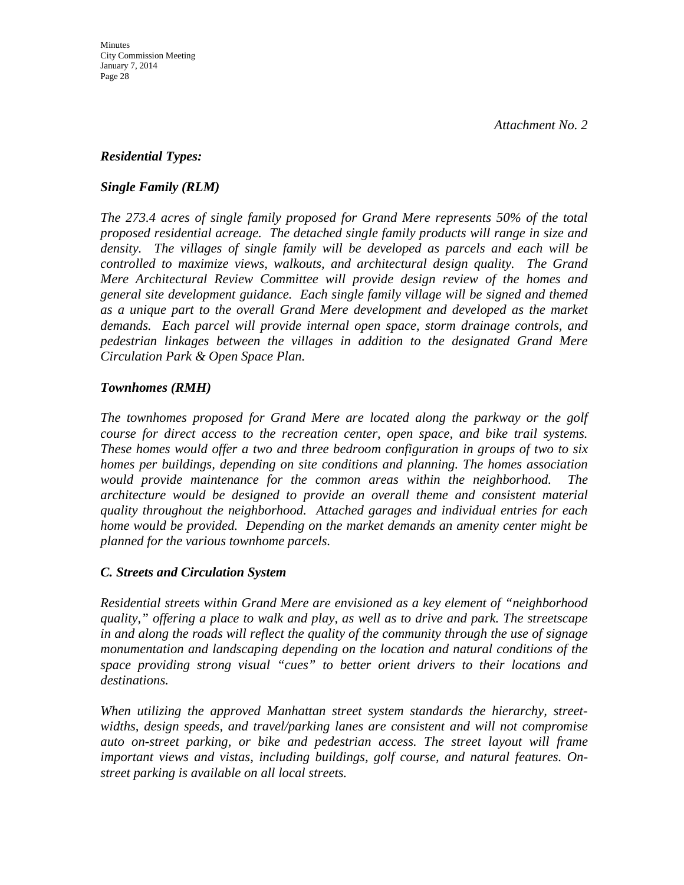*Attachment No. 2*

***Residential Types:***

***Single Family (RLM)***

*The 273.4 acres of single family proposed for Grand Mere represents 50% of the total proposed residential acreage. The detached single family products will range in size and density. The villages of single family will be developed as parcels and each will be controlled to maximize views, walkouts, and architectural design quality. The Grand Mere Architectural Review Committee will provide design review of the homes and general site development guidance. Each single family village will be signed and themed as a unique part to the overall Grand Mere development and developed as the market demands. Each parcel will provide internal open space, storm drainage controls, and pedestrian linkages between the villages in addition to the designated Grand Mere Circulation Park & Open Space Plan.*

***Townhomes (RMH)***

*The townhomes proposed for Grand Mere are located along the parkway or the golf course for direct access to the recreation center, open space, and bike trail systems. These homes would offer a two and three bedroom configuration in groups of two to six homes per buildings, depending on site conditions and planning. The homes association would provide maintenance for the common areas within the neighborhood. The architecture would be designed to provide an overall theme and consistent material quality throughout the neighborhood. Attached garages and individual entries for each home would be provided. Depending on the market demands an amenity center might be planned for the various townhome parcels.*

***C. Streets and Circulation System***

*Residential streets within Grand Mere are envisioned as a key element of "neighborhood quality," offering a place to walk and play, as well as to drive and park. The streetscape in and along the roads will reflect the quality of the community through the use of signage monumentation and landscaping depending on the location and natural conditions of the space providing strong visual "cues" to better orient drivers to their locations and destinations.*

*When utilizing the approved Manhattan street system standards the hierarchy, street-widths, design speeds, and travel/parking lanes are consistent and will not compromise auto on-street parking, or bike and pedestrian access. The street layout will frame important views and vistas, including buildings, golf course, and natural features. On-street parking is available on all local streets.*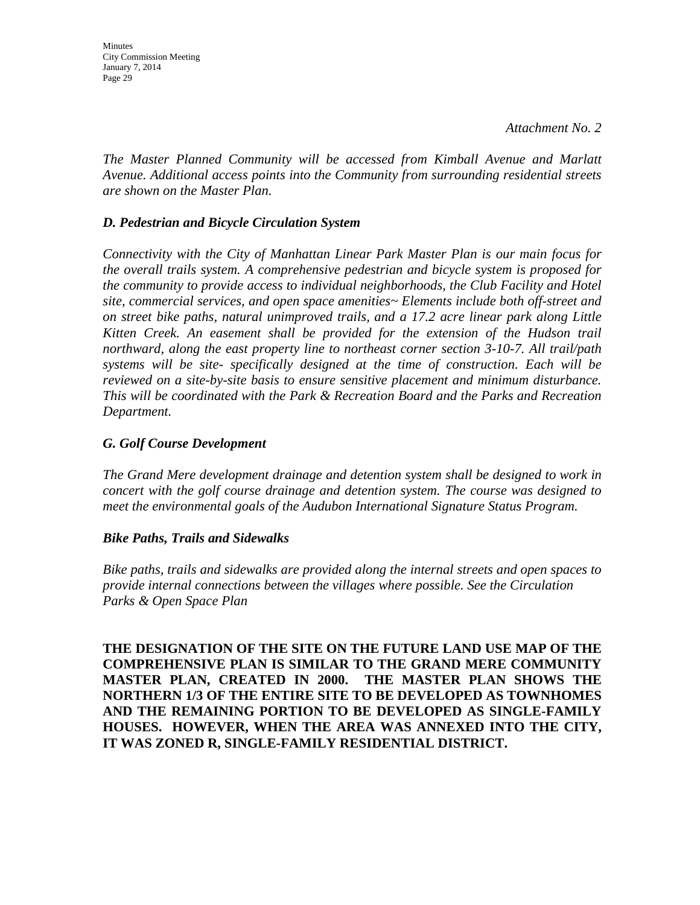*Attachment No. 2*

*The Master Planned Community will be accessed from Kimball Avenue and Marlatt Avenue. Additional access points into the Community from surrounding residential streets are shown on the Master Plan.*

### *D. Pedestrian and Bicycle Circulation System*

*Connectivity with the City of Manhattan Linear Park Master Plan is our main focus for the overall trails system. A comprehensive pedestrian and bicycle system is proposed for the community to provide access to individual neighborhoods, the Club Facility and Hotel site, commercial services, and open space amenities~ Elements include both off-street and on street bike paths, natural unimproved trails, and a 17.2 acre linear park along Little Kitten Creek. An easement shall be provided for the extension of the Hudson trail northward, along the east property line to northeast corner section 3-10-7. All trail/path systems will be site- specifically designed at the time of construction. Each will be reviewed on a site-by-site basis to ensure sensitive placement and minimum disturbance. This will be coordinated with the Park & Recreation Board and the Parks and Recreation Department.*

### *G. Golf Course Development*

*The Grand Mere development drainage and detention system shall be designed to work in concert with the golf course drainage and detention system. The course was designed to meet the environmental goals of the Audubon International Signature Status Program.*

### *Bike Paths, Trails and Sidewalks*

*Bike paths, trails and sidewalks are provided along the internal streets and open spaces to provide internal connections between the villages where possible. See the Circulation Parks & Open Space Plan*

**THE DESIGNATION OF THE SITE ON THE FUTURE LAND USE MAP OF THE COMPREHENSIVE PLAN IS SIMILAR TO THE GRAND MERE COMMUNITY MASTER PLAN, CREATED IN 2000. THE MASTER PLAN SHOWS THE NORTHERN 1/3 OF THE ENTIRE SITE TO BE DEVELOPED AS TOWNHOMES AND THE REMAINING PORTION TO BE DEVELOPED AS SINGLE-FAMILY HOUSES. HOWEVER, WHEN THE AREA WAS ANNEXED INTO THE CITY, IT WAS ZONED R, SINGLE-FAMILY RESIDENTIAL DISTRICT.**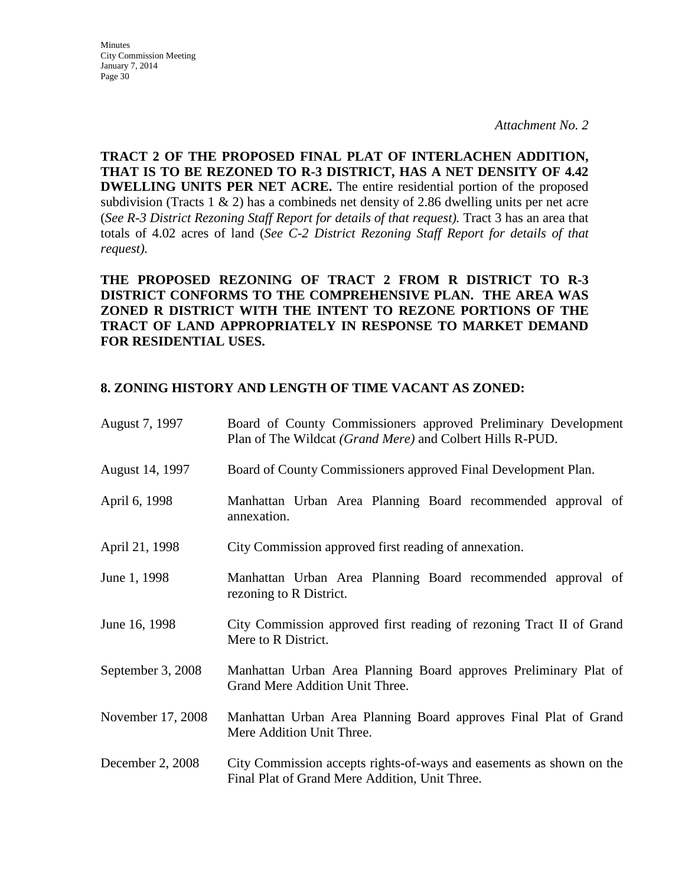*Attachment No. 2*

**TRACT 2 OF THE PROPOSED FINAL PLAT OF INTERLACHEN ADDITION, THAT IS TO BE REZONED TO R-3 DISTRICT, HAS A NET DENSITY OF 4.42 DWELLING UNITS PER NET ACRE.** The entire residential portion of the proposed subdivision (Tracts 1 & 2) has a combineds net density of 2.86 dwelling units per net acre (*See R-3 District Rezoning Staff Report for details of that request).* Tract 3 has an area that totals of 4.02 acres of land (*See C-2 District Rezoning Staff Report for details of that request).*

**THE PROPOSED REZONING OF TRACT 2 FROM R DISTRICT TO R-3 DISTRICT CONFORMS TO THE COMPREHENSIVE PLAN. THE AREA WAS ZONED R DISTRICT WITH THE INTENT TO REZONE PORTIONS OF THE TRACT OF LAND APPROPRIATELY IN RESPONSE TO MARKET DEMAND FOR RESIDENTIAL USES.**

## 8. ZONING HISTORY AND LENGTH OF TIME VACANT AS ZONED:

| | |
|---|---|
| August 7, 1997 | Board of County Commissioners approved Preliminary Development Plan of The Wildcat *(Grand Mere)* and Colbert Hills R-PUD. |
| August 14, 1997 | Board of County Commissioners approved Final Development Plan. |
| April 6, 1998 | Manhattan Urban Area Planning Board recommended approval of annexation. |
| April 21, 1998 | City Commission approved first reading of annexation. |
| June 1, 1998 | Manhattan Urban Area Planning Board recommended approval of rezoning to R District. |
| June 16, 1998 | City Commission approved first reading of rezoning Tract II of Grand Mere to R District. |
| September 3, 2008 | Manhattan Urban Area Planning Board approves Preliminary Plat of Grand Mere Addition Unit Three. |
| November 17, 2008 | Manhattan Urban Area Planning Board approves Final Plat of Grand Mere Addition Unit Three. |
| December 2, 2008 | City Commission accepts rights-of-ways and easements as shown on the Final Plat of Grand Mere Addition, Unit Three. |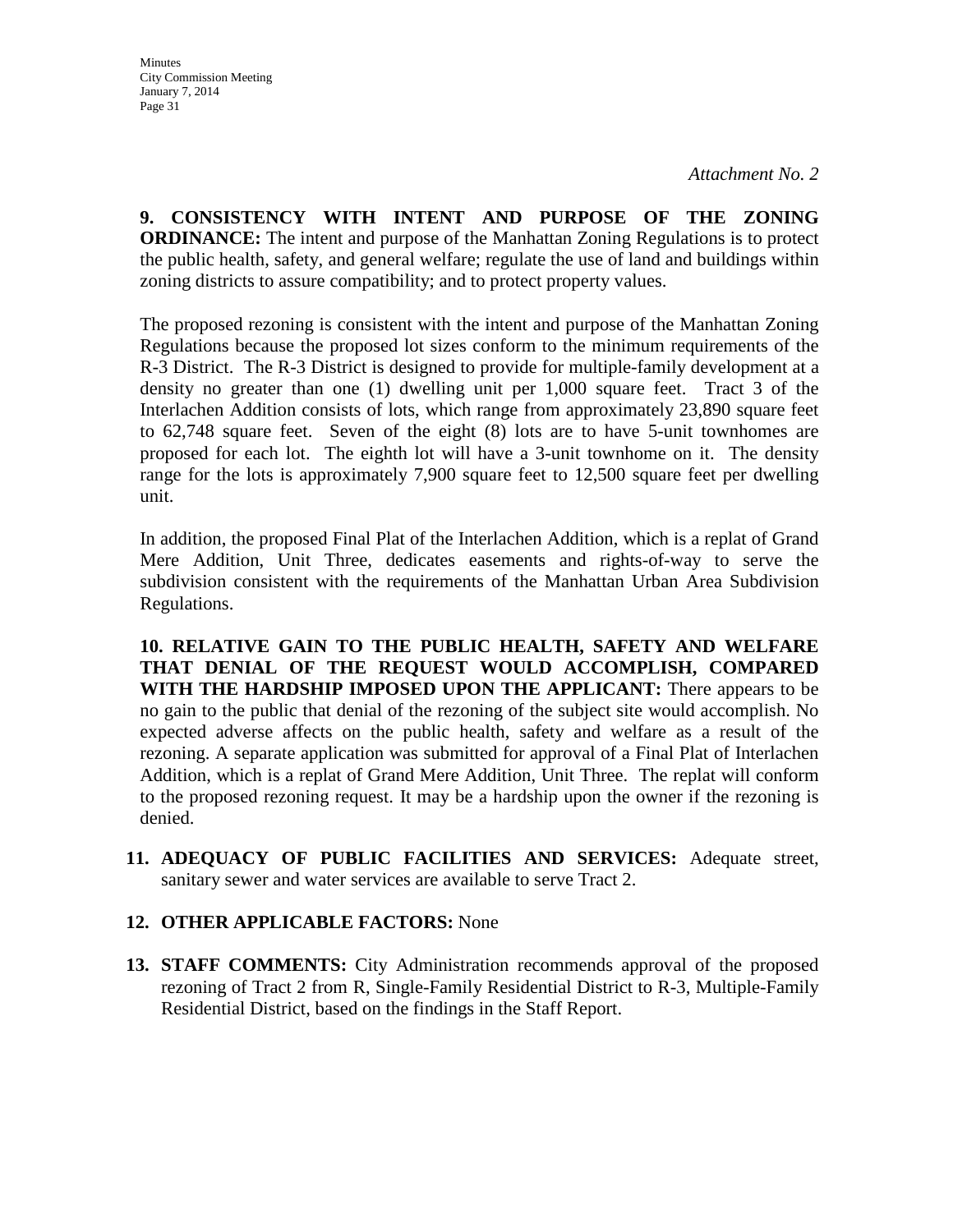*Attachment No. 2*

**9. CONSISTENCY WITH INTENT AND PURPOSE OF THE ZONING ORDINANCE:** The intent and purpose of the Manhattan Zoning Regulations is to protect the public health, safety, and general welfare; regulate the use of land and buildings within zoning districts to assure compatibility; and to protect property values.

The proposed rezoning is consistent with the intent and purpose of the Manhattan Zoning Regulations because the proposed lot sizes conform to the minimum requirements of the R-3 District. The R-3 District is designed to provide for multiple-family development at a density no greater than one (1) dwelling unit per 1,000 square feet. Tract 3 of the Interlachen Addition consists of lots, which range from approximately 23,890 square feet to 62,748 square feet. Seven of the eight (8) lots are to have 5-unit townhomes are proposed for each lot. The eighth lot will have a 3-unit townhome on it. The density range for the lots is approximately 7,900 square feet to 12,500 square feet per dwelling unit.

In addition, the proposed Final Plat of the Interlachen Addition, which is a replat of Grand Mere Addition, Unit Three, dedicates easements and rights-of-way to serve the subdivision consistent with the requirements of the Manhattan Urban Area Subdivision Regulations.

**10. RELATIVE GAIN TO THE PUBLIC HEALTH, SAFETY AND WELFARE THAT DENIAL OF THE REQUEST WOULD ACCOMPLISH, COMPARED WITH THE HARDSHIP IMPOSED UPON THE APPLICANT:** There appears to be no gain to the public that denial of the rezoning of the subject site would accomplish. No expected adverse affects on the public health, safety and welfare as a result of the rezoning. A separate application was submitted for approval of a Final Plat of Interlachen Addition, which is a replat of Grand Mere Addition, Unit Three. The replat will conform to the proposed rezoning request. It may be a hardship upon the owner if the rezoning is denied.

11. **ADEQUACY OF PUBLIC FACILITIES AND SERVICES:** Adequate street, sanitary sewer and water services are available to serve Tract 2.

12. **OTHER APPLICABLE FACTORS:** None

13. **STAFF COMMENTS:** City Administration recommends approval of the proposed rezoning of Tract 2 from R, Single-Family Residential District to R-3, Multiple-Family Residential District, based on the findings in the Staff Report.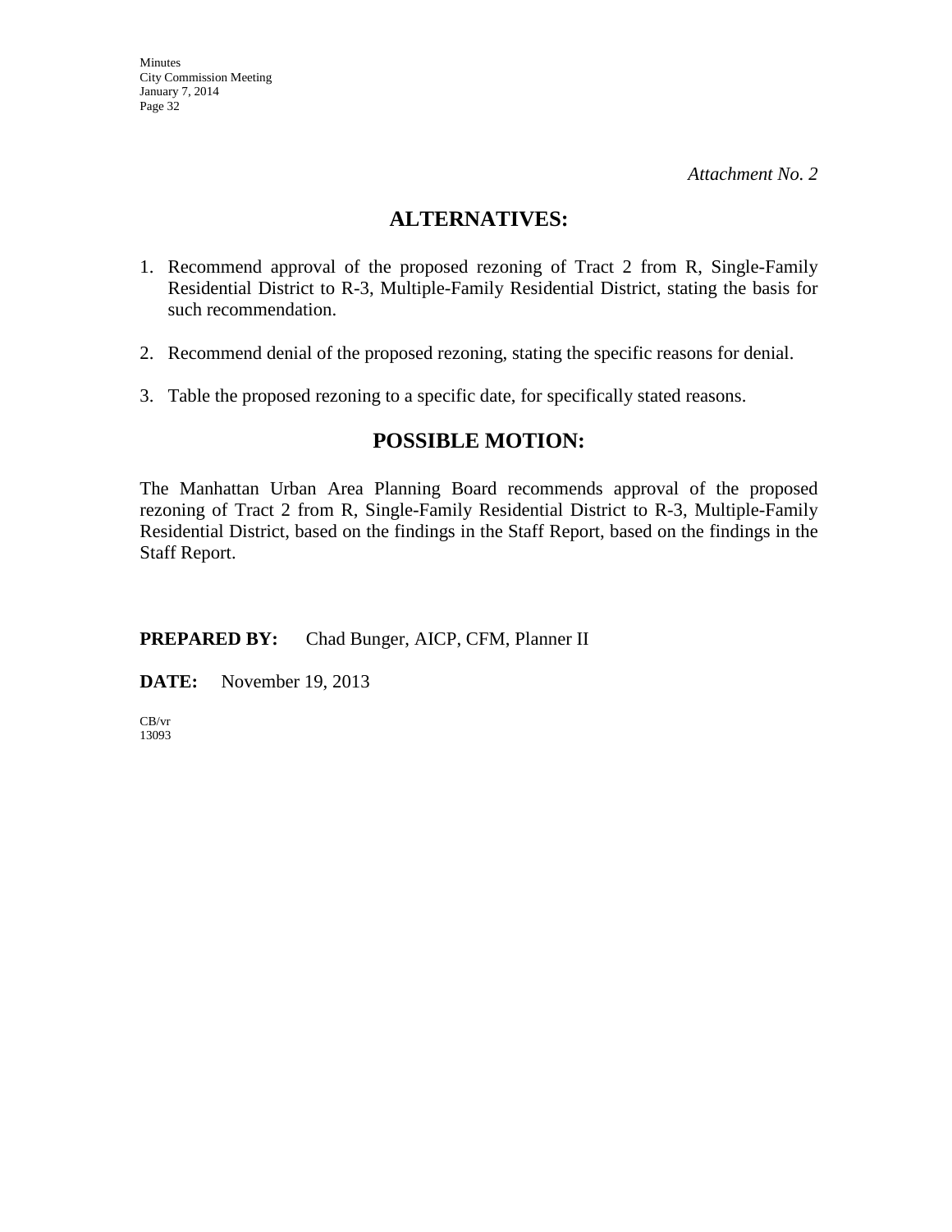*Attachment No. 2*

## ALTERNATIVES:

1. Recommend approval of the proposed rezoning of Tract 2 from R, Single-Family Residential District to R-3, Multiple-Family Residential District, stating the basis for such recommendation.

2. Recommend denial of the proposed rezoning, stating the specific reasons for denial.

3. Table the proposed rezoning to a specific date, for specifically stated reasons.

## POSSIBLE MOTION:

The Manhattan Urban Area Planning Board recommends approval of the proposed rezoning of Tract 2 from R, Single-Family Residential District to R-3, Multiple-Family Residential District, based on the findings in the Staff Report, based on the findings in the Staff Report.

**PREPARED BY:** Chad Bunger, AICP, CFM, Planner II

**DATE:** November 19, 2013

CB/vr
13093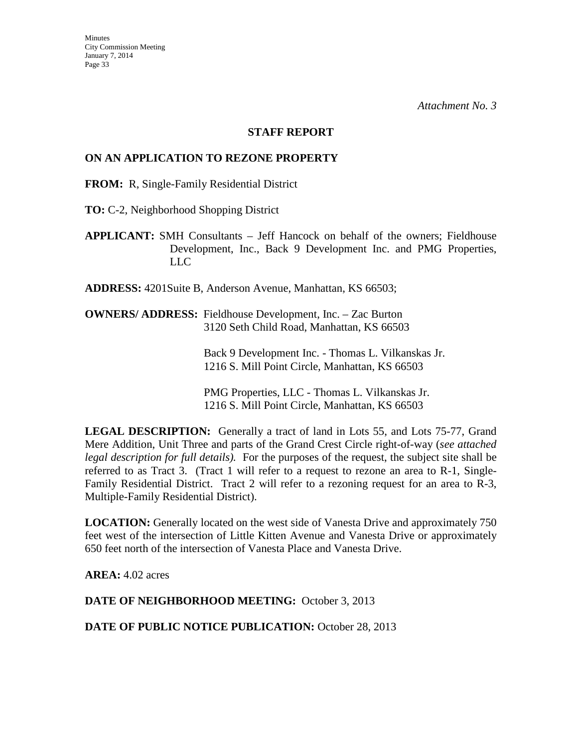*Attachment No. 3*

**STAFF REPORT**

**ON AN APPLICATION TO REZONE PROPERTY**

**FROM:** R, Single-Family Residential District

**TO:** C-2, Neighborhood Shopping District

**APPLICANT:** SMH Consultants – Jeff Hancock on behalf of the owners; Fieldhouse Development, Inc., Back 9 Development Inc. and PMG Properties, LLC

**ADDRESS:** 4201Suite B, Anderson Avenue, Manhattan, KS 66503;

**OWNERS/ ADDRESS:** Fieldhouse Development, Inc. – Zac Burton
3120 Seth Child Road, Manhattan, KS 66503

Back 9 Development Inc. - Thomas L. Vilkanskas Jr.
1216 S. Mill Point Circle, Manhattan, KS 66503

PMG Properties, LLC - Thomas L. Vilkanskas Jr.
1216 S. Mill Point Circle, Manhattan, KS 66503

**LEGAL DESCRIPTION:** Generally a tract of land in Lots 55, and Lots 75-77, Grand Mere Addition, Unit Three and parts of the Grand Crest Circle right-of-way (*see attached legal description for full details).* For the purposes of the request, the subject site shall be referred to as Tract 3. (Tract 1 will refer to a request to rezone an area to R-1, Single-Family Residential District. Tract 2 will refer to a rezoning request for an area to R-3, Multiple-Family Residential District).

**LOCATION:** Generally located on the west side of Vanesta Drive and approximately 750 feet west of the intersection of Little Kitten Avenue and Vanesta Drive or approximately 650 feet north of the intersection of Vanesta Place and Vanesta Drive.

**AREA:** 4.02 acres

**DATE OF NEIGHBORHOOD MEETING:** October 3, 2013

**DATE OF PUBLIC NOTICE PUBLICATION:** October 28, 2013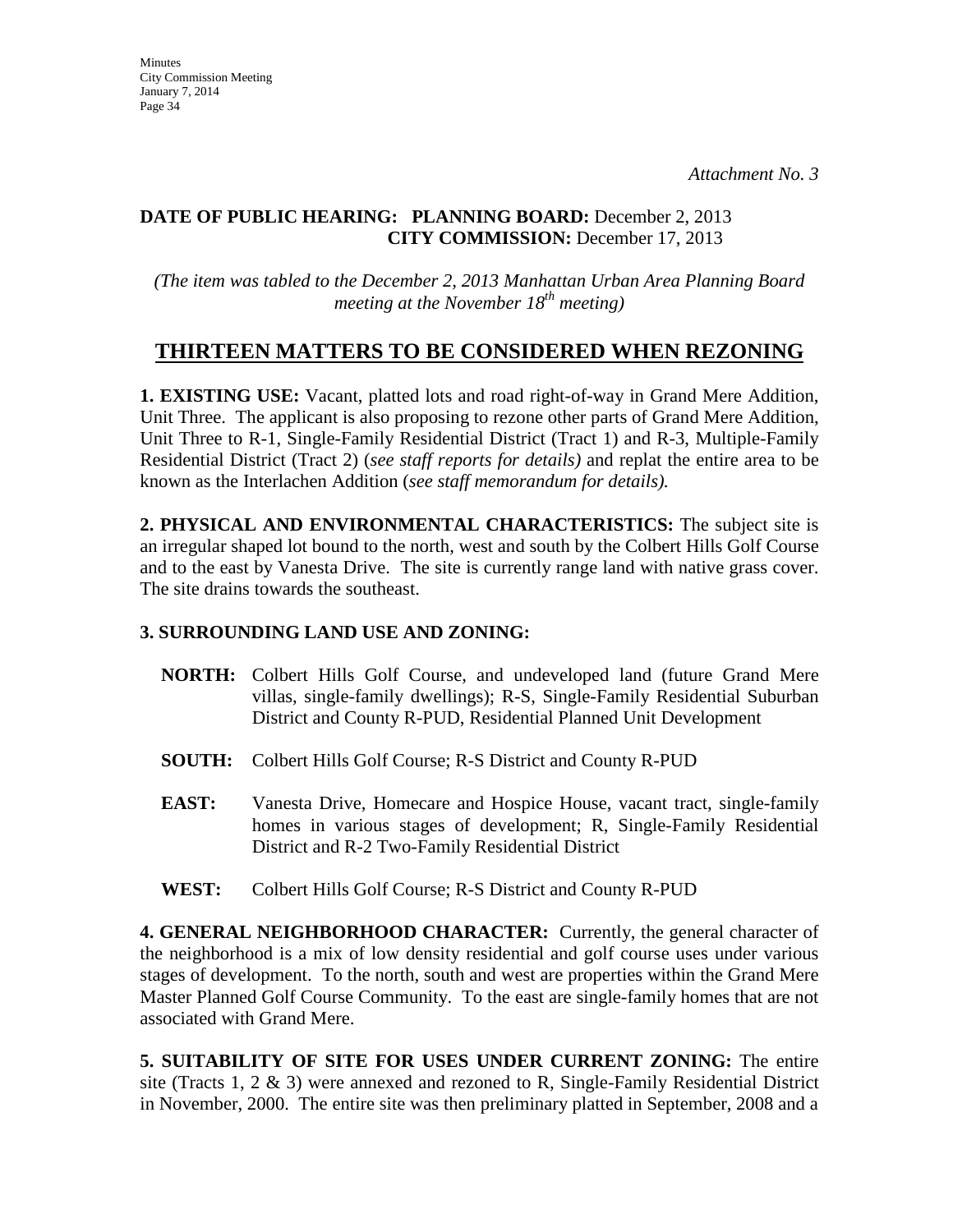*Attachment No. 3*

**DATE OF PUBLIC HEARING: PLANNING BOARD:** December 2, 2013
**CITY COMMISSION:** December 17, 2013

*(The item was tabled to the December 2, 2013 Manhattan Urban Area Planning Board meeting at the November 18th meeting)*

## THIRTEEN MATTERS TO BE CONSIDERED WHEN REZONING

**1. EXISTING USE:** Vacant, platted lots and road right-of-way in Grand Mere Addition, Unit Three. The applicant is also proposing to rezone other parts of Grand Mere Addition, Unit Three to R-1, Single-Family Residential District (Tract 1) and R-3, Multiple-Family Residential District (Tract 2) (*see staff reports for details)* and replat the entire area to be known as the Interlachen Addition (*see staff memorandum for details).*

**2. PHYSICAL AND ENVIRONMENTAL CHARACTERISTICS:** The subject site is an irregular shaped lot bound to the north, west and south by the Colbert Hills Golf Course and to the east by Vanesta Drive. The site is currently range land with native grass cover. The site drains towards the southeast.

**3. SURROUNDING LAND USE AND ZONING:**

**NORTH:** Colbert Hills Golf Course, and undeveloped land (future Grand Mere villas, single-family dwellings); R-S, Single-Family Residential Suburban District and County R-PUD, Residential Planned Unit Development

**SOUTH:** Colbert Hills Golf Course; R-S District and County R-PUD

**EAST:** Vanesta Drive, Homecare and Hospice House, vacant tract, single-family homes in various stages of development; R, Single-Family Residential District and R-2 Two-Family Residential District

**WEST:** Colbert Hills Golf Course; R-S District and County R-PUD

**4. GENERAL NEIGHBORHOOD CHARACTER:** Currently, the general character of the neighborhood is a mix of low density residential and golf course uses under various stages of development. To the north, south and west are properties within the Grand Mere Master Planned Golf Course Community. To the east are single-family homes that are not associated with Grand Mere.

**5. SUITABILITY OF SITE FOR USES UNDER CURRENT ZONING:** The entire site (Tracts 1, 2 & 3) were annexed and rezoned to R, Single-Family Residential District in November, 2000. The entire site was then preliminary platted in September, 2008 and a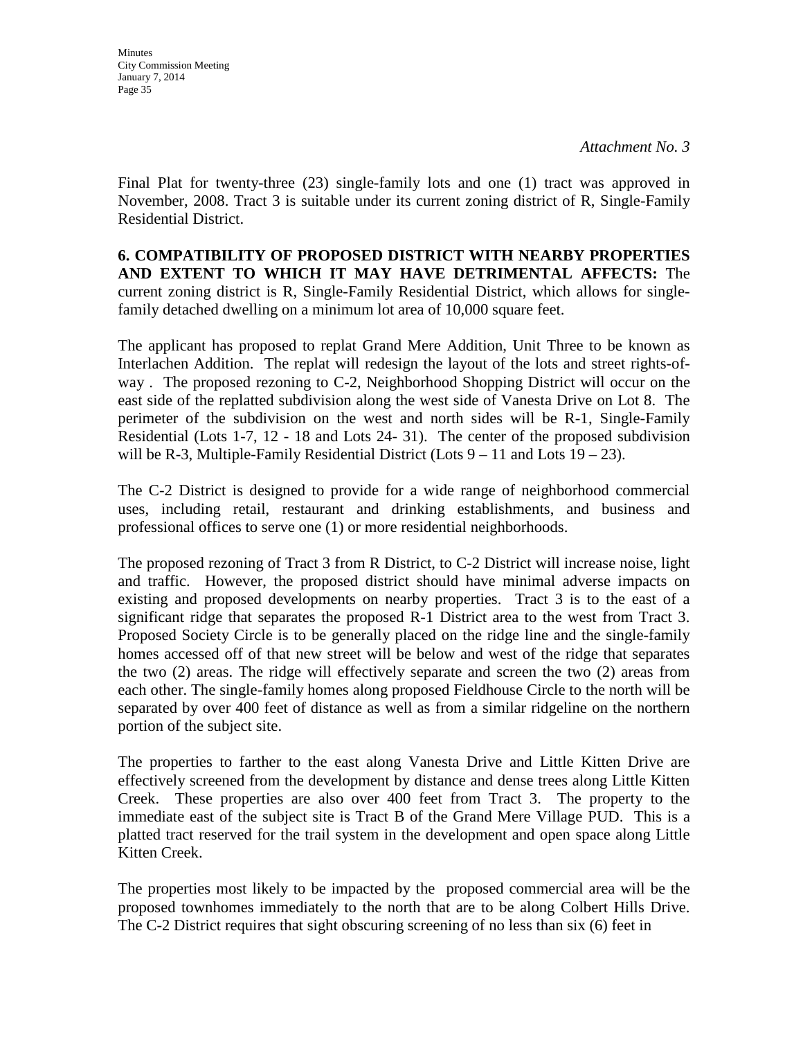*Attachment No. 3*

Final Plat for twenty-three (23) single-family lots and one (1) tract was approved in November, 2008. Tract 3 is suitable under its current zoning district of R, Single-Family Residential District.

**6. COMPATIBILITY OF PROPOSED DISTRICT WITH NEARBY PROPERTIES AND EXTENT TO WHICH IT MAY HAVE DETRIMENTAL AFFECTS:** The current zoning district is R, Single-Family Residential District, which allows for single-family detached dwelling on a minimum lot area of 10,000 square feet.

The applicant has proposed to replat Grand Mere Addition, Unit Three to be known as Interlachen Addition. The replat will redesign the layout of the lots and street rights-of-way . The proposed rezoning to C-2, Neighborhood Shopping District will occur on the east side of the replatted subdivision along the west side of Vanesta Drive on Lot 8. The perimeter of the subdivision on the west and north sides will be R-1, Single-Family Residential (Lots 1-7, 12 - 18 and Lots 24- 31). The center of the proposed subdivision will be R-3, Multiple-Family Residential District (Lots 9 – 11 and Lots 19 – 23).

The C-2 District is designed to provide for a wide range of neighborhood commercial uses, including retail, restaurant and drinking establishments, and business and professional offices to serve one (1) or more residential neighborhoods.

The proposed rezoning of Tract 3 from R District, to C-2 District will increase noise, light and traffic. However, the proposed district should have minimal adverse impacts on existing and proposed developments on nearby properties. Tract 3 is to the east of a significant ridge that separates the proposed R-1 District area to the west from Tract 3. Proposed Society Circle is to be generally placed on the ridge line and the single-family homes accessed off of that new street will be below and west of the ridge that separates the two (2) areas. The ridge will effectively separate and screen the two (2) areas from each other. The single-family homes along proposed Fieldhouse Circle to the north will be separated by over 400 feet of distance as well as from a similar ridgeline on the northern portion of the subject site.

The properties to farther to the east along Vanesta Drive and Little Kitten Drive are effectively screened from the development by distance and dense trees along Little Kitten Creek. These properties are also over 400 feet from Tract 3. The property to the immediate east of the subject site is Tract B of the Grand Mere Village PUD. This is a platted tract reserved for the trail system in the development and open space along Little Kitten Creek.

The properties most likely to be impacted by the proposed commercial area will be the proposed townhomes immediately to the north that are to be along Colbert Hills Drive. The C-2 District requires that sight obscuring screening of no less than six (6) feet in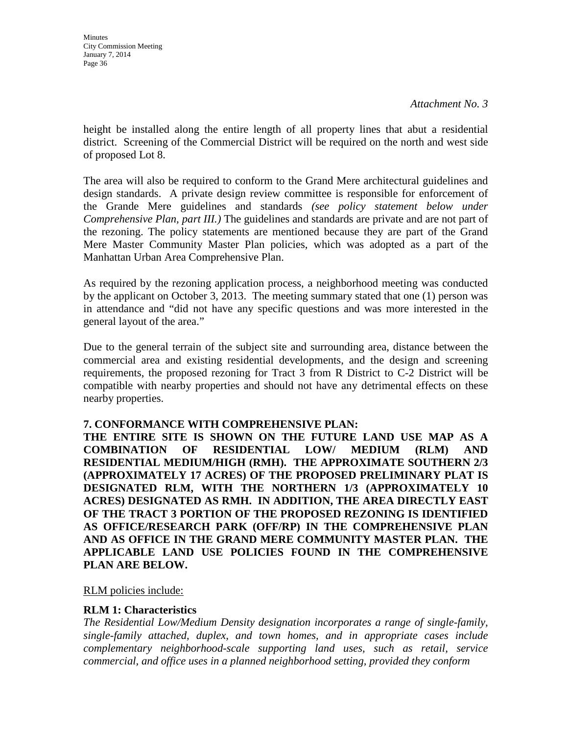*Attachment No. 3*

height be installed along the entire length of all property lines that abut a residential district. Screening of the Commercial District will be required on the north and west side of proposed Lot 8.

The area will also be required to conform to the Grand Mere architectural guidelines and design standards. A private design review committee is responsible for enforcement of the Grande Mere guidelines and standards *(see policy statement below under Comprehensive Plan, part III.)* The guidelines and standards are private and are not part of the rezoning. The policy statements are mentioned because they are part of the Grand Mere Master Community Master Plan policies, which was adopted as a part of the Manhattan Urban Area Comprehensive Plan.

As required by the rezoning application process, a neighborhood meeting was conducted by the applicant on October 3, 2013. The meeting summary stated that one (1) person was in attendance and "did not have any specific questions and was more interested in the general layout of the area."

Due to the general terrain of the subject site and surrounding area, distance between the commercial area and existing residential developments, and the design and screening requirements, the proposed rezoning for Tract 3 from R District to C-2 District will be compatible with nearby properties and should not have any detrimental effects on these nearby properties.

**7. CONFORMANCE WITH COMPREHENSIVE PLAN:**
**THE ENTIRE SITE IS SHOWN ON THE FUTURE LAND USE MAP AS A COMBINATION OF RESIDENTIAL LOW/ MEDIUM (RLM) AND RESIDENTIAL MEDIUM/HIGH (RMH). THE APPROXIMATE SOUTHERN 2/3 (APPROXIMATELY 17 ACRES) OF THE PROPOSED PRELIMINARY PLAT IS DESIGNATED RLM, WITH THE NORTHERN 1/3 (APPROXIMATELY 10 ACRES) DESIGNATED AS RMH. IN ADDITION, THE AREA DIRECTLY EAST OF THE TRACT 3 PORTION OF THE PROPOSED REZONING IS IDENTIFIED AS OFFICE/RESEARCH PARK (OFF/RP) IN THE COMPREHENSIVE PLAN AND AS OFFICE IN THE GRAND MERE COMMUNITY MASTER PLAN. THE APPLICABLE LAND USE POLICIES FOUND IN THE COMPREHENSIVE PLAN ARE BELOW.**

<u>RLM policies include:</u>

**RLM 1: Characteristics**
*The Residential Low/Medium Density designation incorporates a range of single-family, single-family attached, duplex, and town homes, and in appropriate cases include complementary neighborhood-scale supporting land uses, such as retail, service commercial, and office uses in a planned neighborhood setting, provided they conform*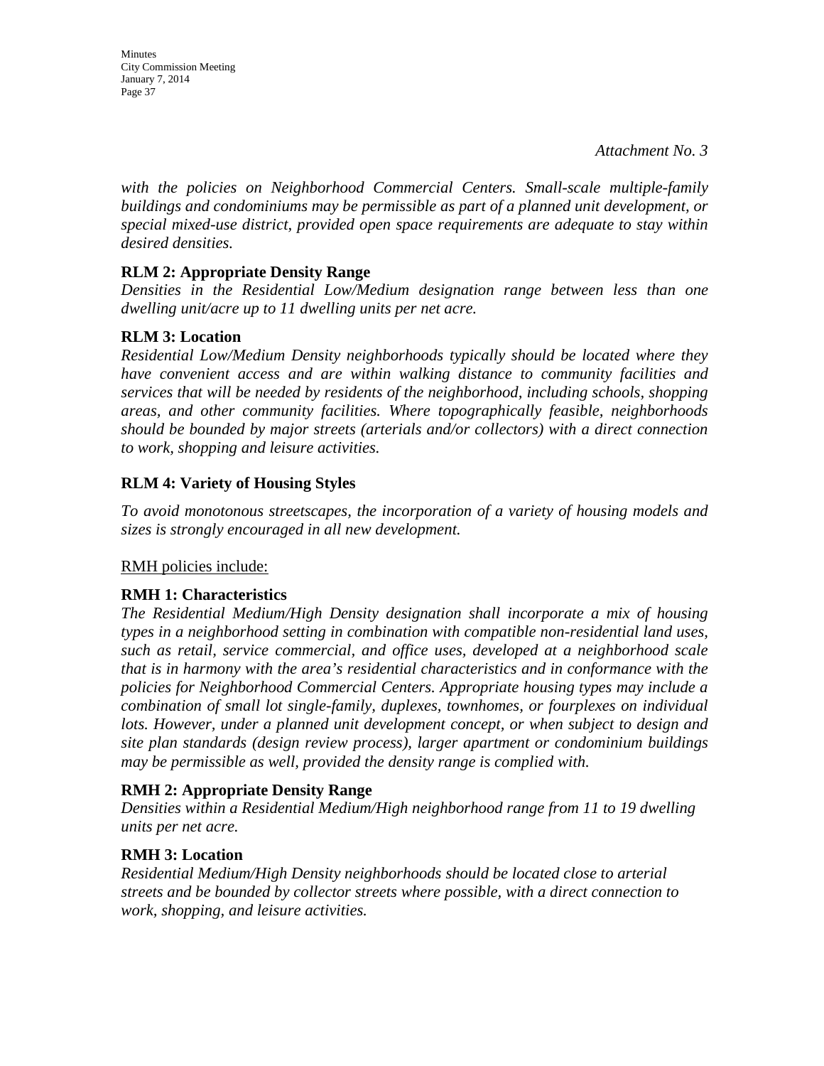*Attachment No. 3*

*with the policies on Neighborhood Commercial Centers. Small-scale multiple-family buildings and condominiums may be permissible as part of a planned unit development, or special mixed-use district, provided open space requirements are adequate to stay within desired densities.*

**RLM 2: Appropriate Density Range**

*Densities in the Residential Low/Medium designation range between less than one dwelling unit/acre up to 11 dwelling units per net acre.*

**RLM 3: Location**

*Residential Low/Medium Density neighborhoods typically should be located where they have convenient access and are within walking distance to community facilities and services that will be needed by residents of the neighborhood, including schools, shopping areas, and other community facilities. Where topographically feasible, neighborhoods should be bounded by major streets (arterials and/or collectors) with a direct connection to work, shopping and leisure activities.*

**RLM 4: Variety of Housing Styles**

*To avoid monotonous streetscapes, the incorporation of a variety of housing models and sizes is strongly encouraged in all new development.*

RMH policies include:

**RMH 1: Characteristics**

*The Residential Medium/High Density designation shall incorporate a mix of housing types in a neighborhood setting in combination with compatible non-residential land uses, such as retail, service commercial, and office uses, developed at a neighborhood scale that is in harmony with the area's residential characteristics and in conformance with the policies for Neighborhood Commercial Centers. Appropriate housing types may include a combination of small lot single-family, duplexes, townhomes, or fourplexes on individual lots. However, under a planned unit development concept, or when subject to design and site plan standards (design review process), larger apartment or condominium buildings may be permissible as well, provided the density range is complied with.*

**RMH 2: Appropriate Density Range**

*Densities within a Residential Medium/High neighborhood range from 11 to 19 dwelling units per net acre.*

**RMH 3: Location**

*Residential Medium/High Density neighborhoods should be located close to arterial streets and be bounded by collector streets where possible, with a direct connection to work, shopping, and leisure activities.*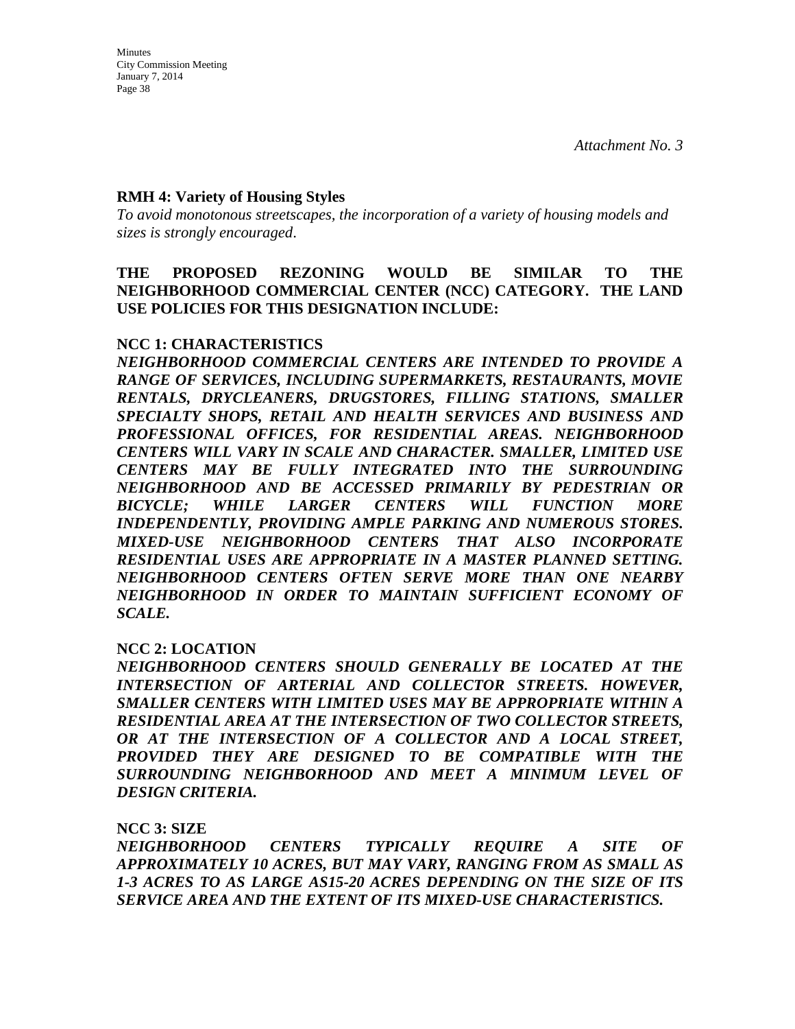*Attachment No. 3*

**RMH 4: Variety of Housing Styles**

*To avoid monotonous streetscapes, the incorporation of a variety of housing models and sizes is strongly encouraged*.

**THE PROPOSED REZONING WOULD BE SIMILAR TO THE NEIGHBORHOOD COMMERCIAL CENTER (NCC) CATEGORY. THE LAND USE POLICIES FOR THIS DESIGNATION INCLUDE:**

**NCC 1: CHARACTERISTICS**

***NEIGHBORHOOD COMMERCIAL CENTERS ARE INTENDED TO PROVIDE A RANGE OF SERVICES, INCLUDING SUPERMARKETS, RESTAURANTS, MOVIE RENTALS, DRYCLEANERS, DRUGSTORES, FILLING STATIONS, SMALLER SPECIALTY SHOPS, RETAIL AND HEALTH SERVICES AND BUSINESS AND PROFESSIONAL OFFICES, FOR RESIDENTIAL AREAS. NEIGHBORHOOD CENTERS WILL VARY IN SCALE AND CHARACTER. SMALLER, LIMITED USE CENTERS MAY BE FULLY INTEGRATED INTO THE SURROUNDING NEIGHBORHOOD AND BE ACCESSED PRIMARILY BY PEDESTRIAN OR BICYCLE; WHILE LARGER CENTERS WILL FUNCTION MORE INDEPENDENTLY, PROVIDING AMPLE PARKING AND NUMEROUS STORES. MIXED-USE NEIGHBORHOOD CENTERS THAT ALSO INCORPORATE RESIDENTIAL USES ARE APPROPRIATE IN A MASTER PLANNED SETTING. NEIGHBORHOOD CENTERS OFTEN SERVE MORE THAN ONE NEARBY NEIGHBORHOOD IN ORDER TO MAINTAIN SUFFICIENT ECONOMY OF SCALE.***

**NCC 2: LOCATION**

***NEIGHBORHOOD CENTERS SHOULD GENERALLY BE LOCATED AT THE INTERSECTION OF ARTERIAL AND COLLECTOR STREETS. HOWEVER, SMALLER CENTERS WITH LIMITED USES MAY BE APPROPRIATE WITHIN A RESIDENTIAL AREA AT THE INTERSECTION OF TWO COLLECTOR STREETS, OR AT THE INTERSECTION OF A COLLECTOR AND A LOCAL STREET, PROVIDED THEY ARE DESIGNED TO BE COMPATIBLE WITH THE SURROUNDING NEIGHBORHOOD AND MEET A MINIMUM LEVEL OF DESIGN CRITERIA.***

**NCC 3: SIZE**

***NEIGHBORHOOD CENTERS TYPICALLY REQUIRE A SITE OF APPROXIMATELY 10 ACRES, BUT MAY VARY, RANGING FROM AS SMALL AS 1-3 ACRES TO AS LARGE AS15-20 ACRES DEPENDING ON THE SIZE OF ITS SERVICE AREA AND THE EXTENT OF ITS MIXED-USE CHARACTERISTICS.***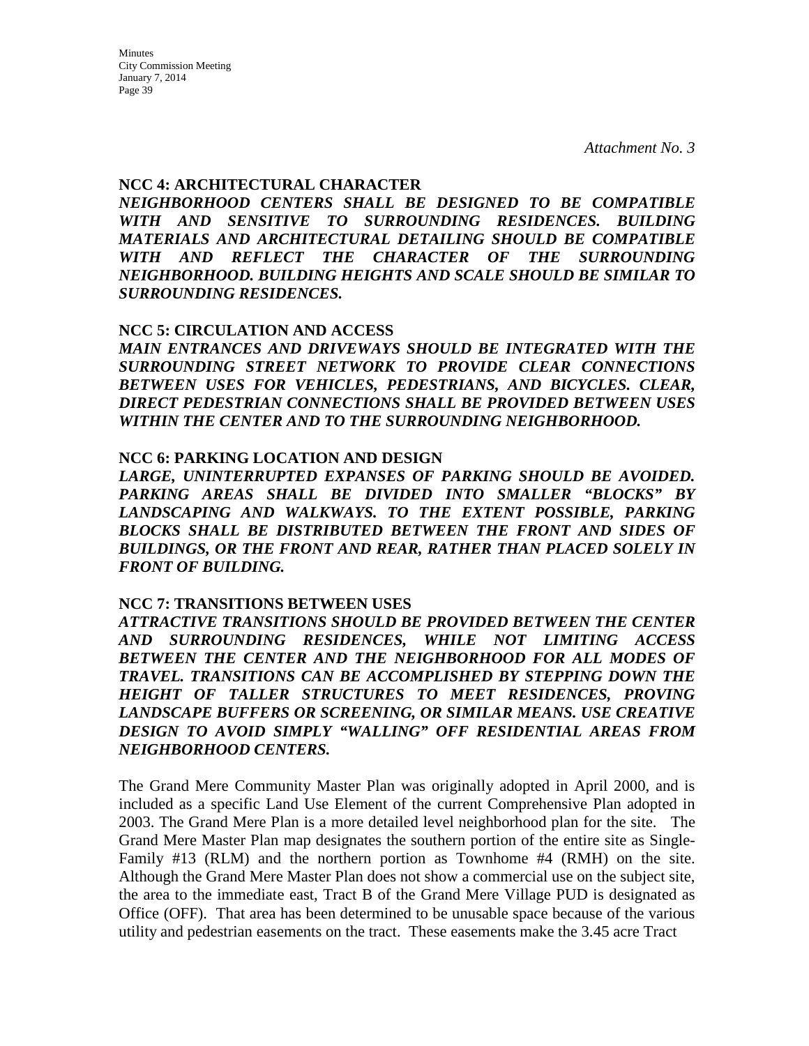*Attachment No. 3*

**NCC 4: ARCHITECTURAL CHARACTER**

***NEIGHBORHOOD CENTERS SHALL BE DESIGNED TO BE COMPATIBLE WITH AND SENSITIVE TO SURROUNDING RESIDENCES. BUILDING MATERIALS AND ARCHITECTURAL DETAILING SHOULD BE COMPATIBLE WITH AND REFLECT THE CHARACTER OF THE SURROUNDING NEIGHBORHOOD. BUILDING HEIGHTS AND SCALE SHOULD BE SIMILAR TO SURROUNDING RESIDENCES.***

**NCC 5: CIRCULATION AND ACCESS**

***MAIN ENTRANCES AND DRIVEWAYS SHOULD BE INTEGRATED WITH THE SURROUNDING STREET NETWORK TO PROVIDE CLEAR CONNECTIONS BETWEEN USES FOR VEHICLES, PEDESTRIANS, AND BICYCLES. CLEAR, DIRECT PEDESTRIAN CONNECTIONS SHALL BE PROVIDED BETWEEN USES WITHIN THE CENTER AND TO THE SURROUNDING NEIGHBORHOOD.***

**NCC 6: PARKING LOCATION AND DESIGN**

***LARGE, UNINTERRUPTED EXPANSES OF PARKING SHOULD BE AVOIDED. PARKING AREAS SHALL BE DIVIDED INTO SMALLER "BLOCKS" BY LANDSCAPING AND WALKWAYS. TO THE EXTENT POSSIBLE, PARKING BLOCKS SHALL BE DISTRIBUTED BETWEEN THE FRONT AND SIDES OF BUILDINGS, OR THE FRONT AND REAR, RATHER THAN PLACED SOLELY IN FRONT OF BUILDING.***

**NCC 7: TRANSITIONS BETWEEN USES**

***ATTRACTIVE TRANSITIONS SHOULD BE PROVIDED BETWEEN THE CENTER AND SURROUNDING RESIDENCES, WHILE NOT LIMITING ACCESS BETWEEN THE CENTER AND THE NEIGHBORHOOD FOR ALL MODES OF TRAVEL. TRANSITIONS CAN BE ACCOMPLISHED BY STEPPING DOWN THE HEIGHT OF TALLER STRUCTURES TO MEET RESIDENCES, PROVING LANDSCAPE BUFFERS OR SCREENING, OR SIMILAR MEANS. USE CREATIVE DESIGN TO AVOID SIMPLY "WALLING" OFF RESIDENTIAL AREAS FROM NEIGHBORHOOD CENTERS.***

The Grand Mere Community Master Plan was originally adopted in April 2000, and is included as a specific Land Use Element of the current Comprehensive Plan adopted in 2003. The Grand Mere Plan is a more detailed level neighborhood plan for the site. The Grand Mere Master Plan map designates the southern portion of the entire site as Single-Family #13 (RLM) and the northern portion as Townhome #4 (RMH) on the site. Although the Grand Mere Master Plan does not show a commercial use on the subject site, the area to the immediate east, Tract B of the Grand Mere Village PUD is designated as Office (OFF). That area has been determined to be unusable space because of the various utility and pedestrian easements on the tract. These easements make the 3.45 acre Tract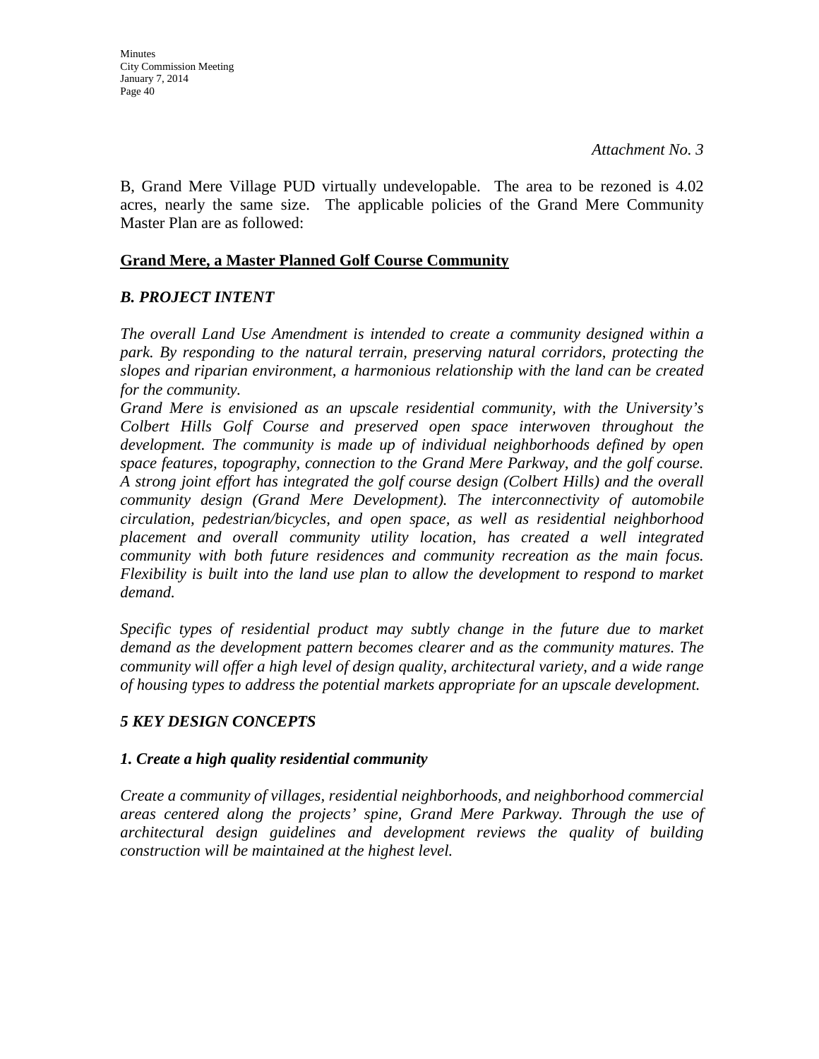*Attachment No. 3*

B, Grand Mere Village PUD virtually undevelopable. The area to be rezoned is 4.02 acres, nearly the same size. The applicable policies of the Grand Mere Community Master Plan are as followed:

**Grand Mere, a Master Planned Golf Course Community**

***B. PROJECT INTENT***

*The overall Land Use Amendment is intended to create a community designed within a park. By responding to the natural terrain, preserving natural corridors, protecting the slopes and riparian environment, a harmonious relationship with the land can be created for the community.*

*Grand Mere is envisioned as an upscale residential community, with the University's Colbert Hills Golf Course and preserved open space interwoven throughout the development. The community is made up of individual neighborhoods defined by open space features, topography, connection to the Grand Mere Parkway, and the golf course. A strong joint effort has integrated the golf course design (Colbert Hills) and the overall community design (Grand Mere Development). The interconnectivity of automobile circulation, pedestrian/bicycles, and open space, as well as residential neighborhood placement and overall community utility location, has created a well integrated community with both future residences and community recreation as the main focus. Flexibility is built into the land use plan to allow the development to respond to market demand.*

*Specific types of residential product may subtly change in the future due to market demand as the development pattern becomes clearer and as the community matures. The community will offer a high level of design quality, architectural variety, and a wide range of housing types to address the potential markets appropriate for an upscale development.*

***5 KEY DESIGN CONCEPTS***

***1. Create a high quality residential community***

*Create a community of villages, residential neighborhoods, and neighborhood commercial areas centered along the projects' spine, Grand Mere Parkway. Through the use of architectural design guidelines and development reviews the quality of building construction will be maintained at the highest level.*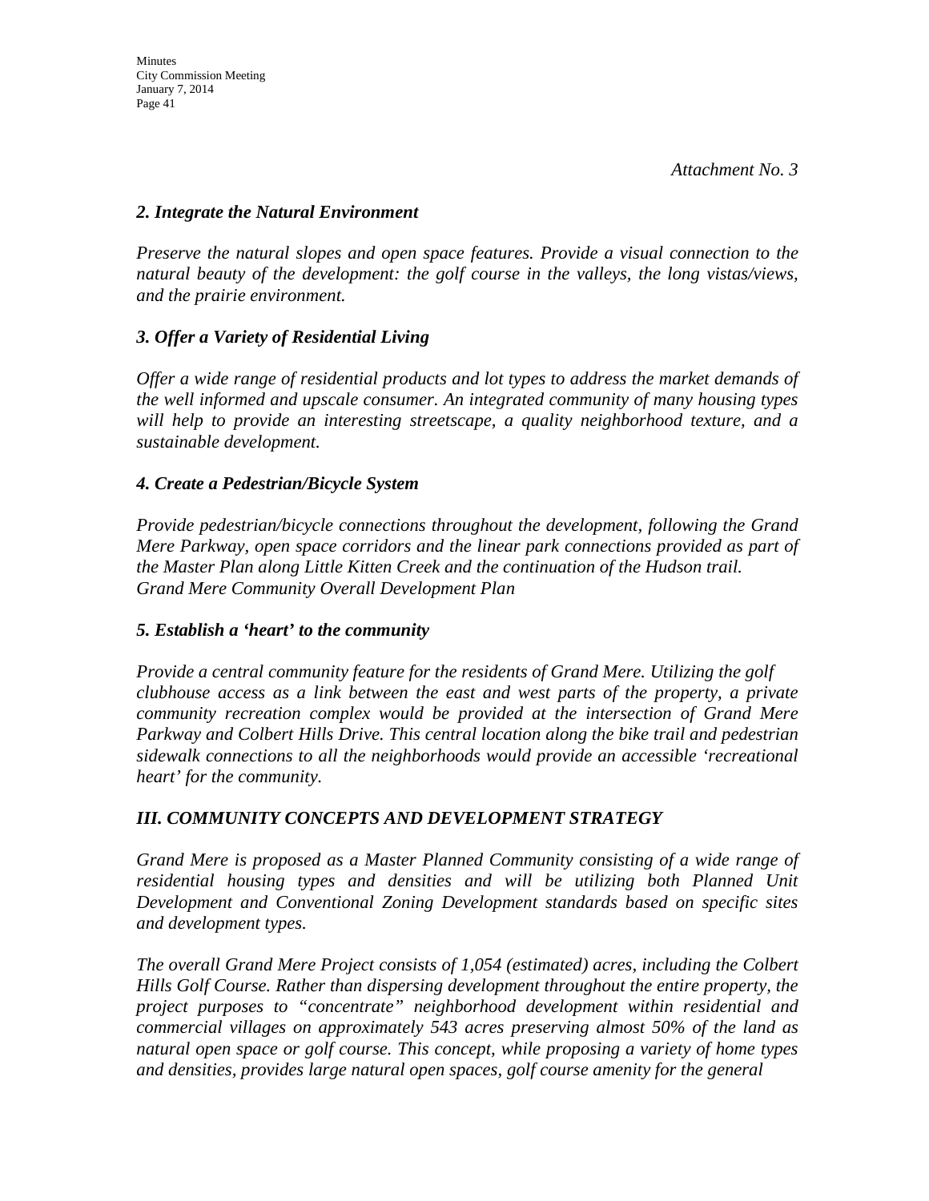*Attachment No. 3*

### *2. Integrate the Natural Environment*

*Preserve the natural slopes and open space features. Provide a visual connection to the natural beauty of the development: the golf course in the valleys, the long vistas/views, and the prairie environment.*

### *3. Offer a Variety of Residential Living*

*Offer a wide range of residential products and lot types to address the market demands of the well informed and upscale consumer. An integrated community of many housing types will help to provide an interesting streetscape, a quality neighborhood texture, and a sustainable development.*

### *4. Create a Pedestrian/Bicycle System*

*Provide pedestrian/bicycle connections throughout the development, following the Grand Mere Parkway, open space corridors and the linear park connections provided as part of the Master Plan along Little Kitten Creek and the continuation of the Hudson trail. Grand Mere Community Overall Development Plan*

### *5. Establish a 'heart' to the community*

*Provide a central community feature for the residents of Grand Mere. Utilizing the golf clubhouse access as a link between the east and west parts of the property, a private community recreation complex would be provided at the intersection of Grand Mere Parkway and Colbert Hills Drive. This central location along the bike trail and pedestrian sidewalk connections to all the neighborhoods would provide an accessible 'recreational heart' for the community.*

## *III. COMMUNITY CONCEPTS AND DEVELOPMENT STRATEGY*

*Grand Mere is proposed as a Master Planned Community consisting of a wide range of residential housing types and densities and will be utilizing both Planned Unit Development and Conventional Zoning Development standards based on specific sites and development types.*

*The overall Grand Mere Project consists of 1,054 (estimated) acres, including the Colbert Hills Golf Course. Rather than dispersing development throughout the entire property, the project purposes to "concentrate" neighborhood development within residential and commercial villages on approximately 543 acres preserving almost 50% of the land as natural open space or golf course. This concept, while proposing a variety of home types and densities, provides large natural open spaces, golf course amenity for the general*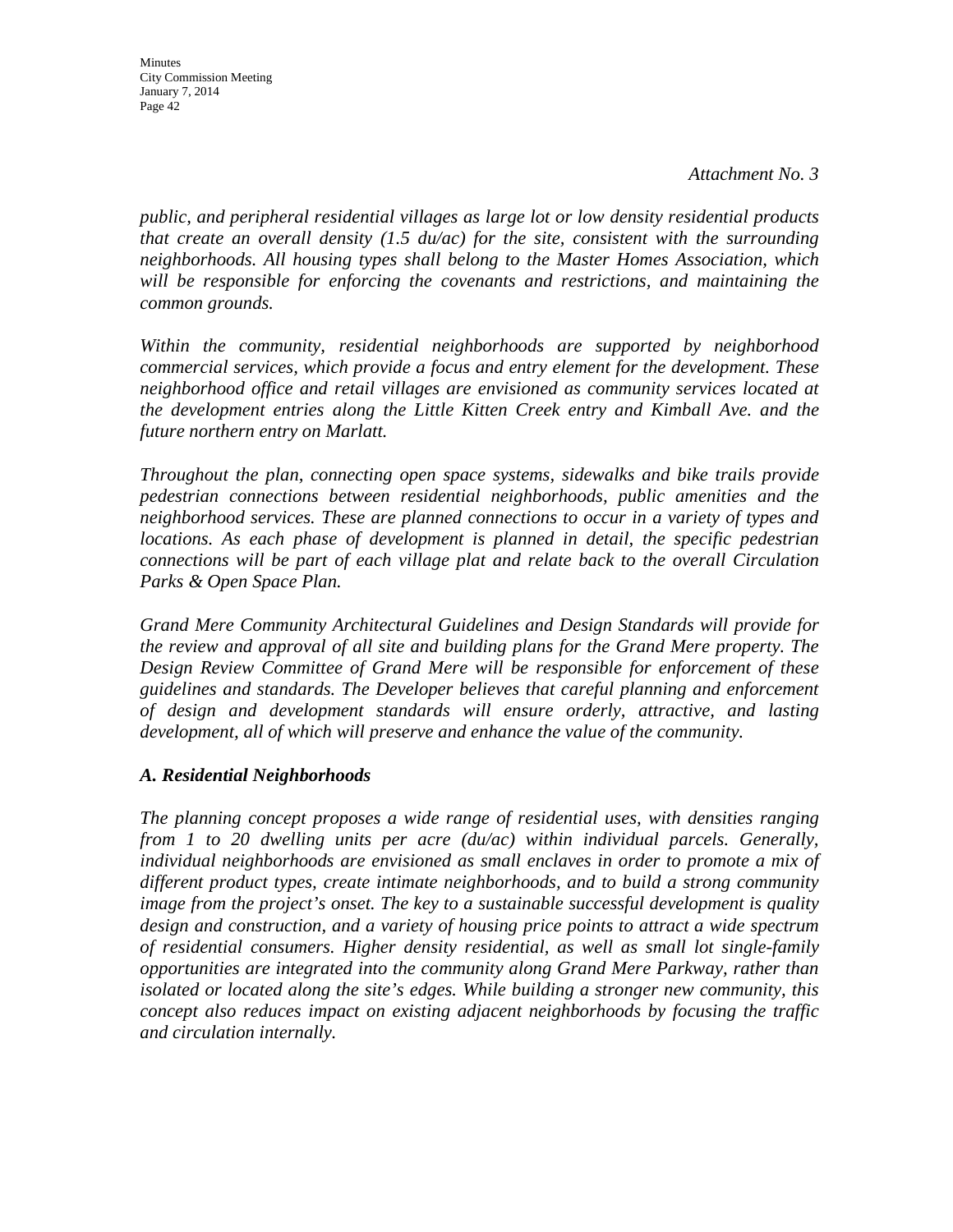*Attachment No. 3*

*public, and peripheral residential villages as large lot or low density residential products that create an overall density (1.5 du/ac) for the site, consistent with the surrounding neighborhoods. All housing types shall belong to the Master Homes Association, which will be responsible for enforcing the covenants and restrictions, and maintaining the common grounds.*

*Within the community, residential neighborhoods are supported by neighborhood commercial services, which provide a focus and entry element for the development. These neighborhood office and retail villages are envisioned as community services located at the development entries along the Little Kitten Creek entry and Kimball Ave. and the future northern entry on Marlatt.*

*Throughout the plan, connecting open space systems, sidewalks and bike trails provide pedestrian connections between residential neighborhoods, public amenities and the neighborhood services. These are planned connections to occur in a variety of types and locations. As each phase of development is planned in detail, the specific pedestrian connections will be part of each village plat and relate back to the overall Circulation Parks & Open Space Plan.*

*Grand Mere Community Architectural Guidelines and Design Standards will provide for the review and approval of all site and building plans for the Grand Mere property. The Design Review Committee of Grand Mere will be responsible for enforcement of these guidelines and standards. The Developer believes that careful planning and enforcement of design and development standards will ensure orderly, attractive, and lasting development, all of which will preserve and enhance the value of the community.*

### *A. Residential Neighborhoods*

*The planning concept proposes a wide range of residential uses, with densities ranging from 1 to 20 dwelling units per acre (du/ac) within individual parcels. Generally, individual neighborhoods are envisioned as small enclaves in order to promote a mix of different product types, create intimate neighborhoods, and to build a strong community image from the project's onset. The key to a sustainable successful development is quality design and construction, and a variety of housing price points to attract a wide spectrum of residential consumers. Higher density residential, as well as small lot single-family opportunities are integrated into the community along Grand Mere Parkway, rather than isolated or located along the site's edges. While building a stronger new community, this concept also reduces impact on existing adjacent neighborhoods by focusing the traffic and circulation internally.*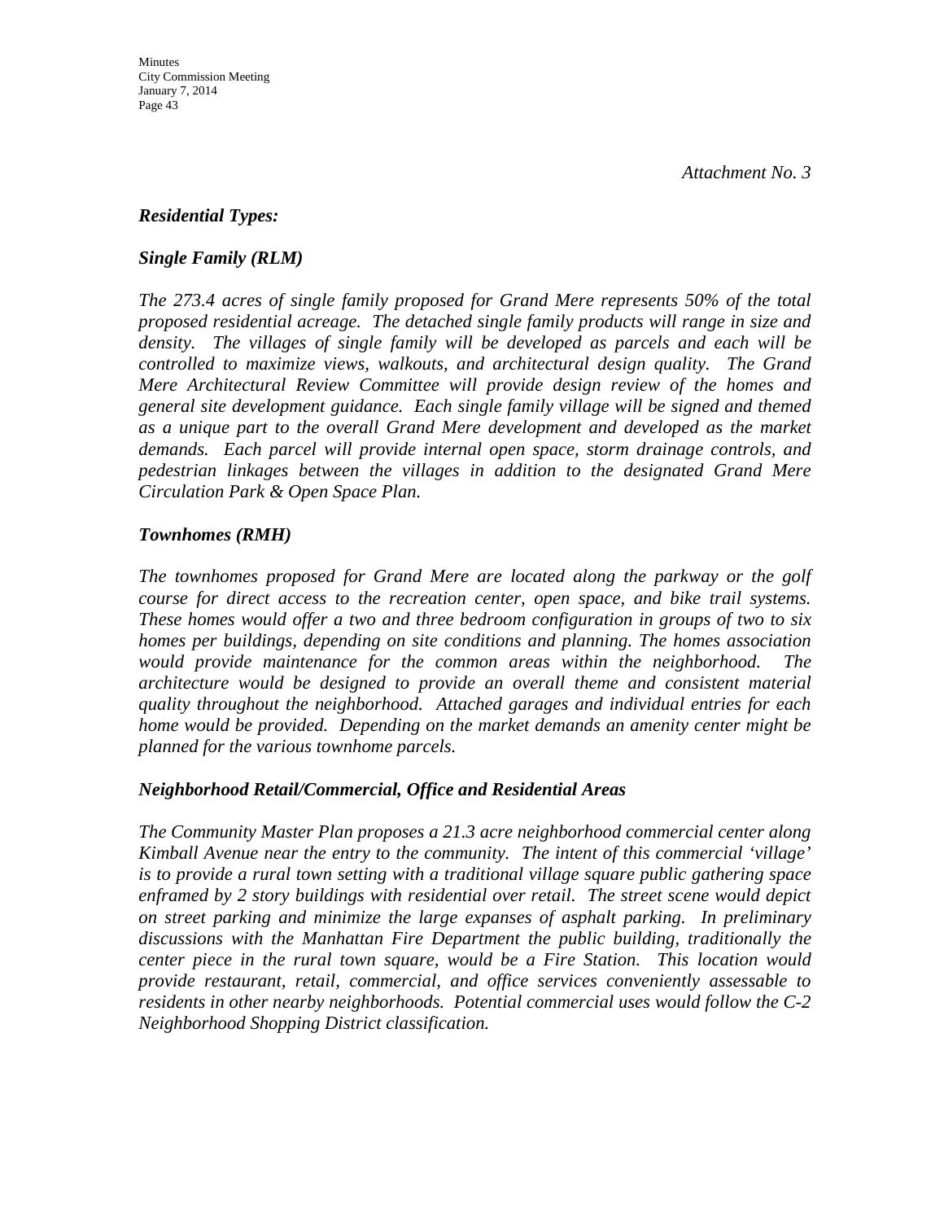*Attachment No. 3*

### *Residential Types:*

### *Single Family (RLM)*

*The 273.4 acres of single family proposed for Grand Mere represents 50% of the total proposed residential acreage. The detached single family products will range in size and density. The villages of single family will be developed as parcels and each will be controlled to maximize views, walkouts, and architectural design quality. The Grand Mere Architectural Review Committee will provide design review of the homes and general site development guidance. Each single family village will be signed and themed as a unique part to the overall Grand Mere development and developed as the market demands. Each parcel will provide internal open space, storm drainage controls, and pedestrian linkages between the villages in addition to the designated Grand Mere Circulation Park & Open Space Plan.*

### *Townhomes (RMH)*

*The townhomes proposed for Grand Mere are located along the parkway or the golf course for direct access to the recreation center, open space, and bike trail systems. These homes would offer a two and three bedroom configuration in groups of two to six homes per buildings, depending on site conditions and planning. The homes association would provide maintenance for the common areas within the neighborhood. The architecture would be designed to provide an overall theme and consistent material quality throughout the neighborhood. Attached garages and individual entries for each home would be provided. Depending on the market demands an amenity center might be planned for the various townhome parcels.*

### *Neighborhood Retail/Commercial, Office and Residential Areas*

*The Community Master Plan proposes a 21.3 acre neighborhood commercial center along Kimball Avenue near the entry to the community. The intent of this commercial 'village' is to provide a rural town setting with a traditional village square public gathering space enframed by 2 story buildings with residential over retail. The street scene would depict on street parking and minimize the large expanses of asphalt parking. In preliminary discussions with the Manhattan Fire Department the public building, traditionally the center piece in the rural town square, would be a Fire Station. This location would provide restaurant, retail, commercial, and office services conveniently assessable to residents in other nearby neighborhoods. Potential commercial uses would follow the C-2 Neighborhood Shopping District classification.*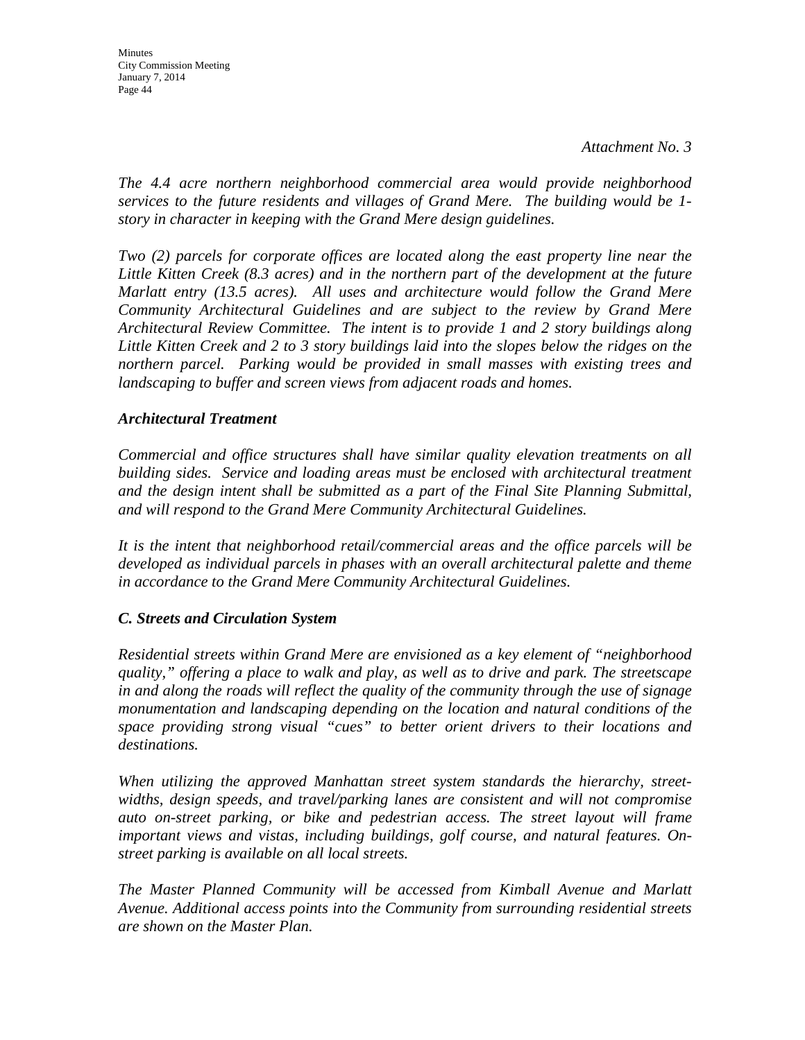*Attachment No. 3*

*The 4.4 acre northern neighborhood commercial area would provide neighborhood services to the future residents and villages of Grand Mere. The building would be 1-story in character in keeping with the Grand Mere design guidelines.*

*Two (2) parcels for corporate offices are located along the east property line near the Little Kitten Creek (8.3 acres) and in the northern part of the development at the future Marlatt entry (13.5 acres). All uses and architecture would follow the Grand Mere Community Architectural Guidelines and are subject to the review by Grand Mere Architectural Review Committee. The intent is to provide 1 and 2 story buildings along Little Kitten Creek and 2 to 3 story buildings laid into the slopes below the ridges on the northern parcel. Parking would be provided in small masses with existing trees and landscaping to buffer and screen views from adjacent roads and homes.*

***Architectural Treatment***

*Commercial and office structures shall have similar quality elevation treatments on all building sides. Service and loading areas must be enclosed with architectural treatment and the design intent shall be submitted as a part of the Final Site Planning Submittal, and will respond to the Grand Mere Community Architectural Guidelines.*

*It is the intent that neighborhood retail/commercial areas and the office parcels will be developed as individual parcels in phases with an overall architectural palette and theme in accordance to the Grand Mere Community Architectural Guidelines.*

***C. Streets and Circulation System***

*Residential streets within Grand Mere are envisioned as a key element of "neighborhood quality," offering a place to walk and play, as well as to drive and park. The streetscape in and along the roads will reflect the quality of the community through the use of signage monumentation and landscaping depending on the location and natural conditions of the space providing strong visual "cues" to better orient drivers to their locations and destinations.*

*When utilizing the approved Manhattan street system standards the hierarchy, street-widths, design speeds, and travel/parking lanes are consistent and will not compromise auto on-street parking, or bike and pedestrian access. The street layout will frame important views and vistas, including buildings, golf course, and natural features. On-street parking is available on all local streets.*

*The Master Planned Community will be accessed from Kimball Avenue and Marlatt Avenue. Additional access points into the Community from surrounding residential streets are shown on the Master Plan.*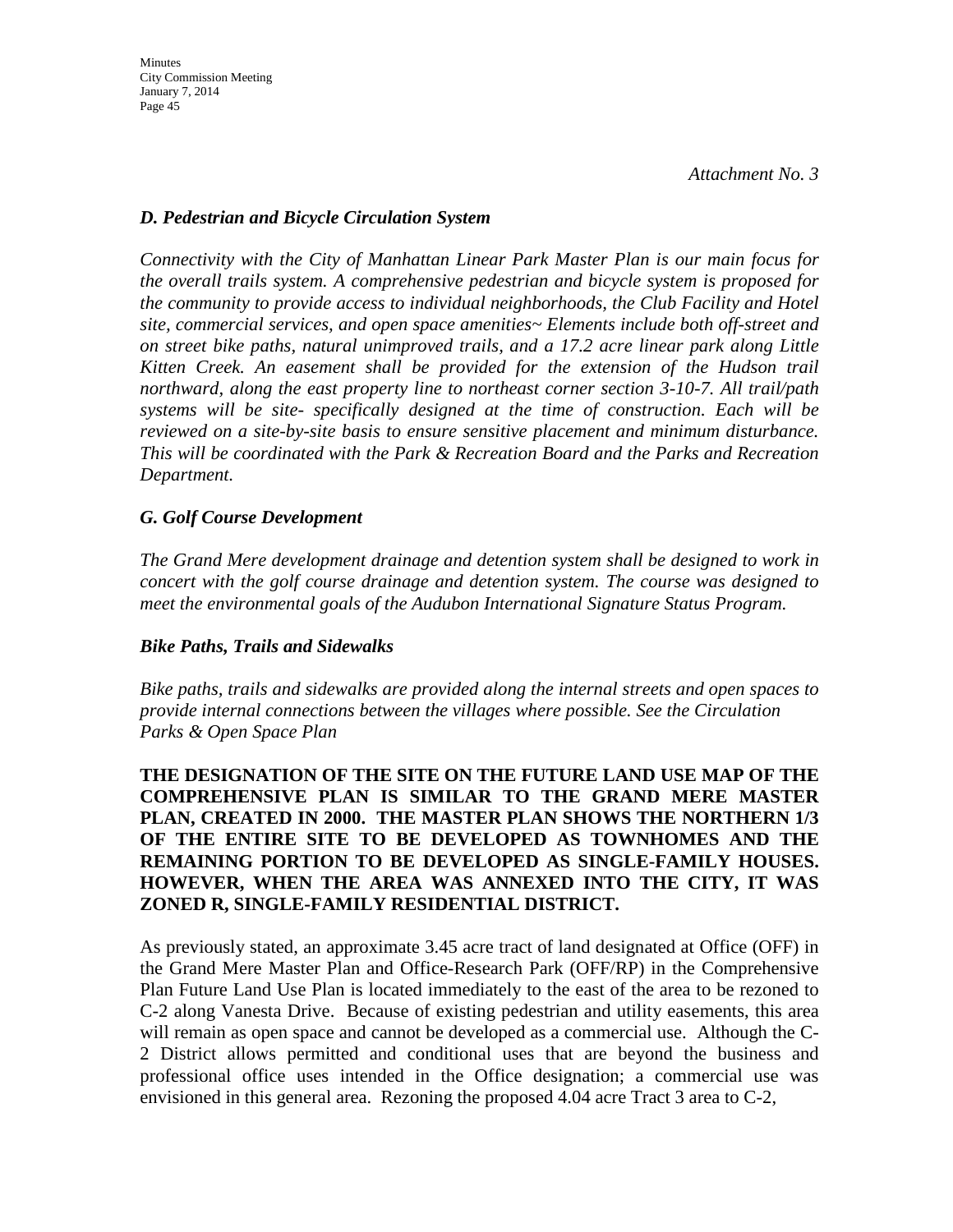*Attachment No. 3*

### *D. Pedestrian and Bicycle Circulation System*

*Connectivity with the City of Manhattan Linear Park Master Plan is our main focus for the overall trails system. A comprehensive pedestrian and bicycle system is proposed for the community to provide access to individual neighborhoods, the Club Facility and Hotel site, commercial services, and open space amenities~ Elements include both off-street and on street bike paths, natural unimproved trails, and a 17.2 acre linear park along Little Kitten Creek. An easement shall be provided for the extension of the Hudson trail northward, along the east property line to northeast corner section 3-10-7. All trail/path systems will be site- specifically designed at the time of construction. Each will be reviewed on a site-by-site basis to ensure sensitive placement and minimum disturbance. This will be coordinated with the Park & Recreation Board and the Parks and Recreation Department.*

### *G. Golf Course Development*

*The Grand Mere development drainage and detention system shall be designed to work in concert with the golf course drainage and detention system. The course was designed to meet the environmental goals of the Audubon International Signature Status Program.*

### *Bike Paths, Trails and Sidewalks*

*Bike paths, trails and sidewalks are provided along the internal streets and open spaces to provide internal connections between the villages where possible. See the Circulation Parks & Open Space Plan*

**THE DESIGNATION OF THE SITE ON THE FUTURE LAND USE MAP OF THE COMPREHENSIVE PLAN IS SIMILAR TO THE GRAND MERE MASTER PLAN, CREATED IN 2000. THE MASTER PLAN SHOWS THE NORTHERN 1/3 OF THE ENTIRE SITE TO BE DEVELOPED AS TOWNHOMES AND THE REMAINING PORTION TO BE DEVELOPED AS SINGLE-FAMILY HOUSES. HOWEVER, WHEN THE AREA WAS ANNEXED INTO THE CITY, IT WAS ZONED R, SINGLE-FAMILY RESIDENTIAL DISTRICT.**

As previously stated, an approximate 3.45 acre tract of land designated at Office (OFF) in the Grand Mere Master Plan and Office-Research Park (OFF/RP) in the Comprehensive Plan Future Land Use Plan is located immediately to the east of the area to be rezoned to C-2 along Vanesta Drive. Because of existing pedestrian and utility easements, this area will remain as open space and cannot be developed as a commercial use. Although the C-2 District allows permitted and conditional uses that are beyond the business and professional office uses intended in the Office designation; a commercial use was envisioned in this general area. Rezoning the proposed 4.04 acre Tract 3 area to C-2,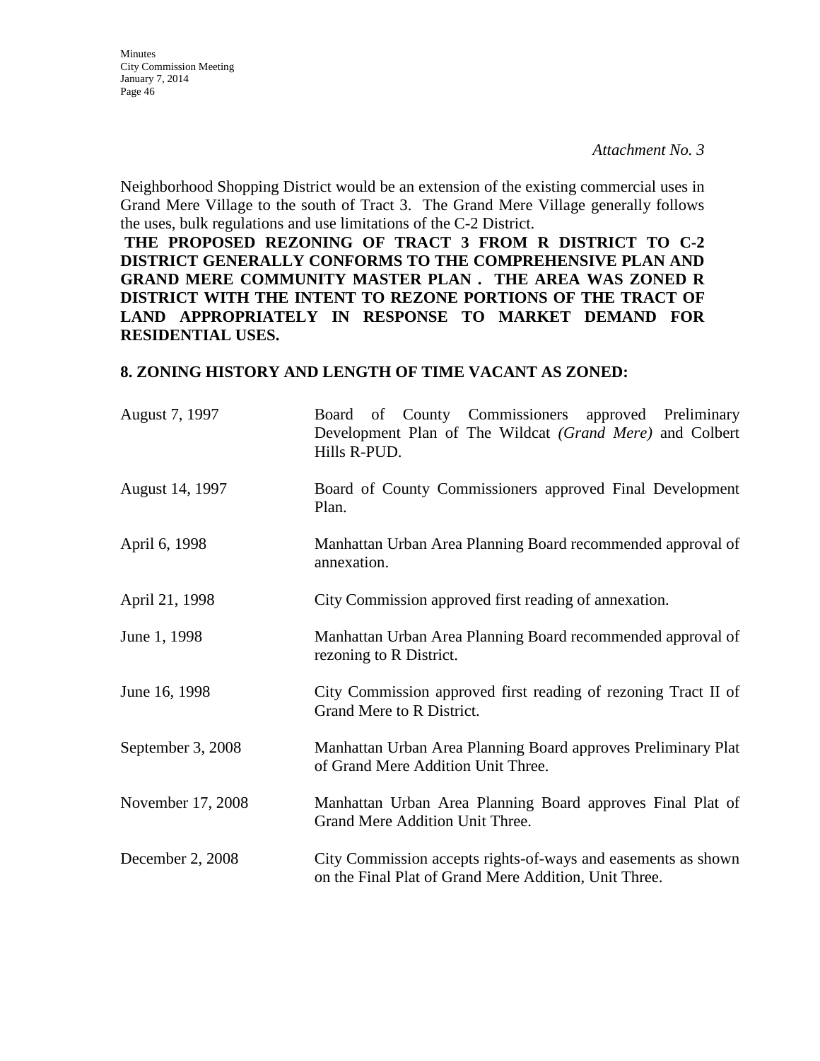*Attachment No. 3*

Neighborhood Shopping District would be an extension of the existing commercial uses in Grand Mere Village to the south of Tract 3. The Grand Mere Village generally follows the uses, bulk regulations and use limitations of the C-2 District.

**THE PROPOSED REZONING OF TRACT 3 FROM R DISTRICT TO C-2 DISTRICT GENERALLY CONFORMS TO THE COMPREHENSIVE PLAN AND GRAND MERE COMMUNITY MASTER PLAN . THE AREA WAS ZONED R DISTRICT WITH THE INTENT TO REZONE PORTIONS OF THE TRACT OF LAND APPROPRIATELY IN RESPONSE TO MARKET DEMAND FOR RESIDENTIAL USES.**

**8. ZONING HISTORY AND LENGTH OF TIME VACANT AS ZONED:**

| | |
|---|---|
| August 7, 1997 | Board of County Commissioners approved Preliminary Development Plan of The Wildcat *(Grand Mere)* and Colbert Hills R-PUD. |
| August 14, 1997 | Board of County Commissioners approved Final Development Plan. |
| April 6, 1998 | Manhattan Urban Area Planning Board recommended approval of annexation. |
| April 21, 1998 | City Commission approved first reading of annexation. |
| June 1, 1998 | Manhattan Urban Area Planning Board recommended approval of rezoning to R District. |
| June 16, 1998 | City Commission approved first reading of rezoning Tract II of Grand Mere to R District. |
| September 3, 2008 | Manhattan Urban Area Planning Board approves Preliminary Plat of Grand Mere Addition Unit Three. |
| November 17, 2008 | Manhattan Urban Area Planning Board approves Final Plat of Grand Mere Addition Unit Three. |
| December 2, 2008 | City Commission accepts rights-of-ways and easements as shown on the Final Plat of Grand Mere Addition, Unit Three. |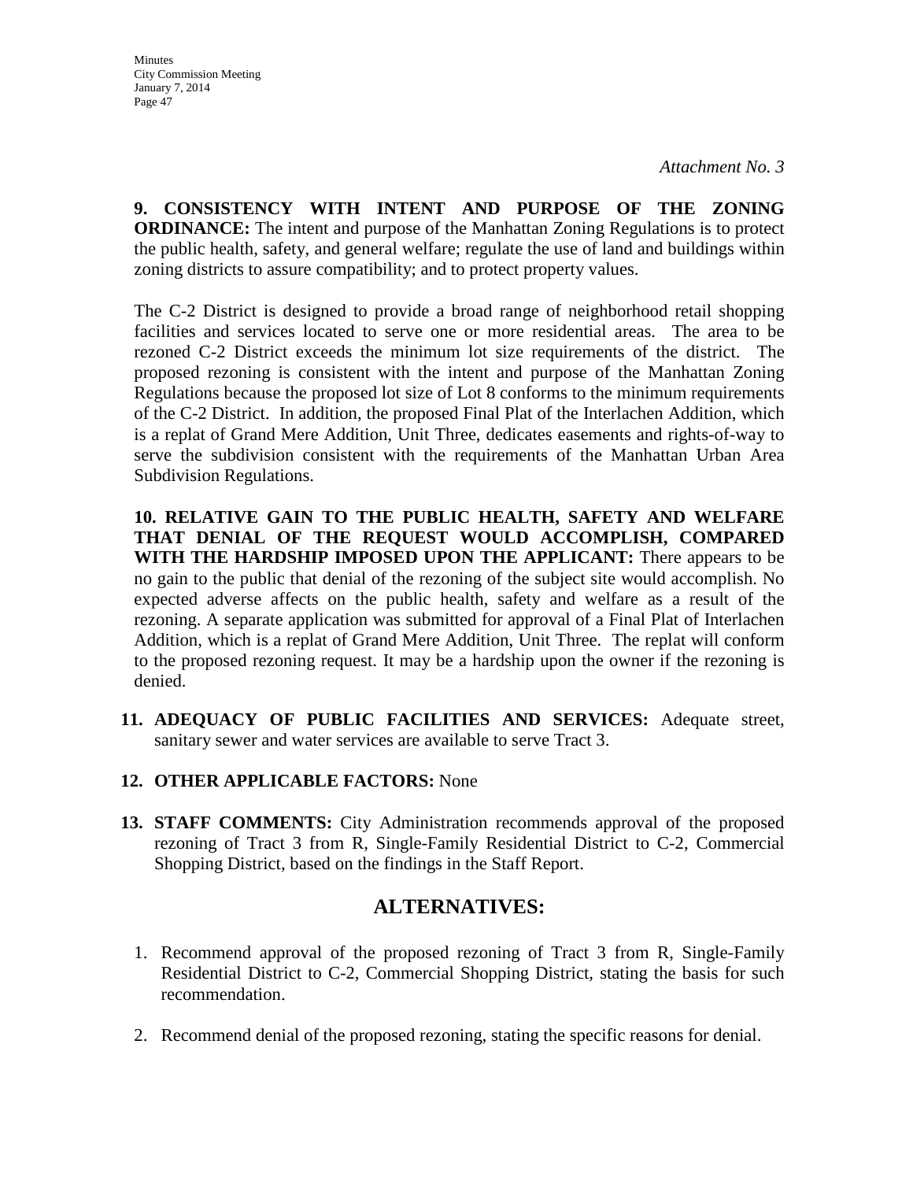*Attachment No. 3*

**9. CONSISTENCY WITH INTENT AND PURPOSE OF THE ZONING ORDINANCE:** The intent and purpose of the Manhattan Zoning Regulations is to protect the public health, safety, and general welfare; regulate the use of land and buildings within zoning districts to assure compatibility; and to protect property values.

The C-2 District is designed to provide a broad range of neighborhood retail shopping facilities and services located to serve one or more residential areas. The area to be rezoned C-2 District exceeds the minimum lot size requirements of the district. The proposed rezoning is consistent with the intent and purpose of the Manhattan Zoning Regulations because the proposed lot size of Lot 8 conforms to the minimum requirements of the C-2 District. In addition, the proposed Final Plat of the Interlachen Addition, which is a replat of Grand Mere Addition, Unit Three, dedicates easements and rights-of-way to serve the subdivision consistent with the requirements of the Manhattan Urban Area Subdivision Regulations.

**10. RELATIVE GAIN TO THE PUBLIC HEALTH, SAFETY AND WELFARE THAT DENIAL OF THE REQUEST WOULD ACCOMPLISH, COMPARED WITH THE HARDSHIP IMPOSED UPON THE APPLICANT:** There appears to be no gain to the public that denial of the rezoning of the subject site would accomplish. No expected adverse affects on the public health, safety and welfare as a result of the rezoning. A separate application was submitted for approval of a Final Plat of Interlachen Addition, which is a replat of Grand Mere Addition, Unit Three. The replat will conform to the proposed rezoning request. It may be a hardship upon the owner if the rezoning is denied.

11. **ADEQUACY OF PUBLIC FACILITIES AND SERVICES:** Adequate street, sanitary sewer and water services are available to serve Tract 3.

12. **OTHER APPLICABLE FACTORS:** None

13. **STAFF COMMENTS:** City Administration recommends approval of the proposed rezoning of Tract 3 from R, Single-Family Residential District to C-2, Commercial Shopping District, based on the findings in the Staff Report.

## ALTERNATIVES:

1. Recommend approval of the proposed rezoning of Tract 3 from R, Single-Family Residential District to C-2, Commercial Shopping District, stating the basis for such recommendation.

2. Recommend denial of the proposed rezoning, stating the specific reasons for denial.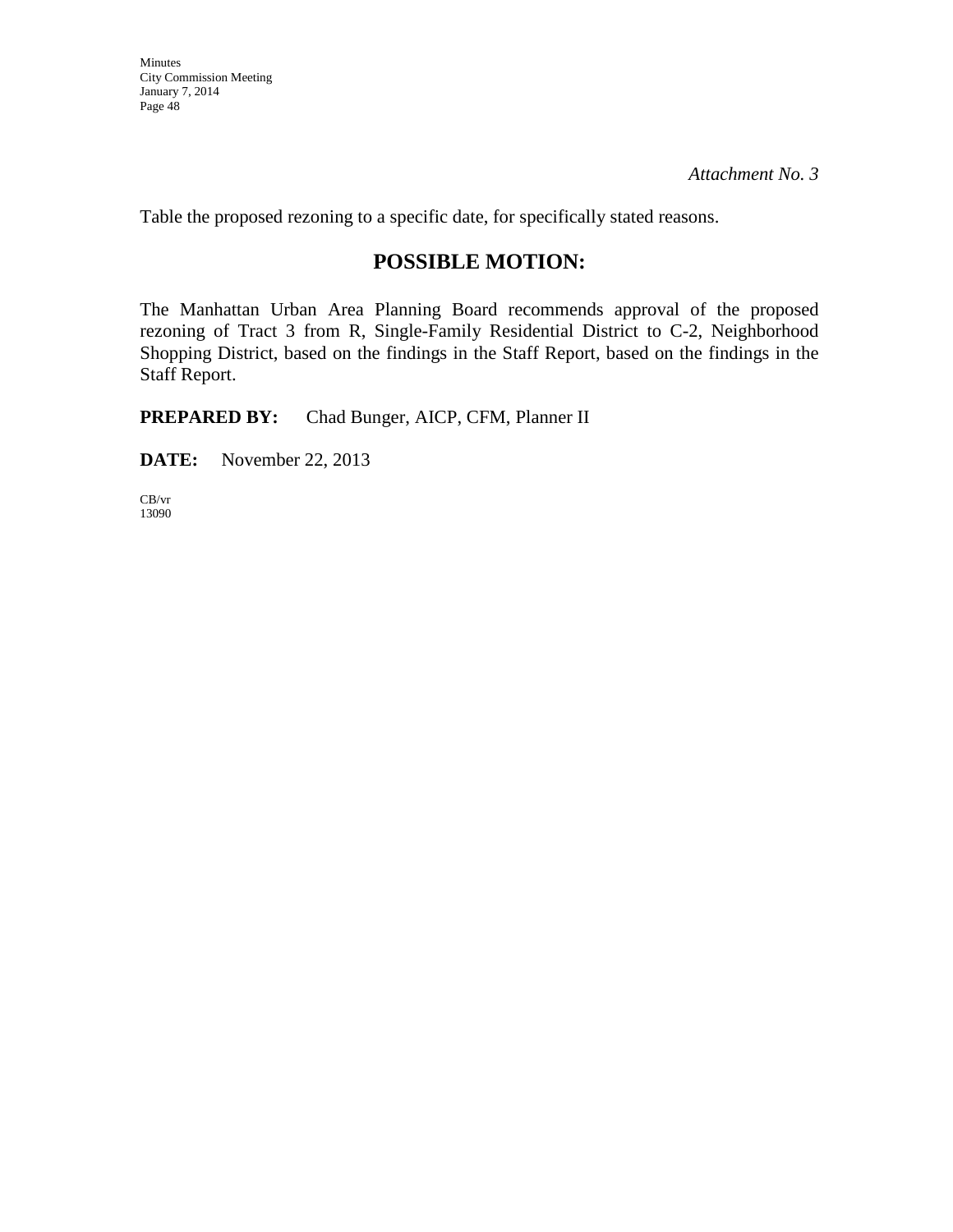*Attachment No. 3*

Table the proposed rezoning to a specific date, for specifically stated reasons.

## POSSIBLE MOTION:

The Manhattan Urban Area Planning Board recommends approval of the proposed rezoning of Tract 3 from R, Single-Family Residential District to C-2, Neighborhood Shopping District, based on the findings in the Staff Report, based on the findings in the Staff Report.

**PREPARED BY:** Chad Bunger, AICP, CFM, Planner II

**DATE:** November 22, 2013

CB/vr
13090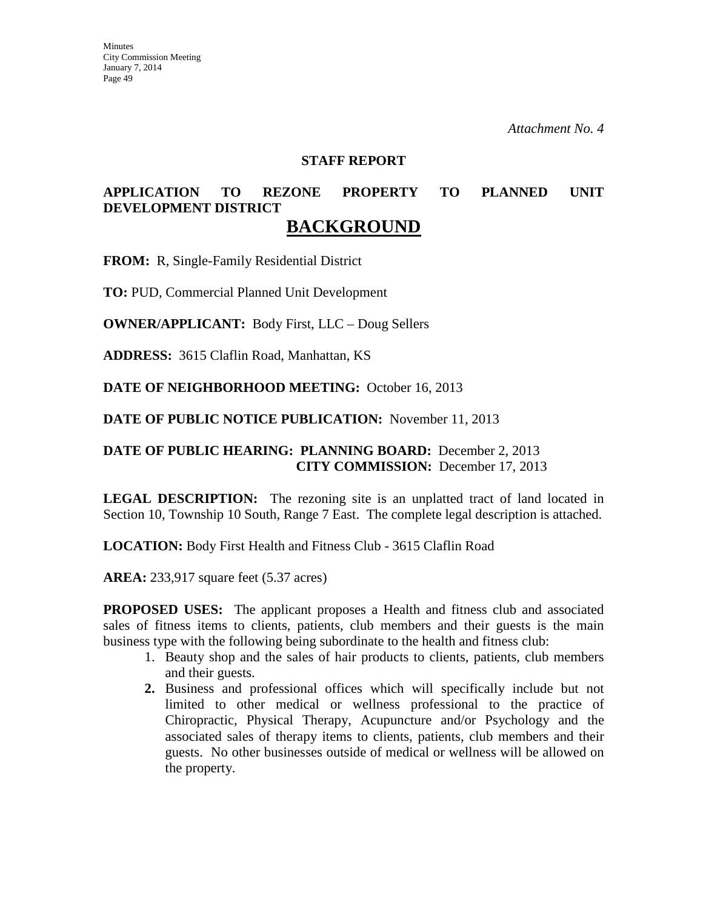*Attachment No. 4*

**STAFF REPORT**

**APPLICATION TO REZONE PROPERTY TO PLANNED UNIT DEVELOPMENT DISTRICT**

## BACKGROUND

**FROM:** R, Single-Family Residential District

**TO:** PUD, Commercial Planned Unit Development

**OWNER/APPLICANT:** Body First, LLC – Doug Sellers

**ADDRESS:** 3615 Claflin Road, Manhattan, KS

**DATE OF NEIGHBORHOOD MEETING:** October 16, 2013

**DATE OF PUBLIC NOTICE PUBLICATION:** November 11, 2013

**DATE OF PUBLIC HEARING: PLANNING BOARD:** December 2, 2013
**CITY COMMISSION:** December 17, 2013

**LEGAL DESCRIPTION:** The rezoning site is an unplatted tract of land located in Section 10, Township 10 South, Range 7 East. The complete legal description is attached.

**LOCATION:** Body First Health and Fitness Club - 3615 Claflin Road

**AREA:** 233,917 square feet (5.37 acres)

**PROPOSED USES:** The applicant proposes a Health and fitness club and associated sales of fitness items to clients, patients, club members and their guests is the main business type with the following being subordinate to the health and fitness club:

1. Beauty shop and the sales of hair products to clients, patients, club members and their guests.
2. Business and professional offices which will specifically include but not limited to other medical or wellness professional to the practice of Chiropractic, Physical Therapy, Acupuncture and/or Psychology and the associated sales of therapy items to clients, patients, club members and their guests. No other businesses outside of medical or wellness will be allowed on the property.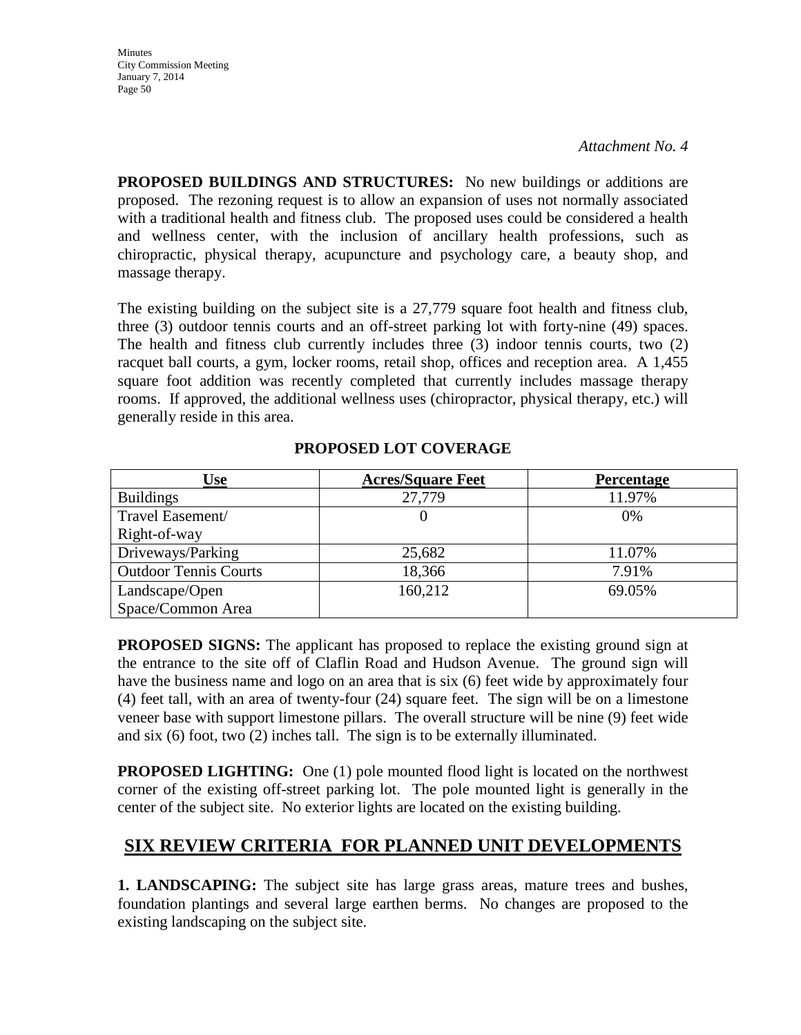*Attachment No. 4*

**PROPOSED BUILDINGS AND STRUCTURES:** No new buildings or additions are proposed. The rezoning request is to allow an expansion of uses not normally associated with a traditional health and fitness club. The proposed uses could be considered a health and wellness center, with the inclusion of ancillary health professions, such as chiropractic, physical therapy, acupuncture and psychology care, a beauty shop, and massage therapy.

The existing building on the subject site is a 27,779 square foot health and fitness club, three (3) outdoor tennis courts and an off-street parking lot with forty-nine (49) spaces. The health and fitness club currently includes three (3) indoor tennis courts, two (2) racquet ball courts, a gym, locker rooms, retail shop, offices and reception area. A 1,455 square foot addition was recently completed that currently includes massage therapy rooms. If approved, the additional wellness uses (chiropractor, physical therapy, etc.) will generally reside in this area.

**PROPOSED LOT COVERAGE**

| Use | Acres/Square Feet | Percentage |
|---|---|---|
| Buildings | 27,779 | 11.97% |
| Travel Easement/ Right-of-way | 0 | 0% |
| Driveways/Parking | 25,682 | 11.07% |
| Outdoor Tennis Courts | 18,366 | 7.91% |
| Landscape/Open Space/Common Area | 160,212 | 69.05% |

**PROPOSED SIGNS:** The applicant has proposed to replace the existing ground sign at the entrance to the site off of Claflin Road and Hudson Avenue. The ground sign will have the business name and logo on an area that is six (6) feet wide by approximately four (4) feet tall, with an area of twenty-four (24) square feet. The sign will be on a limestone veneer base with support limestone pillars. The overall structure will be nine (9) feet wide and six (6) foot, two (2) inches tall. The sign is to be externally illuminated.

**PROPOSED LIGHTING:** One (1) pole mounted flood light is located on the northwest corner of the existing off-street parking lot. The pole mounted light is generally in the center of the subject site. No exterior lights are located on the existing building.

## SIX REVIEW CRITERIA FOR PLANNED UNIT DEVELOPMENTS

**1. LANDSCAPING:** The subject site has large grass areas, mature trees and bushes, foundation plantings and several large earthen berms. No changes are proposed to the existing landscaping on the subject site.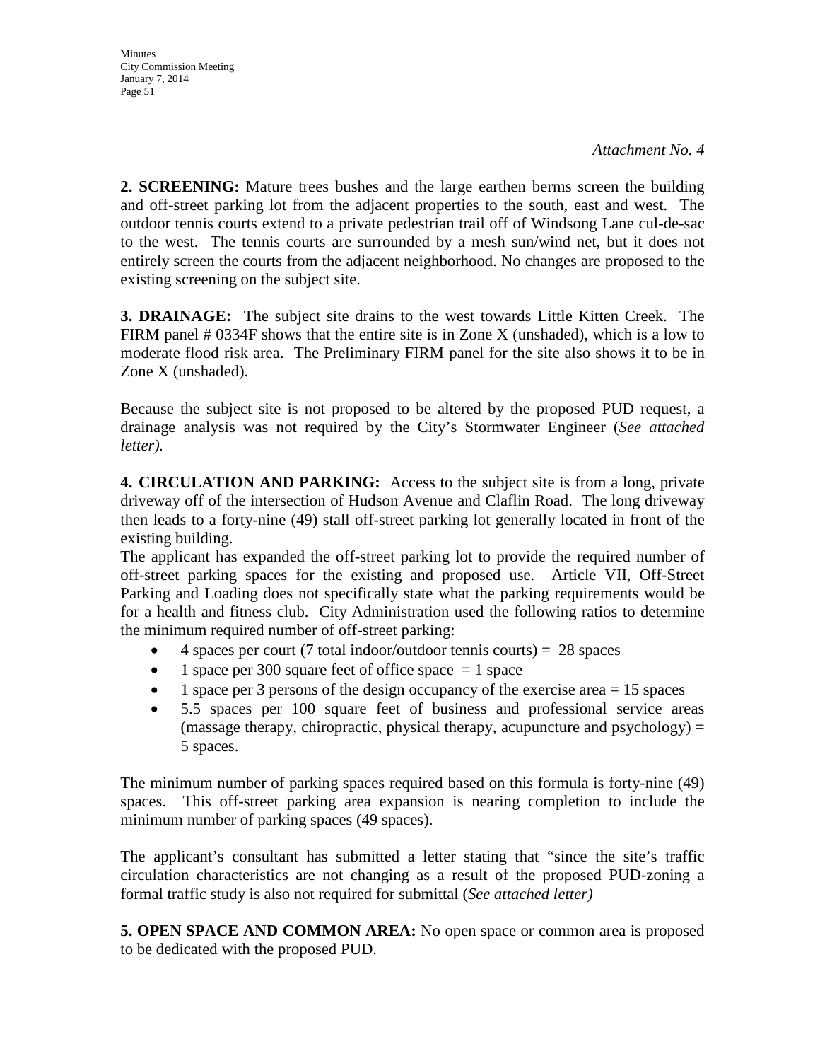*Attachment No. 4*

**2. SCREENING:** Mature trees bushes and the large earthen berms screen the building and off-street parking lot from the adjacent properties to the south, east and west. The outdoor tennis courts extend to a private pedestrian trail off of Windsong Lane cul-de-sac to the west. The tennis courts are surrounded by a mesh sun/wind net, but it does not entirely screen the courts from the adjacent neighborhood. No changes are proposed to the existing screening on the subject site.

**3. DRAINAGE:** The subject site drains to the west towards Little Kitten Creek. The FIRM panel # 0334F shows that the entire site is in Zone X (unshaded), which is a low to moderate flood risk area. The Preliminary FIRM panel for the site also shows it to be in Zone X (unshaded).

Because the subject site is not proposed to be altered by the proposed PUD request, a drainage analysis was not required by the City's Stormwater Engineer (*See attached letter).*

**4. CIRCULATION AND PARKING:** Access to the subject site is from a long, private driveway off of the intersection of Hudson Avenue and Claflin Road. The long driveway then leads to a forty-nine (49) stall off-street parking lot generally located in front of the existing building.

The applicant has expanded the off-street parking lot to provide the required number of off-street parking spaces for the existing and proposed use. Article VII, Off-Street Parking and Loading does not specifically state what the parking requirements would be for a health and fitness club. City Administration used the following ratios to determine the minimum required number of off-street parking:

- 4 spaces per court (7 total indoor/outdoor tennis courts) = 28 spaces
- 1 space per 300 square feet of office space = 1 space
- 1 space per 3 persons of the design occupancy of the exercise area = 15 spaces
- 5.5 spaces per 100 square feet of business and professional service areas (massage therapy, chiropractic, physical therapy, acupuncture and psychology) = 5 spaces.

The minimum number of parking spaces required based on this formula is forty-nine (49) spaces. This off-street parking area expansion is nearing completion to include the minimum number of parking spaces (49 spaces).

The applicant's consultant has submitted a letter stating that "since the site's traffic circulation characteristics are not changing as a result of the proposed PUD-zoning a formal traffic study is also not required for submittal (*See attached letter)*

**5. OPEN SPACE AND COMMON AREA:** No open space or common area is proposed to be dedicated with the proposed PUD.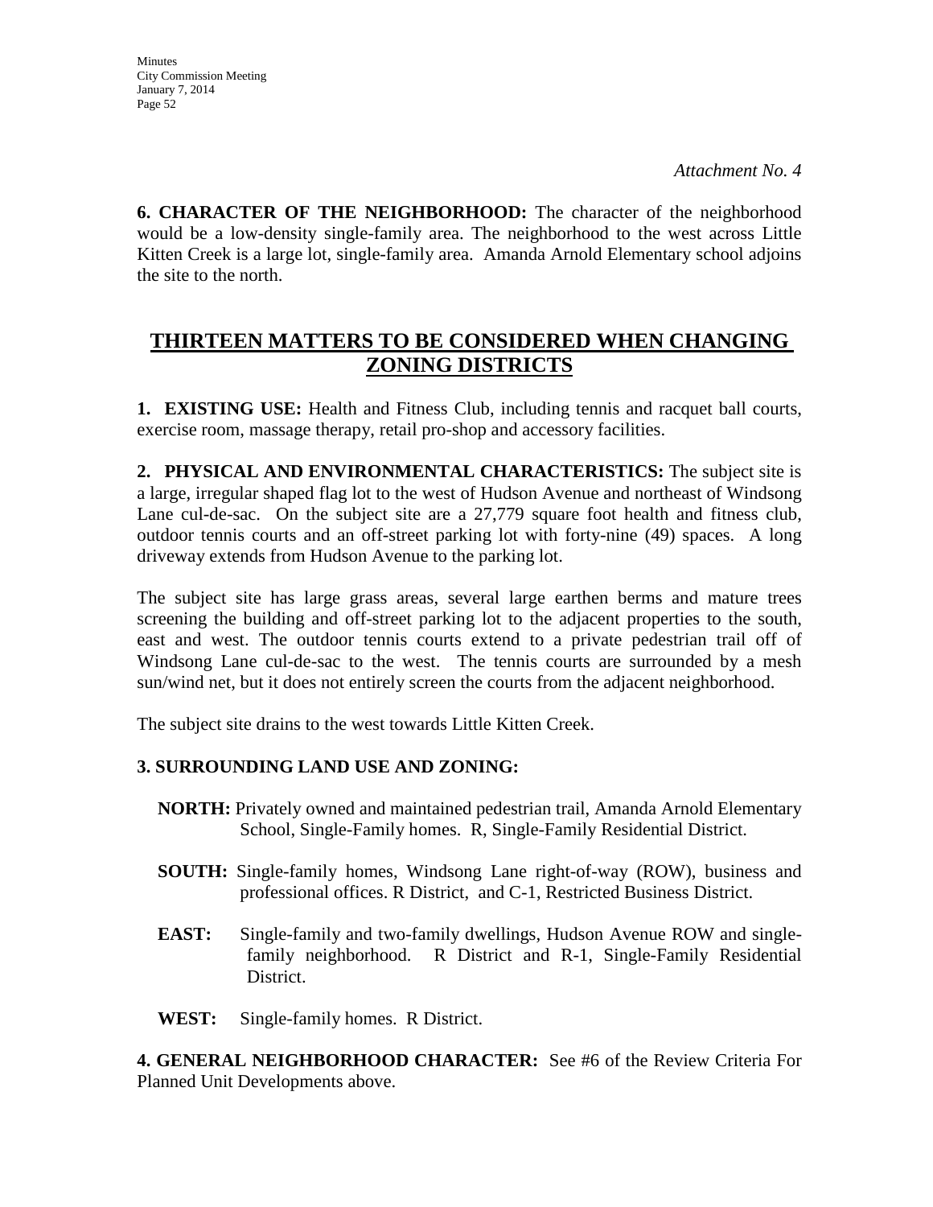*Attachment No. 4*

**6. CHARACTER OF THE NEIGHBORHOOD:** The character of the neighborhood would be a low-density single-family area. The neighborhood to the west across Little Kitten Creek is a large lot, single-family area. Amanda Arnold Elementary school adjoins the site to the north.

## THIRTEEN MATTERS TO BE CONSIDERED WHEN CHANGING ZONING DISTRICTS

**1. EXISTING USE:** Health and Fitness Club, including tennis and racquet ball courts, exercise room, massage therapy, retail pro-shop and accessory facilities.

**2. PHYSICAL AND ENVIRONMENTAL CHARACTERISTICS:** The subject site is a large, irregular shaped flag lot to the west of Hudson Avenue and northeast of Windsong Lane cul-de-sac. On the subject site are a 27,779 square foot health and fitness club, outdoor tennis courts and an off-street parking lot with forty-nine (49) spaces. A long driveway extends from Hudson Avenue to the parking lot.

The subject site has large grass areas, several large earthen berms and mature trees screening the building and off-street parking lot to the adjacent properties to the south, east and west. The outdoor tennis courts extend to a private pedestrian trail off of Windsong Lane cul-de-sac to the west. The tennis courts are surrounded by a mesh sun/wind net, but it does not entirely screen the courts from the adjacent neighborhood.

The subject site drains to the west towards Little Kitten Creek.

**3. SURROUNDING LAND USE AND ZONING:**

**NORTH:** Privately owned and maintained pedestrian trail, Amanda Arnold Elementary School, Single-Family homes. R, Single-Family Residential District.

**SOUTH:** Single-family homes, Windsong Lane right-of-way (ROW), business and professional offices. R District, and C-1, Restricted Business District.

**EAST:** Single-family and two-family dwellings, Hudson Avenue ROW and single-family neighborhood. R District and R-1, Single-Family Residential District.

**WEST:** Single-family homes. R District.

**4. GENERAL NEIGHBORHOOD CHARACTER:** See #6 of the Review Criteria For Planned Unit Developments above.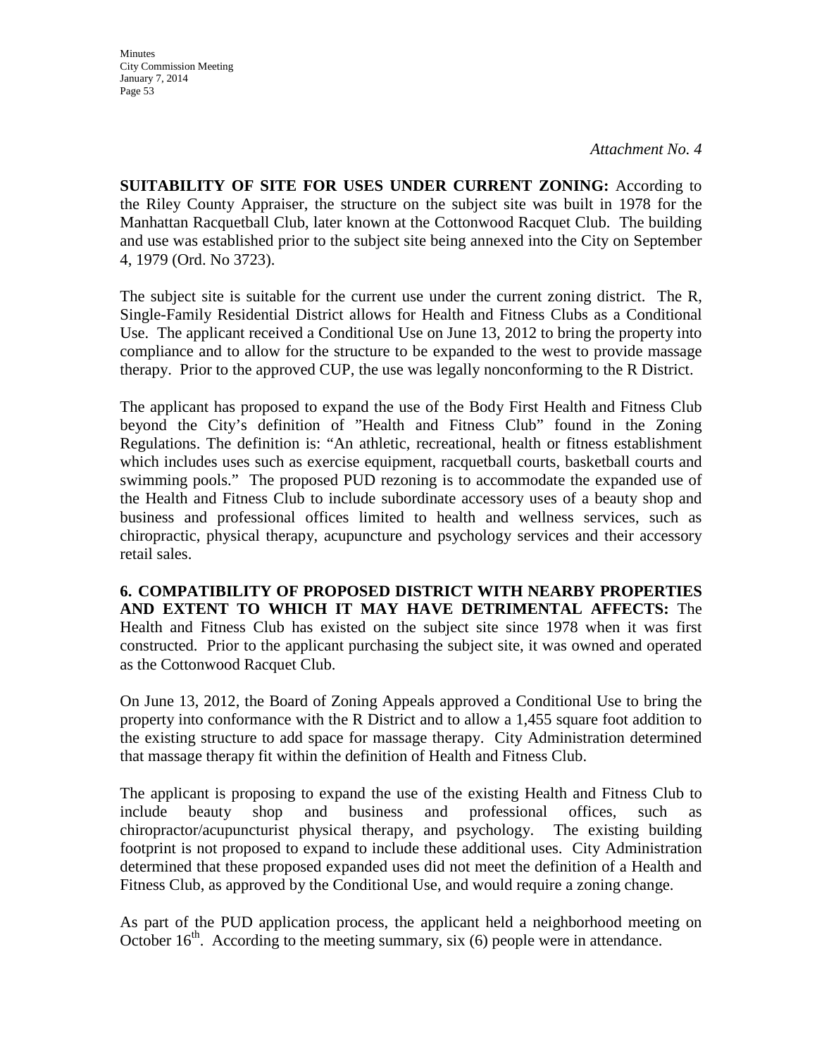*Attachment No. 4*

**SUITABILITY OF SITE FOR USES UNDER CURRENT ZONING:** According to the Riley County Appraiser, the structure on the subject site was built in 1978 for the Manhattan Racquetball Club, later known at the Cottonwood Racquet Club. The building and use was established prior to the subject site being annexed into the City on September 4, 1979 (Ord. No 3723).

The subject site is suitable for the current use under the current zoning district. The R, Single-Family Residential District allows for Health and Fitness Clubs as a Conditional Use. The applicant received a Conditional Use on June 13, 2012 to bring the property into compliance and to allow for the structure to be expanded to the west to provide massage therapy. Prior to the approved CUP, the use was legally nonconforming to the R District.

The applicant has proposed to expand the use of the Body First Health and Fitness Club beyond the City's definition of "Health and Fitness Club" found in the Zoning Regulations. The definition is: "An athletic, recreational, health or fitness establishment which includes uses such as exercise equipment, racquetball courts, basketball courts and swimming pools." The proposed PUD rezoning is to accommodate the expanded use of the Health and Fitness Club to include subordinate accessory uses of a beauty shop and business and professional offices limited to health and wellness services, such as chiropractic, physical therapy, acupuncture and psychology services and their accessory retail sales.

**6. COMPATIBILITY OF PROPOSED DISTRICT WITH NEARBY PROPERTIES AND EXTENT TO WHICH IT MAY HAVE DETRIMENTAL AFFECTS:** The Health and Fitness Club has existed on the subject site since 1978 when it was first constructed. Prior to the applicant purchasing the subject site, it was owned and operated as the Cottonwood Racquet Club.

On June 13, 2012, the Board of Zoning Appeals approved a Conditional Use to bring the property into conformance with the R District and to allow a 1,455 square foot addition to the existing structure to add space for massage therapy. City Administration determined that massage therapy fit within the definition of Health and Fitness Club.

The applicant is proposing to expand the use of the existing Health and Fitness Club to include beauty shop and business and professional offices, such as chiropractor/acupuncturist physical therapy, and psychology. The existing building footprint is not proposed to expand to include these additional uses. City Administration determined that these proposed expanded uses did not meet the definition of a Health and Fitness Club, as approved by the Conditional Use, and would require a zoning change.

As part of the PUD application process, the applicant held a neighborhood meeting on October 16th. According to the meeting summary, six (6) people were in attendance.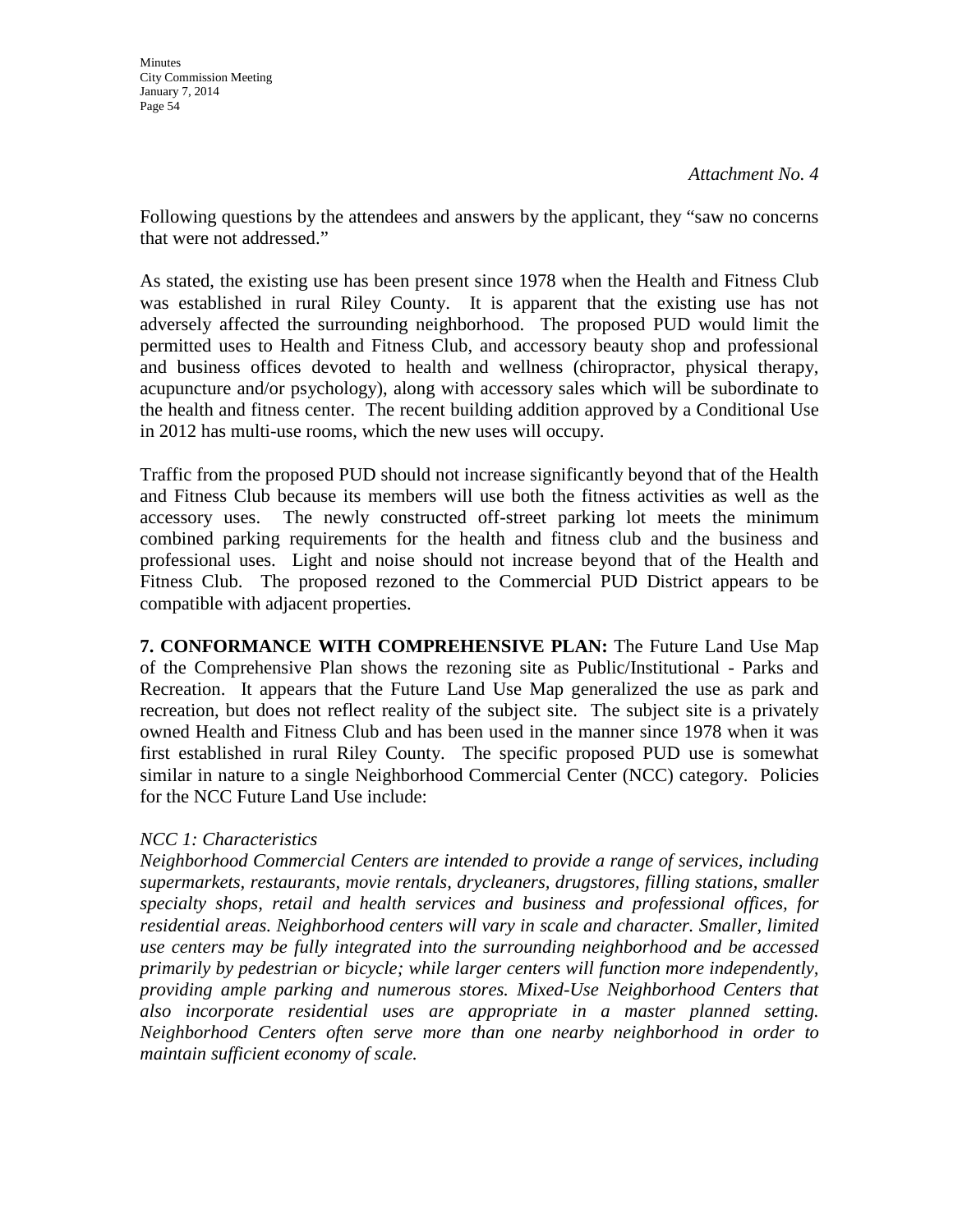*Attachment No. 4*

Following questions by the attendees and answers by the applicant, they "saw no concerns that were not addressed."

As stated, the existing use has been present since 1978 when the Health and Fitness Club was established in rural Riley County. It is apparent that the existing use has not adversely affected the surrounding neighborhood. The proposed PUD would limit the permitted uses to Health and Fitness Club, and accessory beauty shop and professional and business offices devoted to health and wellness (chiropractor, physical therapy, acupuncture and/or psychology), along with accessory sales which will be subordinate to the health and fitness center. The recent building addition approved by a Conditional Use in 2012 has multi-use rooms, which the new uses will occupy.

Traffic from the proposed PUD should not increase significantly beyond that of the Health and Fitness Club because its members will use both the fitness activities as well as the accessory uses. The newly constructed off-street parking lot meets the minimum combined parking requirements for the health and fitness club and the business and professional uses. Light and noise should not increase beyond that of the Health and Fitness Club. The proposed rezoned to the Commercial PUD District appears to be compatible with adjacent properties.

**7. CONFORMANCE WITH COMPREHENSIVE PLAN:** The Future Land Use Map of the Comprehensive Plan shows the rezoning site as Public/Institutional - Parks and Recreation. It appears that the Future Land Use Map generalized the use as park and recreation, but does not reflect reality of the subject site. The subject site is a privately owned Health and Fitness Club and has been used in the manner since 1978 when it was first established in rural Riley County. The specific proposed PUD use is somewhat similar in nature to a single Neighborhood Commercial Center (NCC) category. Policies for the NCC Future Land Use include:

*NCC 1: Characteristics*

*Neighborhood Commercial Centers are intended to provide a range of services, including supermarkets, restaurants, movie rentals, drycleaners, drugstores, filling stations, smaller specialty shops, retail and health services and business and professional offices, for residential areas. Neighborhood centers will vary in scale and character. Smaller, limited use centers may be fully integrated into the surrounding neighborhood and be accessed primarily by pedestrian or bicycle; while larger centers will function more independently, providing ample parking and numerous stores. Mixed-Use Neighborhood Centers that also incorporate residential uses are appropriate in a master planned setting. Neighborhood Centers often serve more than one nearby neighborhood in order to maintain sufficient economy of scale.*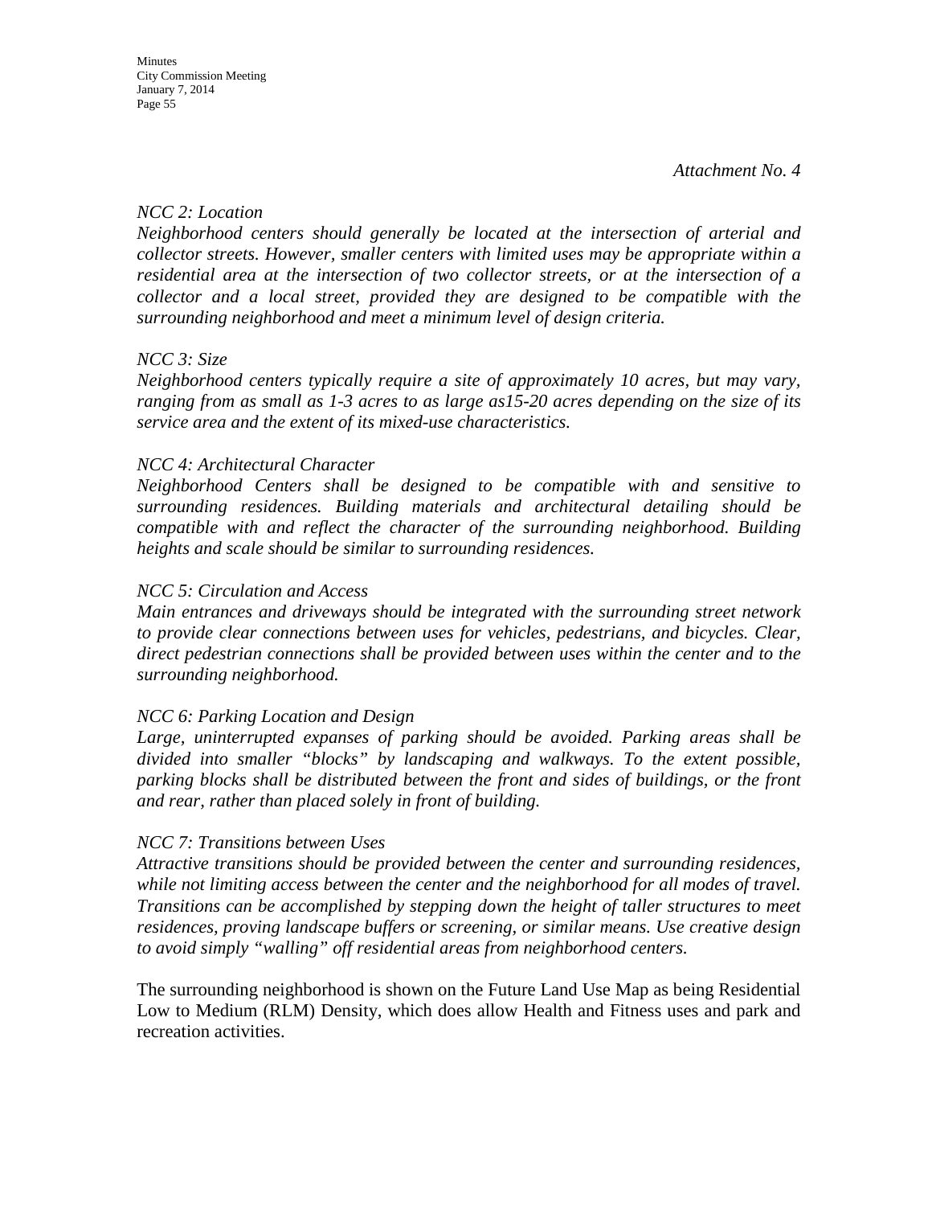*Attachment No. 4*

*NCC 2: Location*

*Neighborhood centers should generally be located at the intersection of arterial and collector streets. However, smaller centers with limited uses may be appropriate within a residential area at the intersection of two collector streets, or at the intersection of a collector and a local street, provided they are designed to be compatible with the surrounding neighborhood and meet a minimum level of design criteria.*

*NCC 3: Size*

*Neighborhood centers typically require a site of approximately 10 acres, but may vary, ranging from as small as 1-3 acres to as large as15-20 acres depending on the size of its service area and the extent of its mixed-use characteristics.*

*NCC 4: Architectural Character*

*Neighborhood Centers shall be designed to be compatible with and sensitive to surrounding residences. Building materials and architectural detailing should be compatible with and reflect the character of the surrounding neighborhood. Building heights and scale should be similar to surrounding residences.*

*NCC 5: Circulation and Access*

*Main entrances and driveways should be integrated with the surrounding street network to provide clear connections between uses for vehicles, pedestrians, and bicycles. Clear, direct pedestrian connections shall be provided between uses within the center and to the surrounding neighborhood.*

*NCC 6: Parking Location and Design*

*Large, uninterrupted expanses of parking should be avoided. Parking areas shall be divided into smaller "blocks" by landscaping and walkways. To the extent possible, parking blocks shall be distributed between the front and sides of buildings, or the front and rear, rather than placed solely in front of building.*

*NCC 7: Transitions between Uses*

*Attractive transitions should be provided between the center and surrounding residences, while not limiting access between the center and the neighborhood for all modes of travel. Transitions can be accomplished by stepping down the height of taller structures to meet residences, proving landscape buffers or screening, or similar means. Use creative design to avoid simply "walling" off residential areas from neighborhood centers.*

The surrounding neighborhood is shown on the Future Land Use Map as being Residential Low to Medium (RLM) Density, which does allow Health and Fitness uses and park and recreation activities.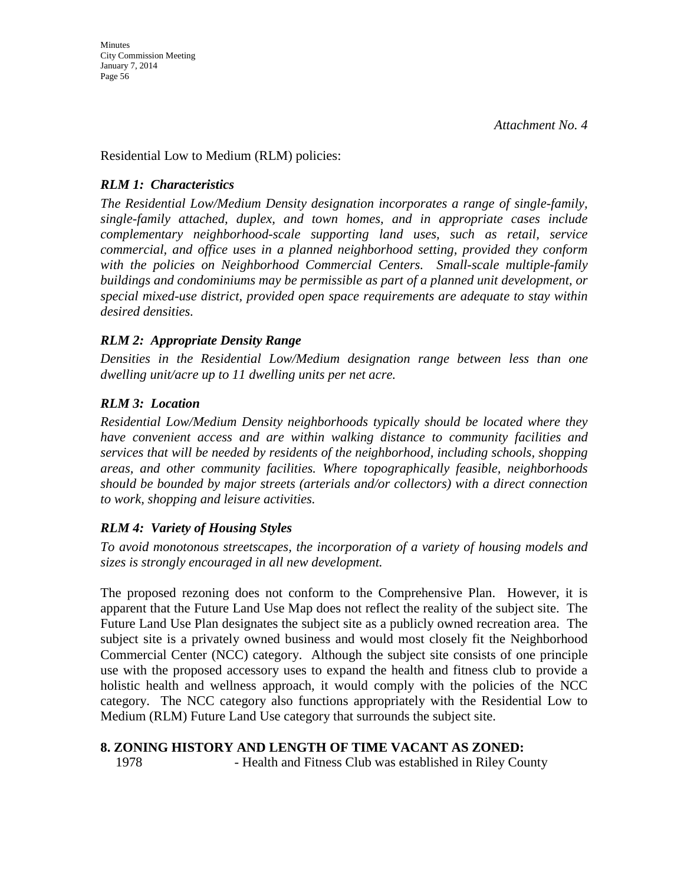*Attachment No. 4*

Residential Low to Medium (RLM) policies:

***RLM 1: Characteristics***

*The Residential Low/Medium Density designation incorporates a range of single-family, single-family attached, duplex, and town homes, and in appropriate cases include complementary neighborhood-scale supporting land uses, such as retail, service commercial, and office uses in a planned neighborhood setting, provided they conform with the policies on Neighborhood Commercial Centers. Small-scale multiple-family buildings and condominiums may be permissible as part of a planned unit development, or special mixed-use district, provided open space requirements are adequate to stay within desired densities.*

***RLM 2: Appropriate Density Range***

*Densities in the Residential Low/Medium designation range between less than one dwelling unit/acre up to 11 dwelling units per net acre.*

***RLM 3: Location***

*Residential Low/Medium Density neighborhoods typically should be located where they have convenient access and are within walking distance to community facilities and services that will be needed by residents of the neighborhood, including schools, shopping areas, and other community facilities. Where topographically feasible, neighborhoods should be bounded by major streets (arterials and/or collectors) with a direct connection to work, shopping and leisure activities.*

***RLM 4: Variety of Housing Styles***

*To avoid monotonous streetscapes, the incorporation of a variety of housing models and sizes is strongly encouraged in all new development.*

The proposed rezoning does not conform to the Comprehensive Plan. However, it is apparent that the Future Land Use Map does not reflect the reality of the subject site. The Future Land Use Plan designates the subject site as a publicly owned recreation area. The subject site is a privately owned business and would most closely fit the Neighborhood Commercial Center (NCC) category. Although the subject site consists of one principle use with the proposed accessory uses to expand the health and fitness club to provide a holistic health and wellness approach, it would comply with the policies of the NCC category. The NCC category also functions appropriately with the Residential Low to Medium (RLM) Future Land Use category that surrounds the subject site.

**8. ZONING HISTORY AND LENGTH OF TIME VACANT AS ZONED:**

1978 - Health and Fitness Club was established in Riley County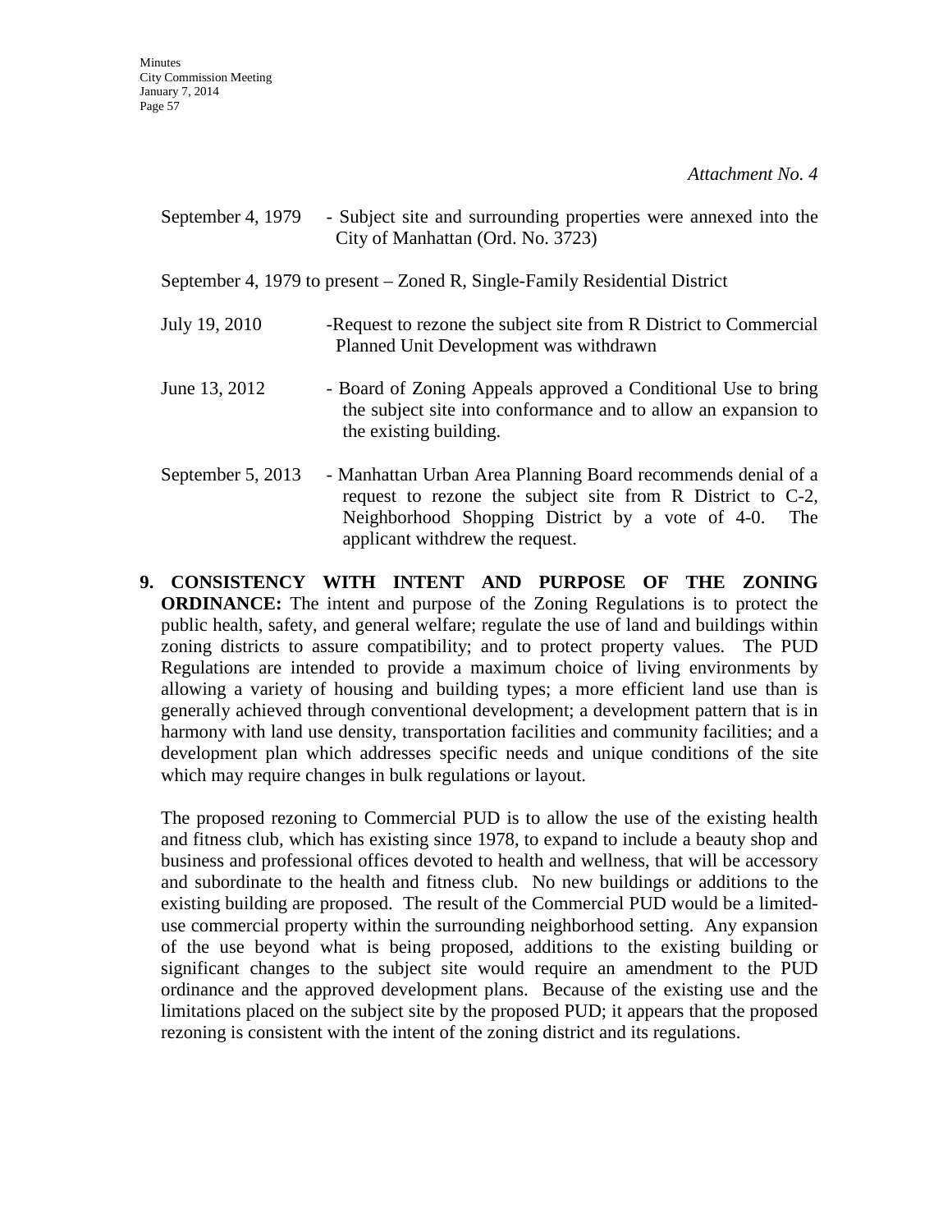*Attachment No. 4*

September 4, 1979 - Subject site and surrounding properties were annexed into the City of Manhattan (Ord. No. 3723)

September 4, 1979 to present – Zoned R, Single-Family Residential District

July 19, 2010 -Request to rezone the subject site from R District to Commercial Planned Unit Development was withdrawn

June 13, 2012 - Board of Zoning Appeals approved a Conditional Use to bring the subject site into conformance and to allow an expansion to the existing building.

September 5, 2013 - Manhattan Urban Area Planning Board recommends denial of a request to rezone the subject site from R District to C-2, Neighborhood Shopping District by a vote of 4-0. The applicant withdrew the request.

**9. CONSISTENCY WITH INTENT AND PURPOSE OF THE ZONING ORDINANCE:** The intent and purpose of the Zoning Regulations is to protect the public health, safety, and general welfare; regulate the use of land and buildings within zoning districts to assure compatibility; and to protect property values. The PUD Regulations are intended to provide a maximum choice of living environments by allowing a variety of housing and building types; a more efficient land use than is generally achieved through conventional development; a development pattern that is in harmony with land use density, transportation facilities and community facilities; and a development plan which addresses specific needs and unique conditions of the site which may require changes in bulk regulations or layout.

The proposed rezoning to Commercial PUD is to allow the use of the existing health and fitness club, which has existing since 1978, to expand to include a beauty shop and business and professional offices devoted to health and wellness, that will be accessory and subordinate to the health and fitness club. No new buildings or additions to the existing building are proposed. The result of the Commercial PUD would be a limited-use commercial property within the surrounding neighborhood setting. Any expansion of the use beyond what is being proposed, additions to the existing building or significant changes to the subject site would require an amendment to the PUD ordinance and the approved development plans. Because of the existing use and the limitations placed on the subject site by the proposed PUD; it appears that the proposed rezoning is consistent with the intent of the zoning district and its regulations.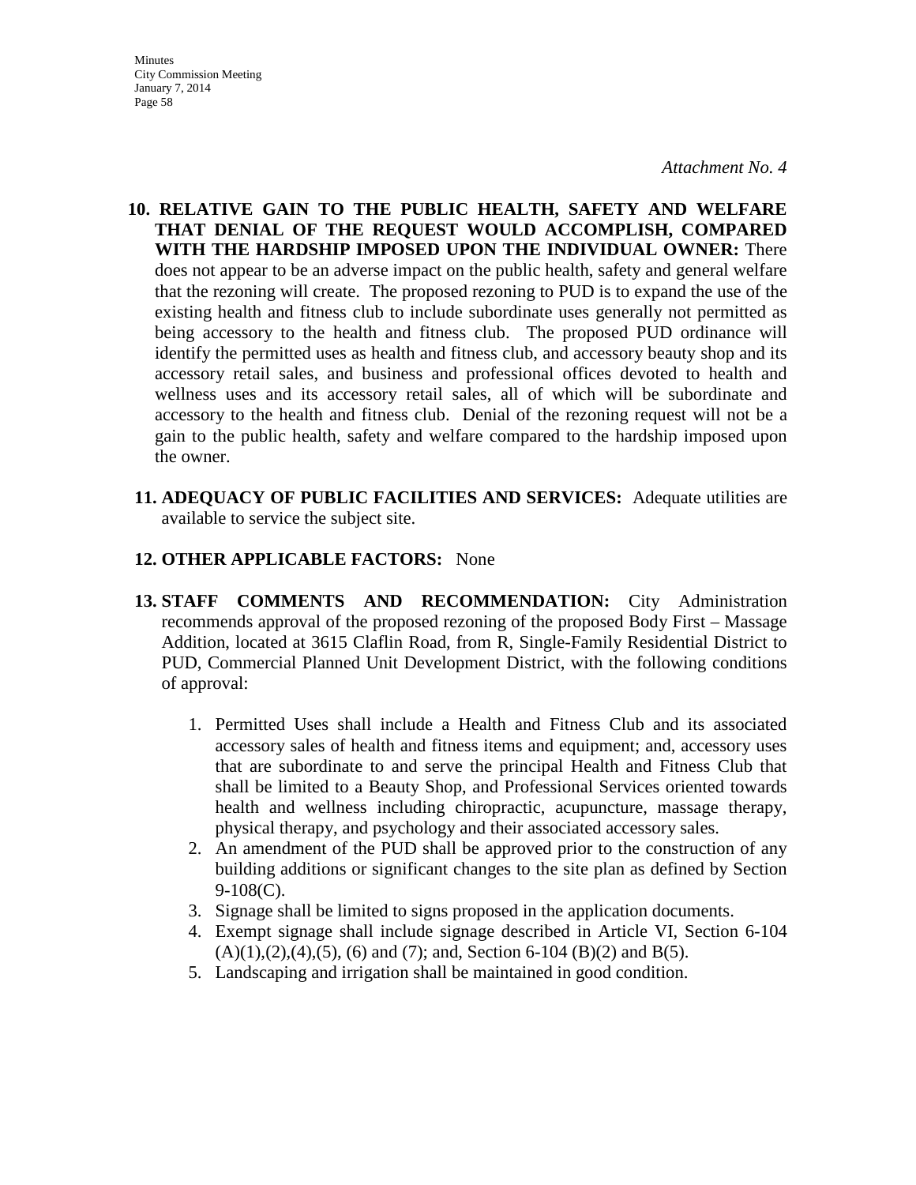*Attachment No. 4*

**10. RELATIVE GAIN TO THE PUBLIC HEALTH, SAFETY AND WELFARE THAT DENIAL OF THE REQUEST WOULD ACCOMPLISH, COMPARED WITH THE HARDSHIP IMPOSED UPON THE INDIVIDUAL OWNER:** There does not appear to be an adverse impact on the public health, safety and general welfare that the rezoning will create. The proposed rezoning to PUD is to expand the use of the existing health and fitness club to include subordinate uses generally not permitted as being accessory to the health and fitness club. The proposed PUD ordinance will identify the permitted uses as health and fitness club, and accessory beauty shop and its accessory retail sales, and business and professional offices devoted to health and wellness uses and its accessory retail sales, all of which will be subordinate and accessory to the health and fitness club. Denial of the rezoning request will not be a gain to the public health, safety and welfare compared to the hardship imposed upon the owner.

**11. ADEQUACY OF PUBLIC FACILITIES AND SERVICES:** Adequate utilities are available to service the subject site.

**12. OTHER APPLICABLE FACTORS:** None

**13. STAFF COMMENTS AND RECOMMENDATION:** City Administration recommends approval of the proposed rezoning of the proposed Body First – Massage Addition, located at 3615 Claflin Road, from R, Single-Family Residential District to PUD, Commercial Planned Unit Development District, with the following conditions of approval:

1. Permitted Uses shall include a Health and Fitness Club and its associated accessory sales of health and fitness items and equipment; and, accessory uses that are subordinate to and serve the principal Health and Fitness Club that shall be limited to a Beauty Shop, and Professional Services oriented towards health and wellness including chiropractic, acupuncture, massage therapy, physical therapy, and psychology and their associated accessory sales.
2. An amendment of the PUD shall be approved prior to the construction of any building additions or significant changes to the site plan as defined by Section 9-108(C).
3. Signage shall be limited to signs proposed in the application documents.
4. Exempt signage shall include signage described in Article VI, Section 6-104 (A)(1),(2),(4),(5), (6) and (7); and, Section 6-104 (B)(2) and B(5).
5. Landscaping and irrigation shall be maintained in good condition.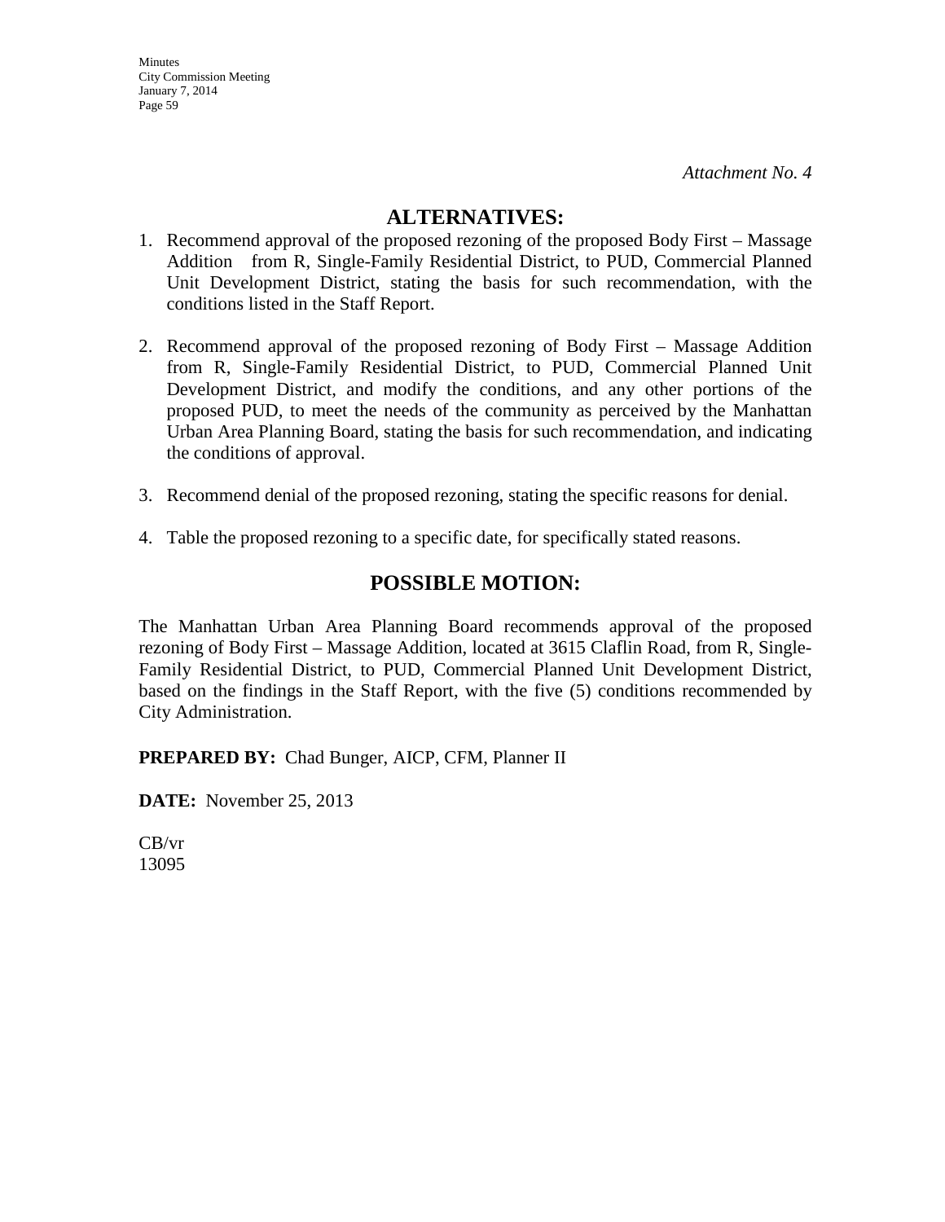*Attachment No. 4*

## ALTERNATIVES:

1. Recommend approval of the proposed rezoning of the proposed Body First – Massage Addition from R, Single-Family Residential District, to PUD, Commercial Planned Unit Development District, stating the basis for such recommendation, with the conditions listed in the Staff Report.

2. Recommend approval of the proposed rezoning of Body First – Massage Addition from R, Single-Family Residential District, to PUD, Commercial Planned Unit Development District, and modify the conditions, and any other portions of the proposed PUD, to meet the needs of the community as perceived by the Manhattan Urban Area Planning Board, stating the basis for such recommendation, and indicating the conditions of approval.

3. Recommend denial of the proposed rezoning, stating the specific reasons for denial.

4. Table the proposed rezoning to a specific date, for specifically stated reasons.

## POSSIBLE MOTION:

The Manhattan Urban Area Planning Board recommends approval of the proposed rezoning of Body First – Massage Addition, located at 3615 Claflin Road, from R, Single-Family Residential District, to PUD, Commercial Planned Unit Development District, based on the findings in the Staff Report, with the five (5) conditions recommended by City Administration.

**PREPARED BY:** Chad Bunger, AICP, CFM, Planner II

**DATE:** November 25, 2013

CB/vr
13095